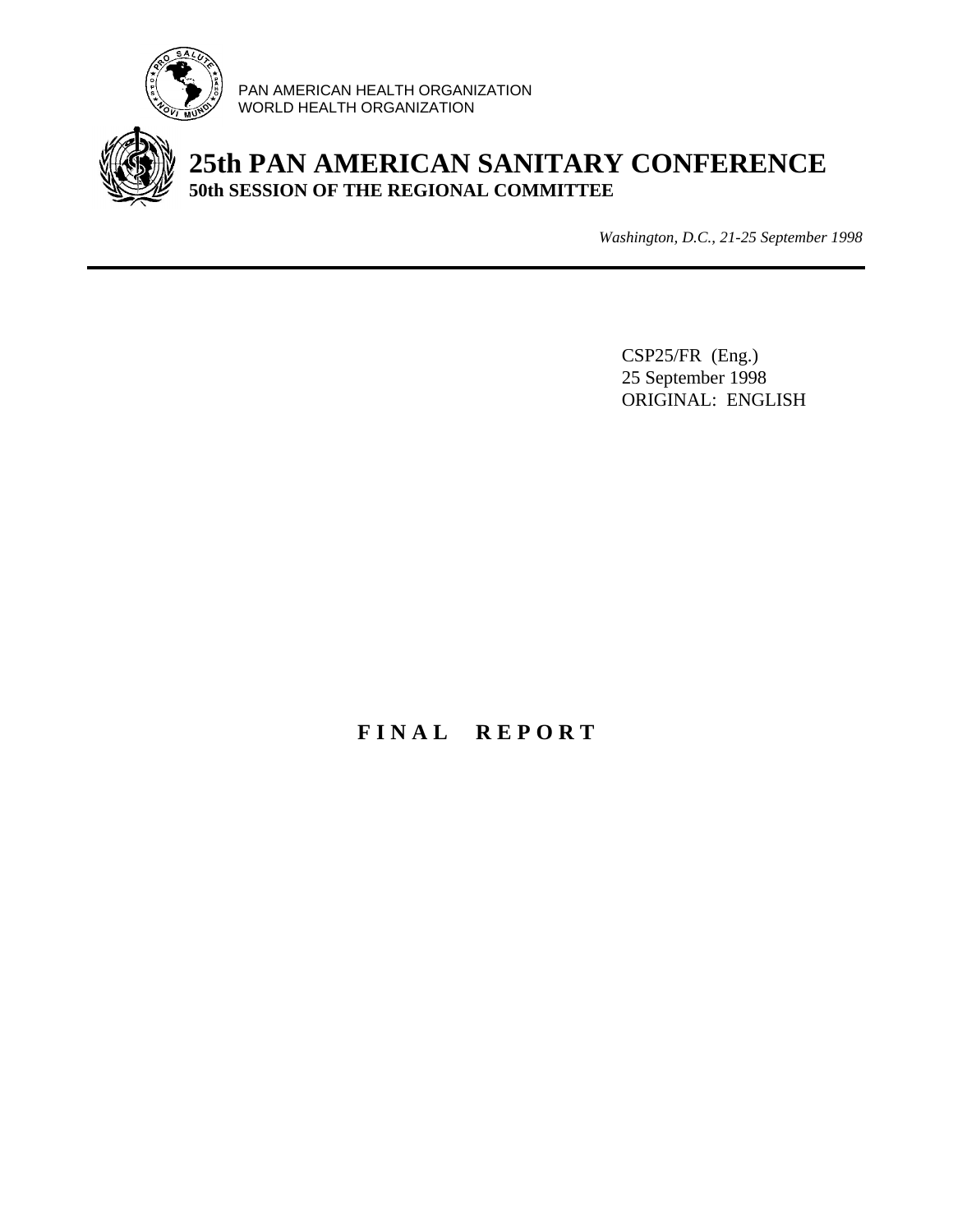PAN AMERICAN HEALTH ORGANIZATION
WORLD HEALTH ORGANIZATION

# 25th PAN AMERICAN SANITARY CONFERENCE
## 50th SESSION OF THE REGIONAL COMMITTEE

*Washington, D.C., 21-25 September 1998*

---

CSP25/FR (Eng.)
25 September 1998
ORIGINAL: ENGLISH

# F I N A L   R E P O R T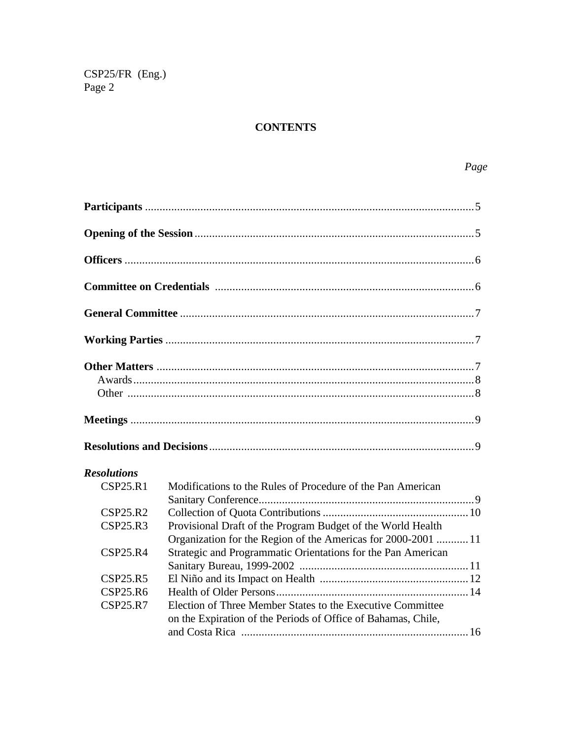## CONTENTS

*Page*

**Participants** ................................................................................................ 5

**Opening of the Session** ................................................................................. 5

**Officers** ........................................................................................................ 6

**Committee on Credentials** ............................................................................ 6

**General Committee** ...................................................................................... 7

**Working Parties** ........................................................................................... 7

**Other Matters** ............................................................................................... 7
- Awards ......................................................................................................... 8
- Other ............................................................................................................ 8

**Meetings** ...................................................................................................... 9

**Resolutions and Decisions** ........................................................................... 9

***Resolutions***

| | | |
|---|---|---|
| CSP25.R1 | Modifications to the Rules of Procedure of the Pan American Sanitary Conference | 9 |
| CSP25.R2 | Collection of Quota Contributions | 10 |
| CSP25.R3 | Provisional Draft of the Program Budget of the World Health Organization for the Region of the Americas for 2000-2001 | 11 |
| CSP25.R4 | Strategic and Programmatic Orientations for the Pan American Sanitary Bureau, 1999-2002 | 11 |
| CSP25.R5 | El Niño and its Impact on Health | 12 |
| CSP25.R6 | Health of Older Persons | 14 |
| CSP25.R7 | Election of Three Member States to the Executive Committee on the Expiration of the Periods of Office of Bahamas, Chile, and Costa Rica | 16 |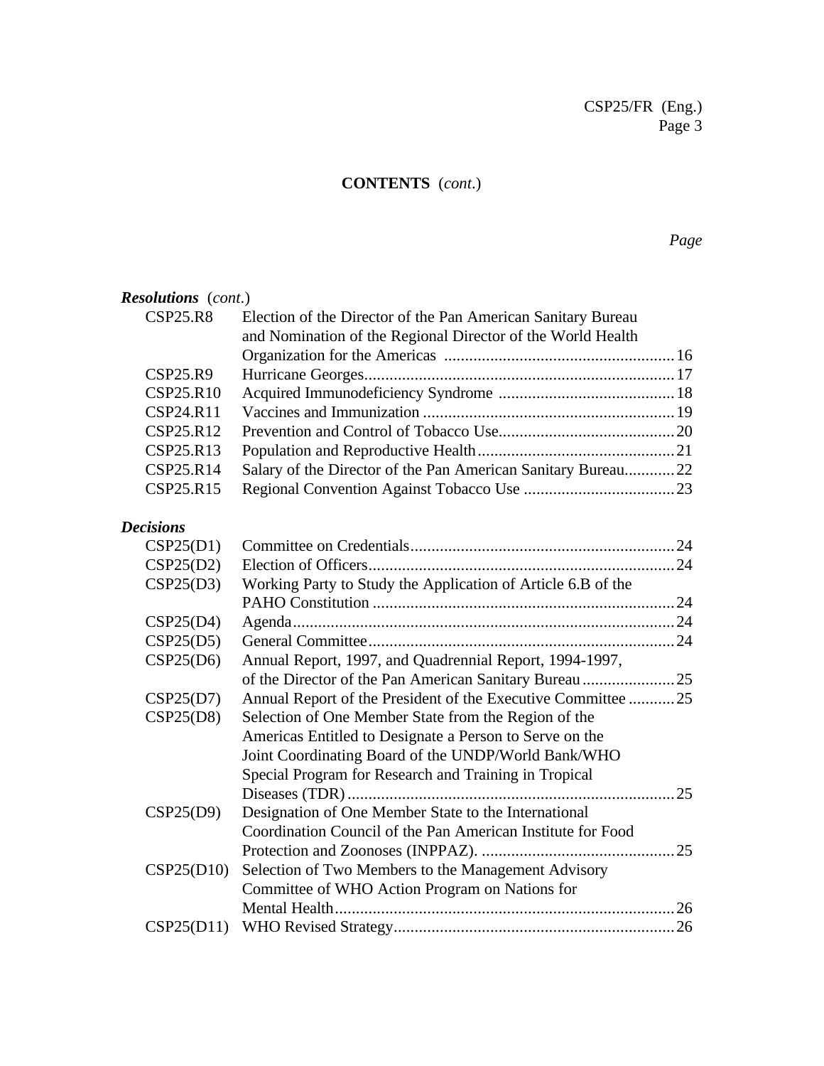**CONTENTS** (*cont.*)

*Page*

***Resolutions*** (*cont.*)

| | | |
|---|---|---|
| CSP25.R8 | Election of the Director of the Pan American Sanitary Bureau and Nomination of the Regional Director of the World Health Organization for the Americas | 16 |
| CSP25.R9 | Hurricane Georges | 17 |
| CSP25.R10 | Acquired Immunodeficiency Syndrome | 18 |
| CSP24.R11 | Vaccines and Immunization | 19 |
| CSP25.R12 | Prevention and Control of Tobacco Use | 20 |
| CSP25.R13 | Population and Reproductive Health | 21 |
| CSP25.R14 | Salary of the Director of the Pan American Sanitary Bureau | 22 |
| CSP25.R15 | Regional Convention Against Tobacco Use | 23 |

***Decisions***

| | | |
|---|---|---|
| CSP25(D1) | Committee on Credentials | 24 |
| CSP25(D2) | Election of Officers | 24 |
| CSP25(D3) | Working Party to Study the Application of Article 6.B of the PAHO Constitution | 24 |
| CSP25(D4) | Agenda | 24 |
| CSP25(D5) | General Committee | 24 |
| CSP25(D6) | Annual Report, 1997, and Quadrennial Report, 1994-1997, of the Director of the Pan American Sanitary Bureau | 25 |
| CSP25(D7) | Annual Report of the President of the Executive Committee | 25 |
| CSP25(D8) | Selection of One Member State from the Region of the Americas Entitled to Designate a Person to Serve on the Joint Coordinating Board of the UNDP/World Bank/WHO Special Program for Research and Training in Tropical Diseases (TDR) | 25 |
| CSP25(D9) | Designation of One Member State to the International Coordination Council of the Pan American Institute for Food Protection and Zoonoses (INPPAZ). | 25 |
| CSP25(D10) | Selection of Two Members to the Management Advisory Committee of WHO Action Program on Nations for Mental Health | 26 |
| CSP25(D11) | WHO Revised Strategy | 26 |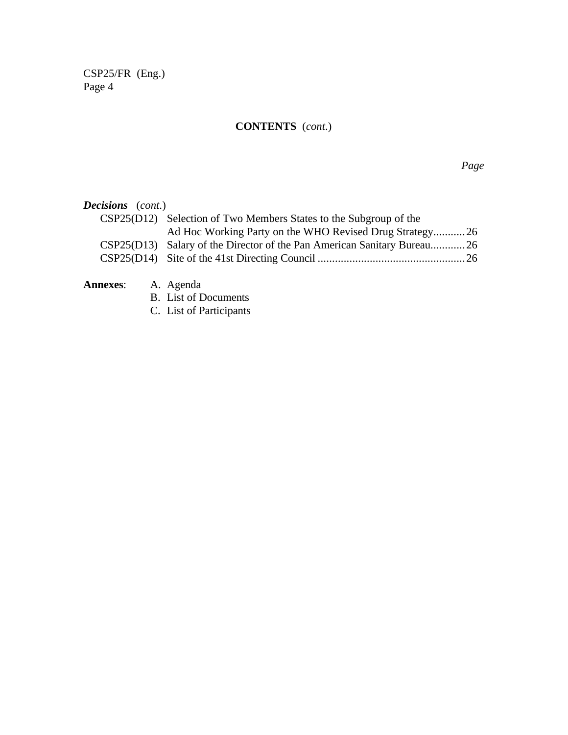**CONTENTS** (*cont.*)

*Page*

***Decisions*** (*cont.*)

CSP25(D12) Selection of Two Members States to the Subgroup of the Ad Hoc Working Party on the WHO Revised Drug Strategy........... 26

CSP25(D13) Salary of the Director of the Pan American Sanitary Bureau............ 26

CSP25(D14) Site of the 41st Directing Council .................................................. 26

**Annexes**:

A. Agenda
B. List of Documents
C. List of Participants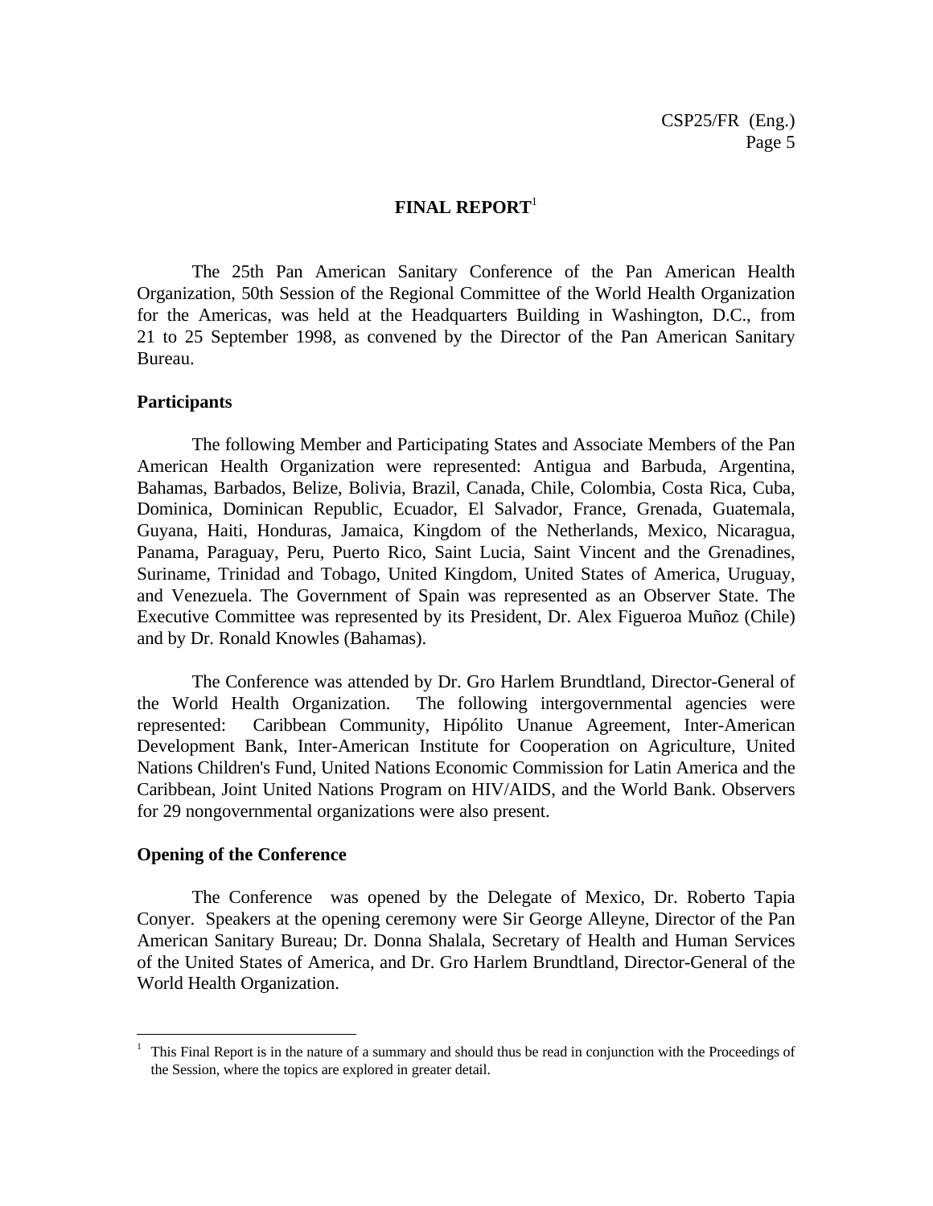# FINAL REPORT[1]

The 25th Pan American Sanitary Conference of the Pan American Health Organization, 50th Session of the Regional Committee of the World Health Organization for the Americas, was held at the Headquarters Building in Washington, D.C., from 21 to 25 September 1998, as convened by the Director of the Pan American Sanitary Bureau.

## Participants

The following Member and Participating States and Associate Members of the Pan American Health Organization were represented: Antigua and Barbuda, Argentina, Bahamas, Barbados, Belize, Bolivia, Brazil, Canada, Chile, Colombia, Costa Rica, Cuba, Dominica, Dominican Republic, Ecuador, El Salvador, France, Grenada, Guatemala, Guyana, Haiti, Honduras, Jamaica, Kingdom of the Netherlands, Mexico, Nicaragua, Panama, Paraguay, Peru, Puerto Rico, Saint Lucia, Saint Vincent and the Grenadines, Suriname, Trinidad and Tobago, United Kingdom, United States of America, Uruguay, and Venezuela. The Government of Spain was represented as an Observer State. The Executive Committee was represented by its President, Dr. Alex Figueroa Muñoz (Chile) and by Dr. Ronald Knowles (Bahamas).

The Conference was attended by Dr. Gro Harlem Brundtland, Director-General of the World Health Organization. The following intergovernmental agencies were represented: Caribbean Community, Hipólito Unanue Agreement, Inter-American Development Bank, Inter-American Institute for Cooperation on Agriculture, United Nations Children's Fund, United Nations Economic Commission for Latin America and the Caribbean, Joint United Nations Program on HIV/AIDS, and the World Bank. Observers for 29 nongovernmental organizations were also present.

## Opening of the Conference

The Conference was opened by the Delegate of Mexico, Dr. Roberto Tapia Conyer. Speakers at the opening ceremony were Sir George Alleyne, Director of the Pan American Sanitary Bureau; Dr. Donna Shalala, Secretary of Health and Human Services of the United States of America, and Dr. Gro Harlem Brundtland, Director-General of the World Health Organization.

---

[1] This Final Report is in the nature of a summary and should thus be read in conjunction with the Proceedings of the Session, where the topics are explored in greater detail.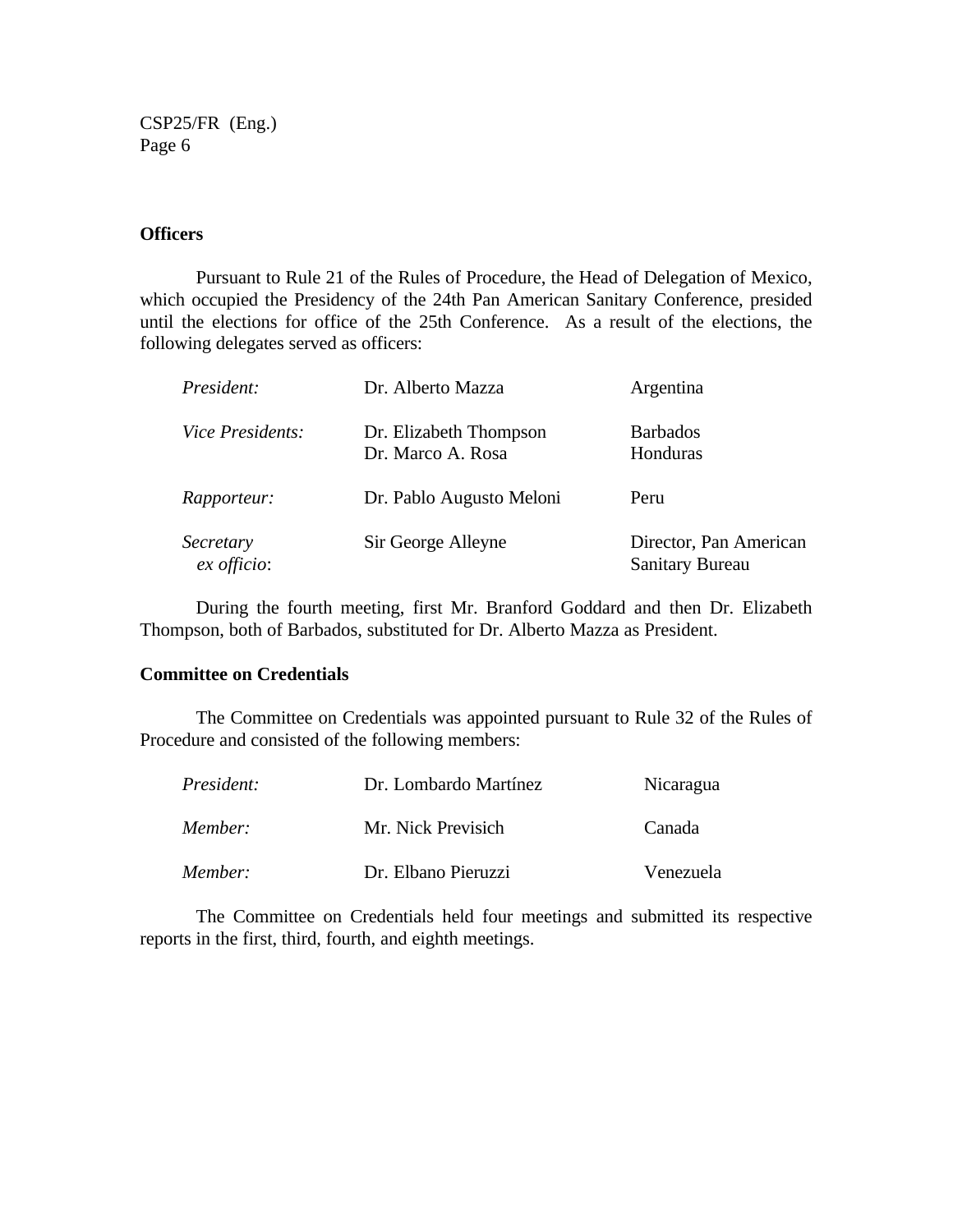## Officers

Pursuant to Rule 21 of the Rules of Procedure, the Head of Delegation of Mexico, which occupied the Presidency of the 24th Pan American Sanitary Conference, presided until the elections for office of the 25th Conference. As a result of the elections, the following delegates served as officers:

| | | |
|---|---|---|
| *President:* | Dr. Alberto Mazza | Argentina |
| *Vice Presidents:* | Dr. Elizabeth Thompson<br>Dr. Marco A. Rosa | Barbados<br>Honduras |
| *Rapporteur:* | Dr. Pablo Augusto Meloni | Peru |
| *Secretary ex officio*: | Sir George Alleyne | Director, Pan American Sanitary Bureau |

During the fourth meeting, first Mr. Branford Goddard and then Dr. Elizabeth Thompson, both of Barbados, substituted for Dr. Alberto Mazza as President.

## Committee on Credentials

The Committee on Credentials was appointed pursuant to Rule 32 of the Rules of Procedure and consisted of the following members:

| | | |
|---|---|---|
| *President:* | Dr. Lombardo Martínez | Nicaragua |
| *Member:* | Mr. Nick Previsich | Canada |
| *Member:* | Dr. Elbano Pieruzzi | Venezuela |

The Committee on Credentials held four meetings and submitted its respective reports in the first, third, fourth, and eighth meetings.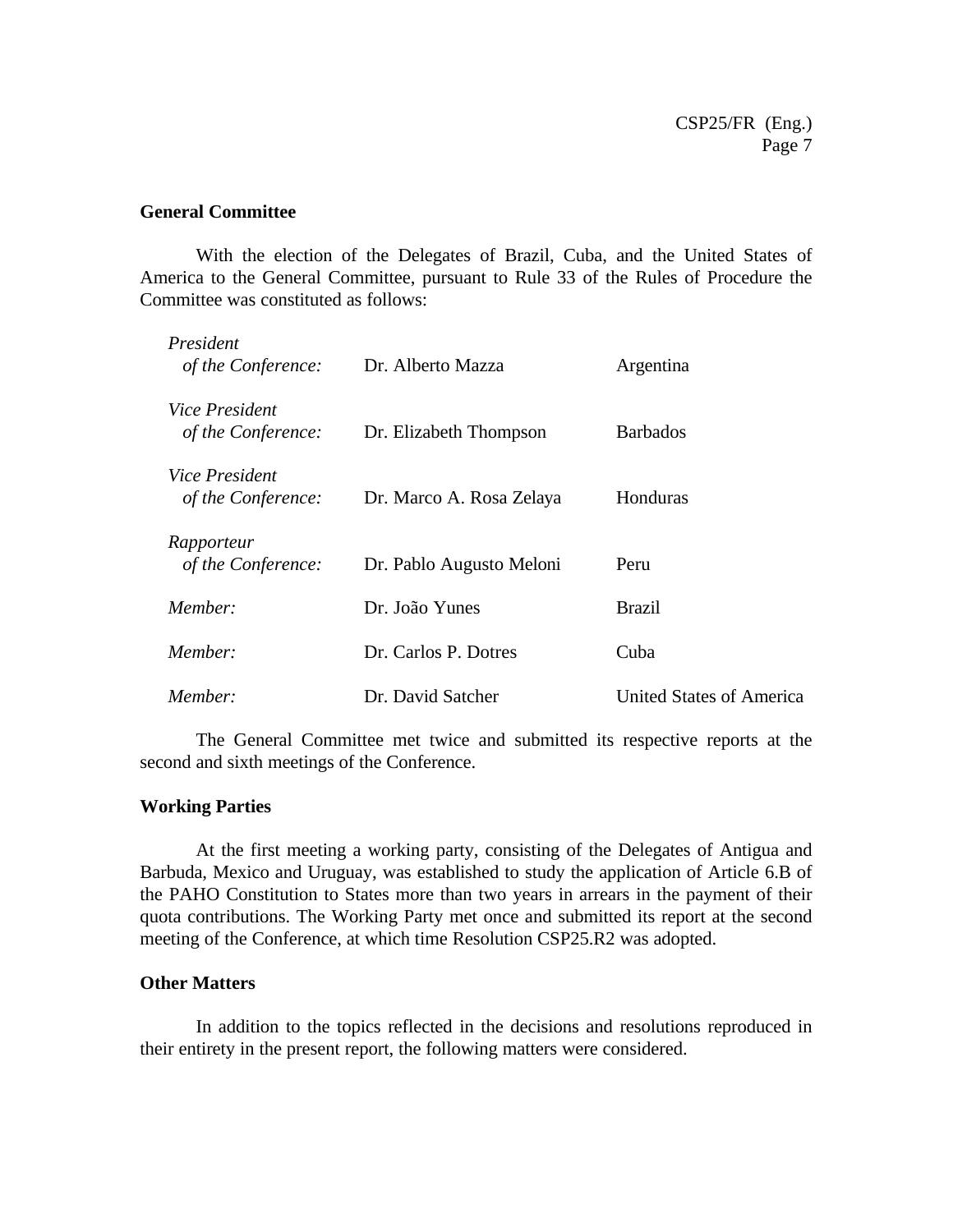### General Committee

With the election of the Delegates of Brazil, Cuba, and the United States of America to the General Committee, pursuant to Rule 33 of the Rules of Procedure the Committee was constituted as follows:

| | | |
|---|---|---|
| *President of the Conference:* | Dr. Alberto Mazza | Argentina |
| *Vice President of the Conference:* | Dr. Elizabeth Thompson | Barbados |
| *Vice President of the Conference:* | Dr. Marco A. Rosa Zelaya | Honduras |
| *Rapporteur of the Conference:* | Dr. Pablo Augusto Meloni | Peru |
| *Member:* | Dr. João Yunes | Brazil |
| *Member:* | Dr. Carlos P. Dotres | Cuba |
| *Member:* | Dr. David Satcher | United States of America |

The General Committee met twice and submitted its respective reports at the second and sixth meetings of the Conference.

### Working Parties

At the first meeting a working party, consisting of the Delegates of Antigua and Barbuda, Mexico and Uruguay, was established to study the application of Article 6.B of the PAHO Constitution to States more than two years in arrears in the payment of their quota contributions. The Working Party met once and submitted its report at the second meeting of the Conference, at which time Resolution CSP25.R2 was adopted.

### Other Matters

In addition to the topics reflected in the decisions and resolutions reproduced in their entirety in the present report, the following matters were considered.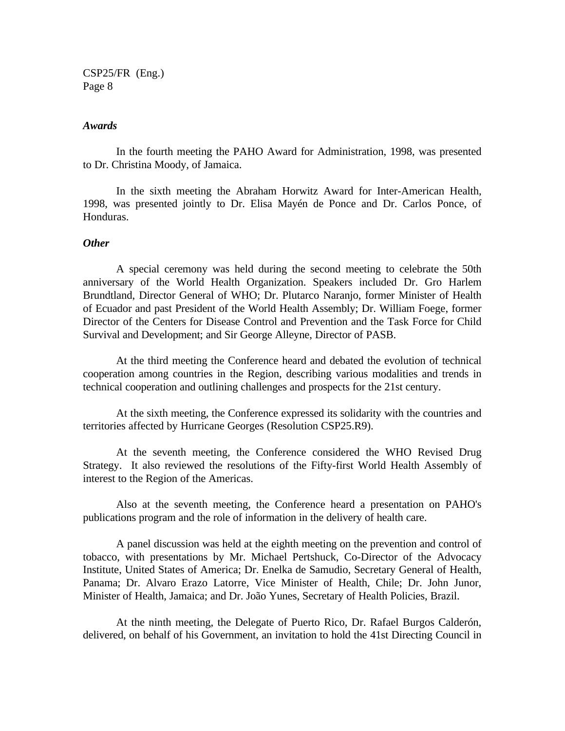### *Awards*

In the fourth meeting the PAHO Award for Administration, 1998, was presented to Dr. Christina Moody, of Jamaica.

In the sixth meeting the Abraham Horwitz Award for Inter-American Health, 1998, was presented jointly to Dr. Elisa Mayén de Ponce and Dr. Carlos Ponce, of Honduras.

### *Other*

A special ceremony was held during the second meeting to celebrate the 50th anniversary of the World Health Organization. Speakers included Dr. Gro Harlem Brundtland, Director General of WHO; Dr. Plutarco Naranjo, former Minister of Health of Ecuador and past President of the World Health Assembly; Dr. William Foege, former Director of the Centers for Disease Control and Prevention and the Task Force for Child Survival and Development; and Sir George Alleyne, Director of PASB.

At the third meeting the Conference heard and debated the evolution of technical cooperation among countries in the Region, describing various modalities and trends in technical cooperation and outlining challenges and prospects for the 21st century.

At the sixth meeting, the Conference expressed its solidarity with the countries and territories affected by Hurricane Georges (Resolution CSP25.R9).

At the seventh meeting, the Conference considered the WHO Revised Drug Strategy. It also reviewed the resolutions of the Fifty-first World Health Assembly of interest to the Region of the Americas.

Also at the seventh meeting, the Conference heard a presentation on PAHO's publications program and the role of information in the delivery of health care.

A panel discussion was held at the eighth meeting on the prevention and control of tobacco, with presentations by Mr. Michael Pertshuck, Co-Director of the Advocacy Institute, United States of America; Dr. Enelka de Samudio, Secretary General of Health, Panama; Dr. Alvaro Erazo Latorre, Vice Minister of Health, Chile; Dr. John Junor, Minister of Health, Jamaica; and Dr. João Yunes, Secretary of Health Policies, Brazil.

At the ninth meeting, the Delegate of Puerto Rico, Dr. Rafael Burgos Calderón, delivered, on behalf of his Government, an invitation to hold the 41st Directing Council in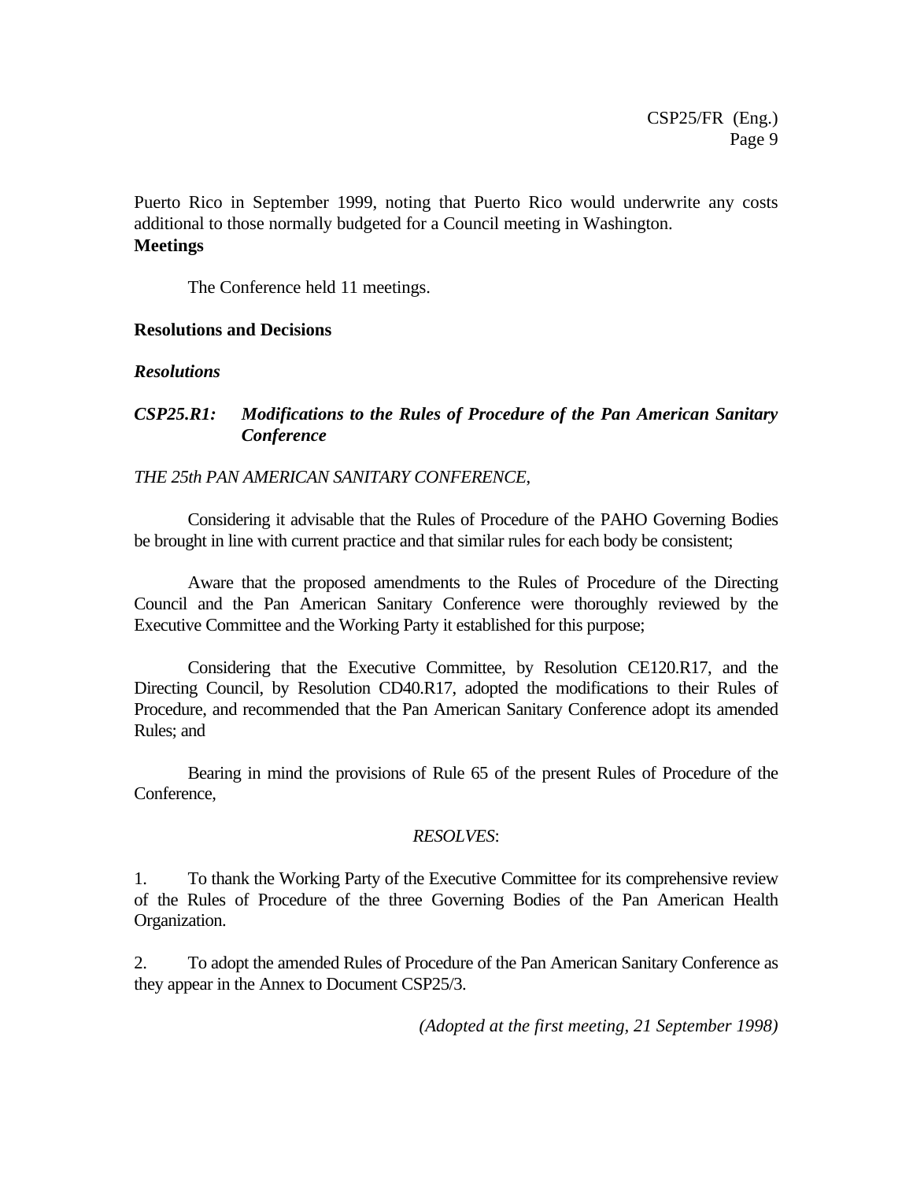Puerto Rico in September 1999, noting that Puerto Rico would underwrite any costs additional to those normally budgeted for a Council meeting in Washington.

**Meetings**

The Conference held 11 meetings.

**Resolutions and Decisions**

***Resolutions***

***CSP25.R1: Modifications to the Rules of Procedure of the Pan American Sanitary Conference***

*THE 25th PAN AMERICAN SANITARY CONFERENCE,*

Considering it advisable that the Rules of Procedure of the PAHO Governing Bodies be brought in line with current practice and that similar rules for each body be consistent;

Aware that the proposed amendments to the Rules of Procedure of the Directing Council and the Pan American Sanitary Conference were thoroughly reviewed by the Executive Committee and the Working Party it established for this purpose;

Considering that the Executive Committee, by Resolution CE120.R17, and the Directing Council, by Resolution CD40.R17, adopted the modifications to their Rules of Procedure, and recommended that the Pan American Sanitary Conference adopt its amended Rules; and

Bearing in mind the provisions of Rule 65 of the present Rules of Procedure of the Conference,

*RESOLVES*:

1. To thank the Working Party of the Executive Committee for its comprehensive review of the Rules of Procedure of the three Governing Bodies of the Pan American Health Organization.

2. To adopt the amended Rules of Procedure of the Pan American Sanitary Conference as they appear in the Annex to Document CSP25/3.

*(Adopted at the first meeting, 21 September 1998)*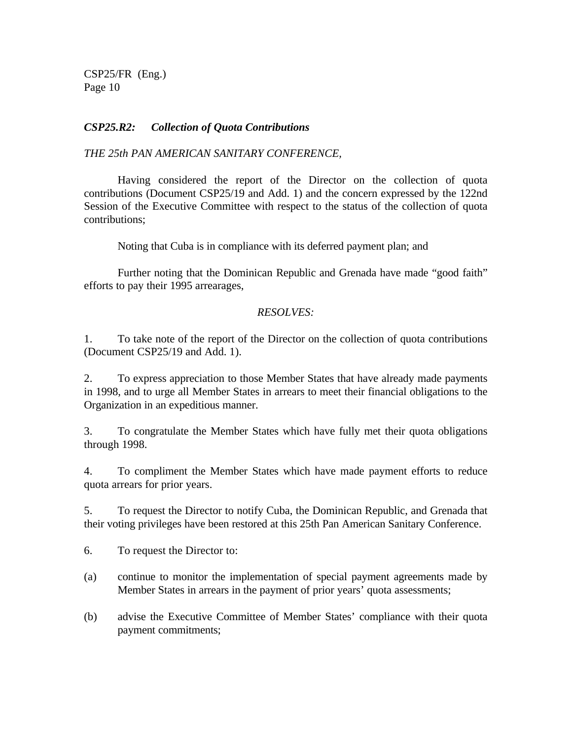### *CSP25.R2: Collection of Quota Contributions*

*THE 25th PAN AMERICAN SANITARY CONFERENCE,*

Having considered the report of the Director on the collection of quota contributions (Document CSP25/19 and Add. 1) and the concern expressed by the 122nd Session of the Executive Committee with respect to the status of the collection of quota contributions;

Noting that Cuba is in compliance with its deferred payment plan; and

Further noting that the Dominican Republic and Grenada have made "good faith" efforts to pay their 1995 arrearages,

*RESOLVES:*

1. To take note of the report of the Director on the collection of quota contributions (Document CSP25/19 and Add. 1).

2. To express appreciation to those Member States that have already made payments in 1998, and to urge all Member States in arrears to meet their financial obligations to the Organization in an expeditious manner.

3. To congratulate the Member States which have fully met their quota obligations through 1998.

4. To compliment the Member States which have made payment efforts to reduce quota arrears for prior years.

5. To request the Director to notify Cuba, the Dominican Republic, and Grenada that their voting privileges have been restored at this 25th Pan American Sanitary Conference.

6. To request the Director to:

(a) continue to monitor the implementation of special payment agreements made by Member States in arrears in the payment of prior years' quota assessments;

(b) advise the Executive Committee of Member States' compliance with their quota payment commitments;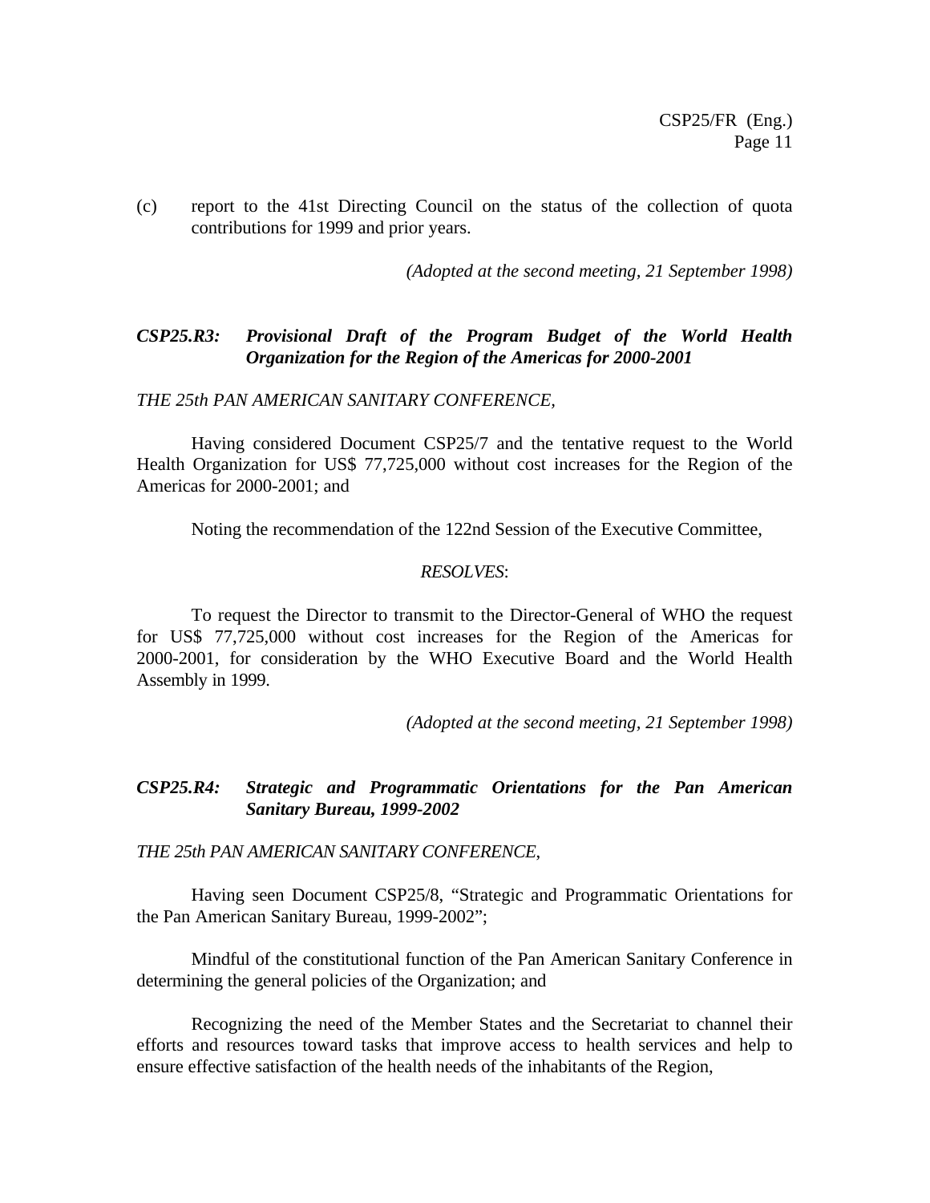(c) report to the 41st Directing Council on the status of the collection of quota contributions for 1999 and prior years.

*(Adopted at the second meeting, 21 September 1998)*

### *CSP25.R3: Provisional Draft of the Program Budget of the World Health Organization for the Region of the Americas for 2000-2001*

*THE 25th PAN AMERICAN SANITARY CONFERENCE,*

Having considered Document CSP25/7 and the tentative request to the World Health Organization for US$ 77,725,000 without cost increases for the Region of the Americas for 2000-2001; and

Noting the recommendation of the 122nd Session of the Executive Committee,

*RESOLVES*:

To request the Director to transmit to the Director-General of WHO the request for US$ 77,725,000 without cost increases for the Region of the Americas for 2000-2001, for consideration by the WHO Executive Board and the World Health Assembly in 1999.

*(Adopted at the second meeting, 21 September 1998)*

### *CSP25.R4: Strategic and Programmatic Orientations for the Pan American Sanitary Bureau, 1999-2002*

*THE 25th PAN AMERICAN SANITARY CONFERENCE,*

Having seen Document CSP25/8, "Strategic and Programmatic Orientations for the Pan American Sanitary Bureau, 1999-2002";

Mindful of the constitutional function of the Pan American Sanitary Conference in determining the general policies of the Organization; and

Recognizing the need of the Member States and the Secretariat to channel their efforts and resources toward tasks that improve access to health services and help to ensure effective satisfaction of the health needs of the inhabitants of the Region,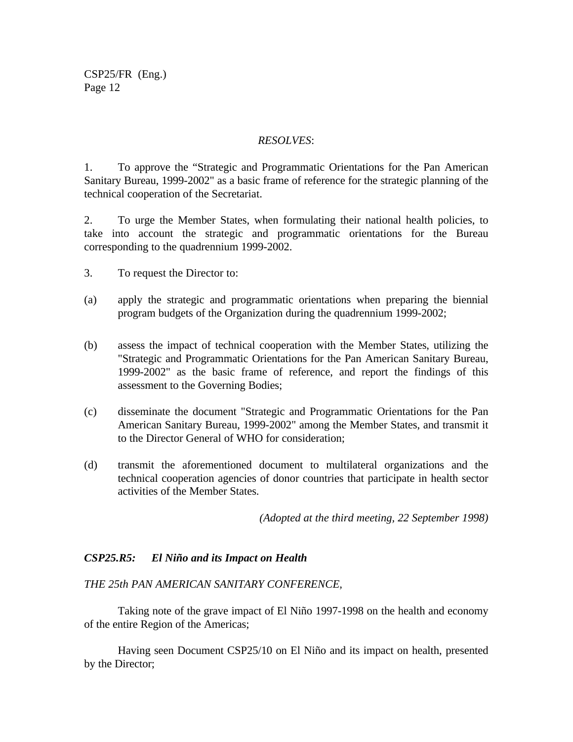*RESOLVES*:

1. To approve the "Strategic and Programmatic Orientations for the Pan American Sanitary Bureau, 1999-2002" as a basic frame of reference for the strategic planning of the technical cooperation of the Secretariat.

2. To urge the Member States, when formulating their national health policies, to take into account the strategic and programmatic orientations for the Bureau corresponding to the quadrennium 1999-2002.

3. To request the Director to:

(a) apply the strategic and programmatic orientations when preparing the biennial program budgets of the Organization during the quadrennium 1999-2002;

(b) assess the impact of technical cooperation with the Member States, utilizing the "Strategic and Programmatic Orientations for the Pan American Sanitary Bureau, 1999-2002" as the basic frame of reference, and report the findings of this assessment to the Governing Bodies;

(c) disseminate the document "Strategic and Programmatic Orientations for the Pan American Sanitary Bureau, 1999-2002" among the Member States, and transmit it to the Director General of WHO for consideration;

(d) transmit the aforementioned document to multilateral organizations and the technical cooperation agencies of donor countries that participate in health sector activities of the Member States.

*(Adopted at the third meeting, 22 September 1998)*

***CSP25.R5: El Niño and its Impact on Health***

*THE 25th PAN AMERICAN SANITARY CONFERENCE,*

Taking note of the grave impact of El Niño 1997-1998 on the health and economy of the entire Region of the Americas;

Having seen Document CSP25/10 on El Niño and its impact on health, presented by the Director;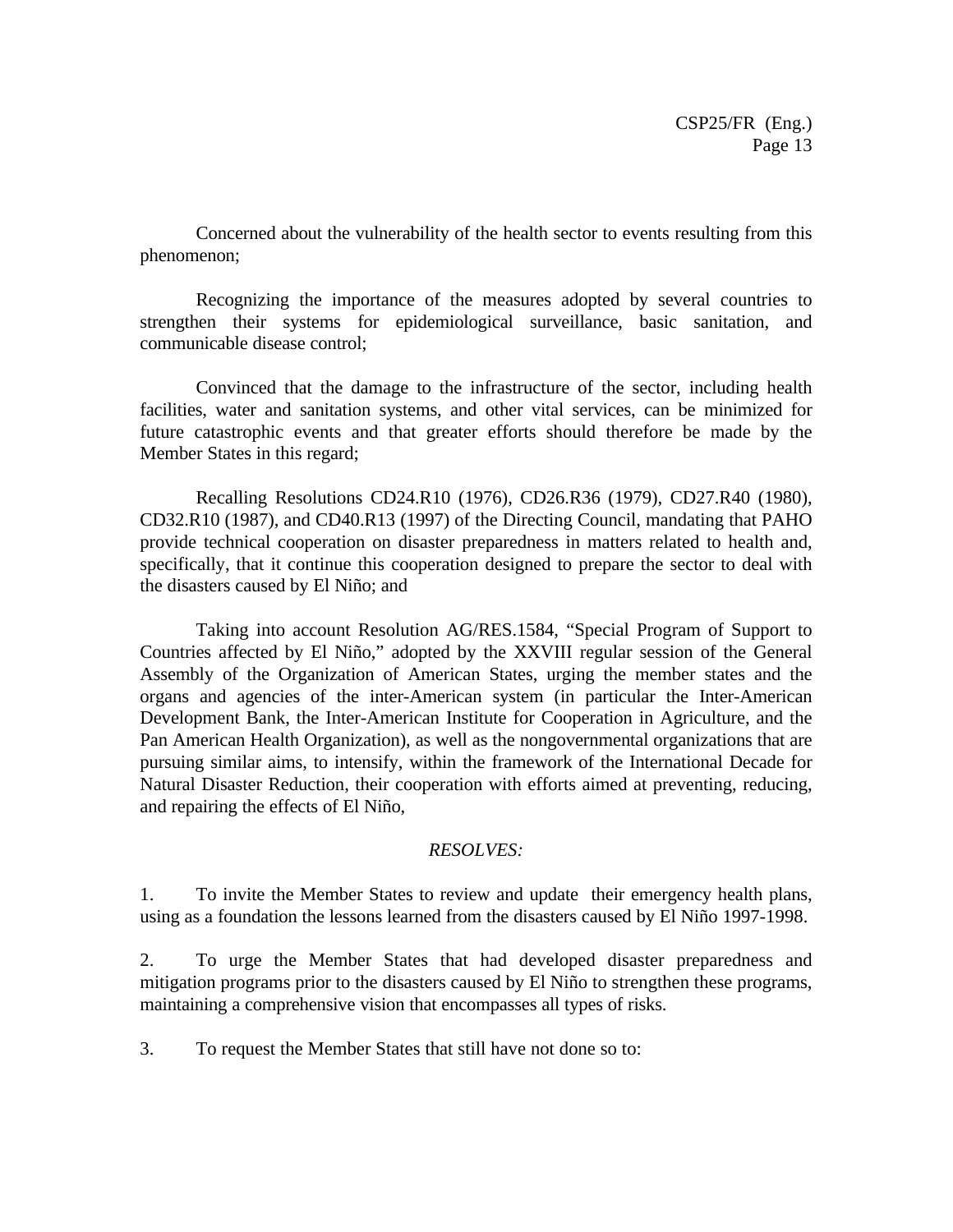Concerned about the vulnerability of the health sector to events resulting from this phenomenon;

Recognizing the importance of the measures adopted by several countries to strengthen their systems for epidemiological surveillance, basic sanitation, and communicable disease control;

Convinced that the damage to the infrastructure of the sector, including health facilities, water and sanitation systems, and other vital services, can be minimized for future catastrophic events and that greater efforts should therefore be made by the Member States in this regard;

Recalling Resolutions CD24.R10 (1976), CD26.R36 (1979), CD27.R40 (1980), CD32.R10 (1987), and CD40.R13 (1997) of the Directing Council, mandating that PAHO provide technical cooperation on disaster preparedness in matters related to health and, specifically, that it continue this cooperation designed to prepare the sector to deal with the disasters caused by El Niño; and

Taking into account Resolution AG/RES.1584, "Special Program of Support to Countries affected by El Niño," adopted by the XXVIII regular session of the General Assembly of the Organization of American States, urging the member states and the organs and agencies of the inter-American system (in particular the Inter-American Development Bank, the Inter-American Institute for Cooperation in Agriculture, and the Pan American Health Organization), as well as the nongovernmental organizations that are pursuing similar aims, to intensify, within the framework of the International Decade for Natural Disaster Reduction, their cooperation with efforts aimed at preventing, reducing, and repairing the effects of El Niño,

*RESOLVES:*

1. To invite the Member States to review and update their emergency health plans, using as a foundation the lessons learned from the disasters caused by El Niño 1997-1998.

2. To urge the Member States that had developed disaster preparedness and mitigation programs prior to the disasters caused by El Niño to strengthen these programs, maintaining a comprehensive vision that encompasses all types of risks.

3. To request the Member States that still have not done so to: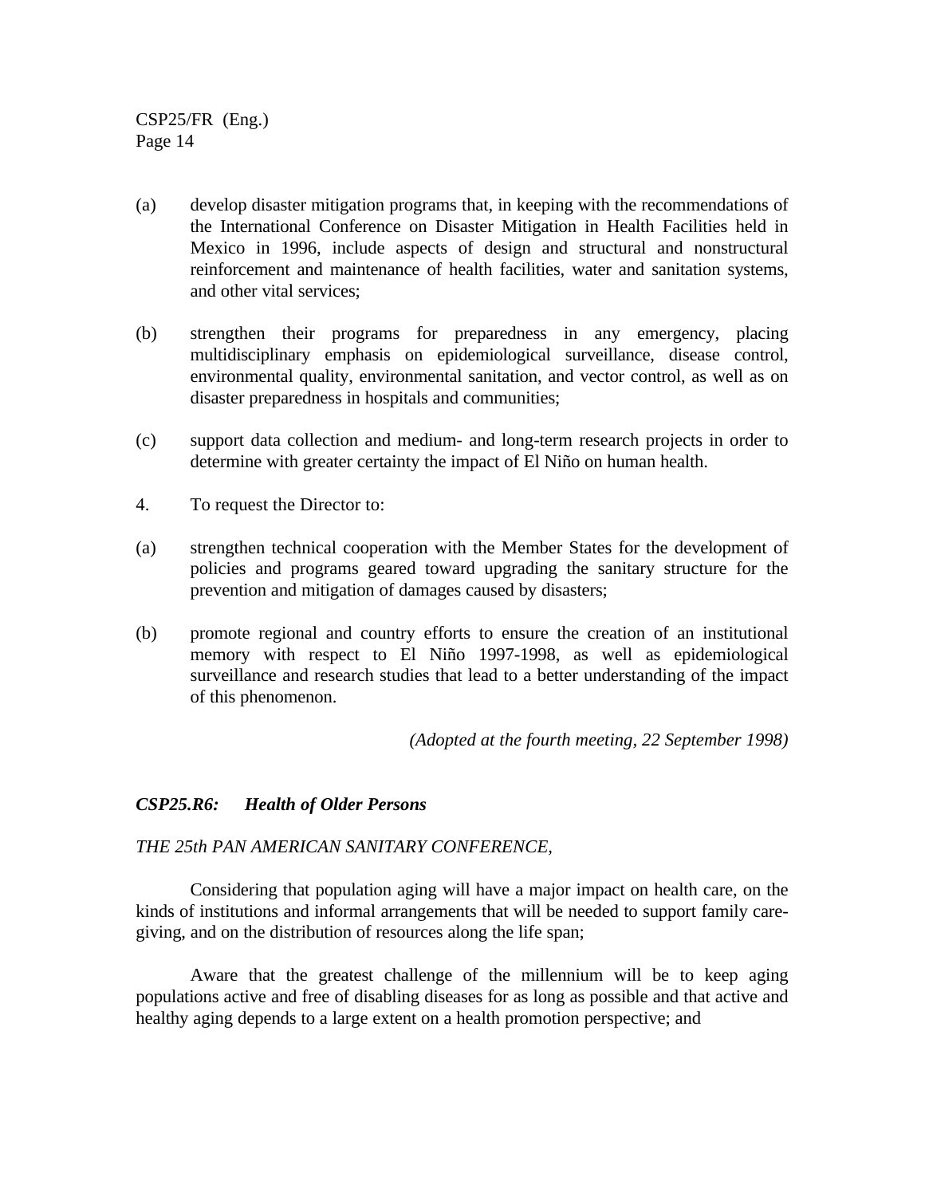(a) develop disaster mitigation programs that, in keeping with the recommendations of the International Conference on Disaster Mitigation in Health Facilities held in Mexico in 1996, include aspects of design and structural and nonstructural reinforcement and maintenance of health facilities, water and sanitation systems, and other vital services;

(b) strengthen their programs for preparedness in any emergency, placing multidisciplinary emphasis on epidemiological surveillance, disease control, environmental quality, environmental sanitation, and vector control, as well as on disaster preparedness in hospitals and communities;

(c) support data collection and medium- and long-term research projects in order to determine with greater certainty the impact of El Niño on human health.

4. To request the Director to:

(a) strengthen technical cooperation with the Member States for the development of policies and programs geared toward upgrading the sanitary structure for the prevention and mitigation of damages caused by disasters;

(b) promote regional and country efforts to ensure the creation of an institutional memory with respect to El Niño 1997-1998, as well as epidemiological surveillance and research studies that lead to a better understanding of the impact of this phenomenon.

*(Adopted at the fourth meeting, 22 September 1998)*

### *CSP25.R6: Health of Older Persons*

*THE 25th PAN AMERICAN SANITARY CONFERENCE,*

Considering that population aging will have a major impact on health care, on the kinds of institutions and informal arrangements that will be needed to support family care-giving, and on the distribution of resources along the life span;

Aware that the greatest challenge of the millennium will be to keep aging populations active and free of disabling diseases for as long as possible and that active and healthy aging depends to a large extent on a health promotion perspective; and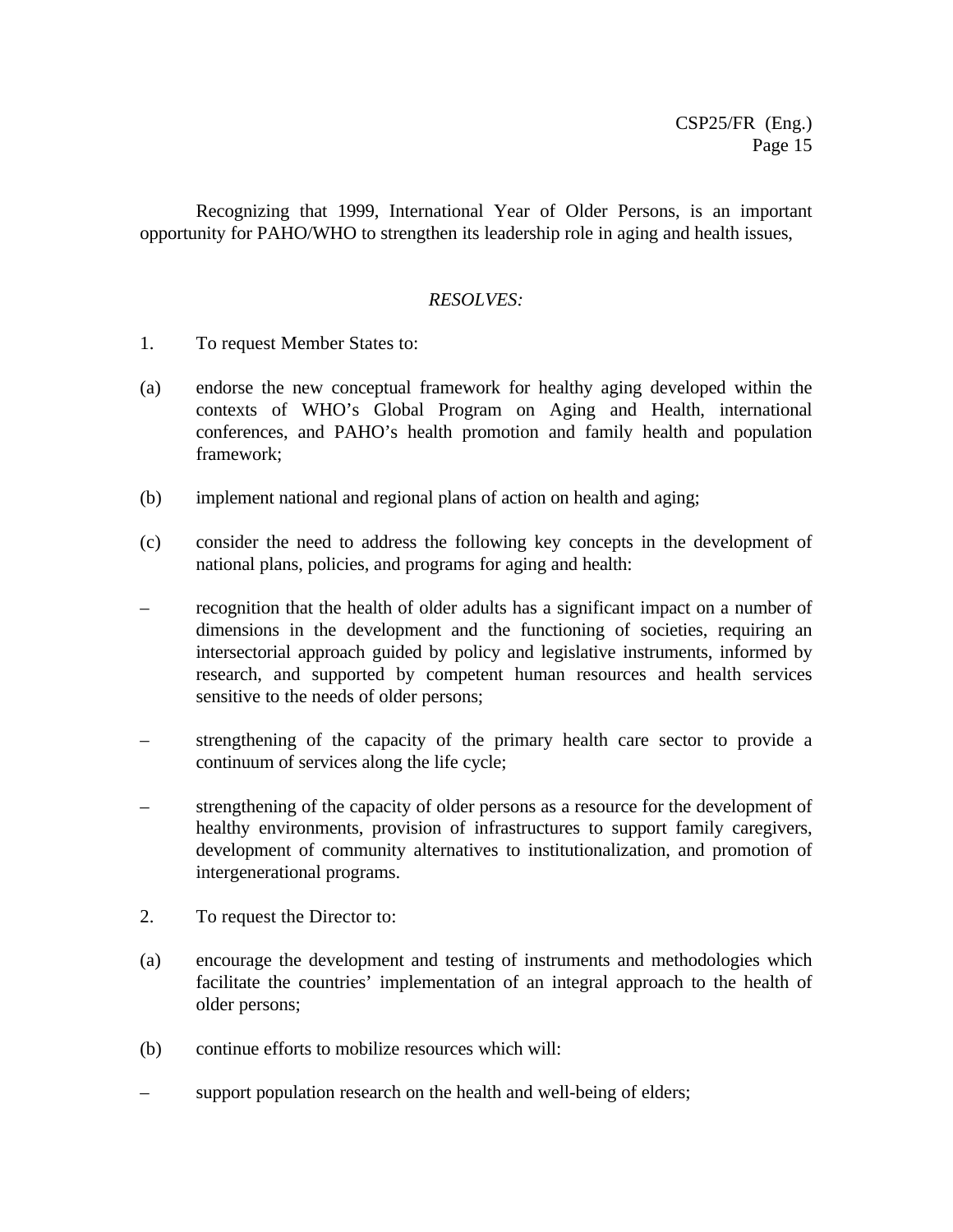Recognizing that 1999, International Year of Older Persons, is an important opportunity for PAHO/WHO to strengthen its leadership role in aging and health issues,

*RESOLVES:*

1. To request Member States to:

(a) endorse the new conceptual framework for healthy aging developed within the contexts of WHO's Global Program on Aging and Health, international conferences, and PAHO's health promotion and family health and population framework;

(b) implement national and regional plans of action on health and aging;

(c) consider the need to address the following key concepts in the development of national plans, policies, and programs for aging and health:

– recognition that the health of older adults has a significant impact on a number of dimensions in the development and the functioning of societies, requiring an intersectorial approach guided by policy and legislative instruments, informed by research, and supported by competent human resources and health services sensitive to the needs of older persons;

– strengthening of the capacity of the primary health care sector to provide a continuum of services along the life cycle;

– strengthening of the capacity of older persons as a resource for the development of healthy environments, provision of infrastructures to support family caregivers, development of community alternatives to institutionalization, and promotion of intergenerational programs.

2. To request the Director to:

(a) encourage the development and testing of instruments and methodologies which facilitate the countries' implementation of an integral approach to the health of older persons;

(b) continue efforts to mobilize resources which will:

– support population research on the health and well-being of elders;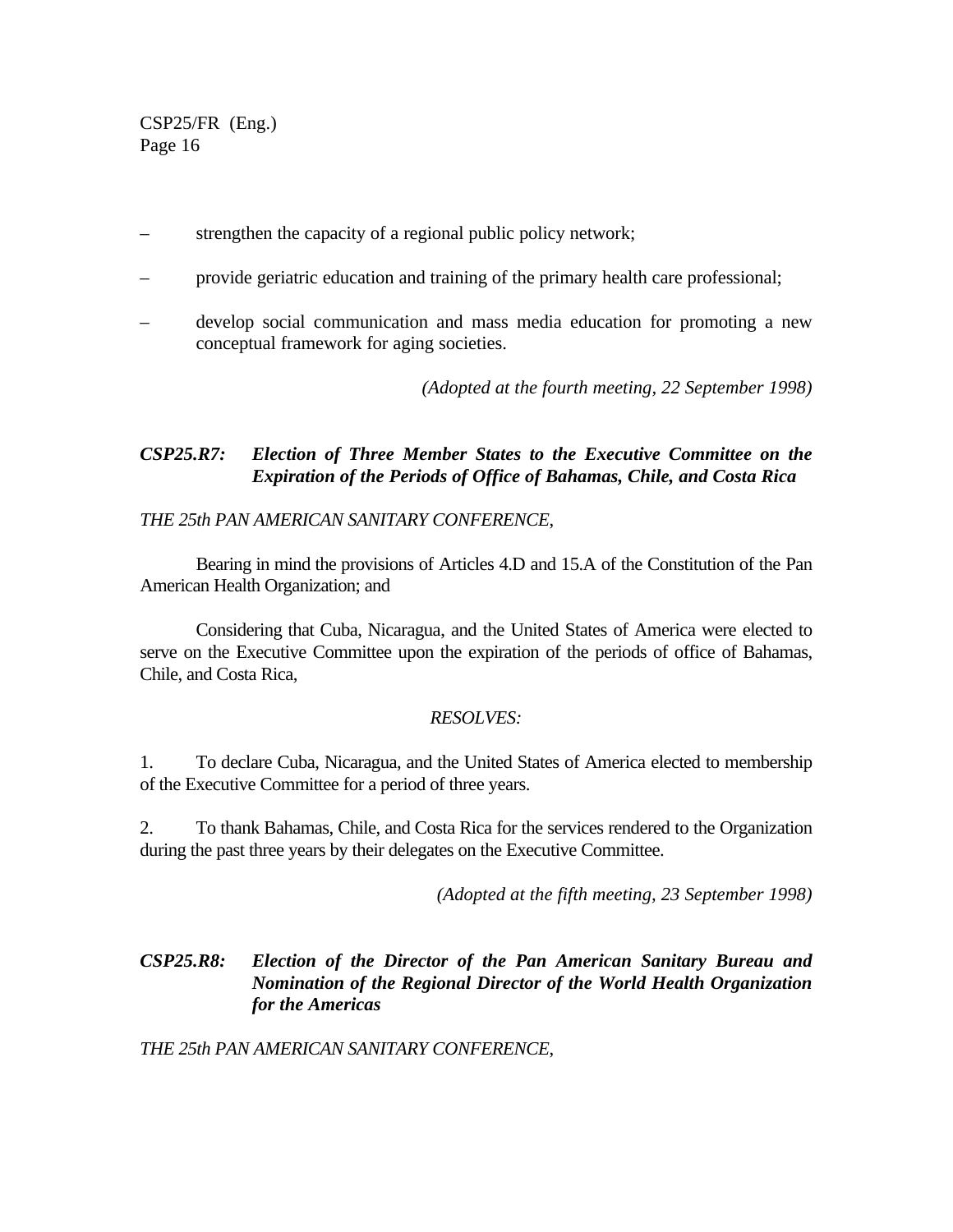- strengthen the capacity of a regional public policy network;
- provide geriatric education and training of the primary health care professional;
- develop social communication and mass media education for promoting a new conceptual framework for aging societies.

*(Adopted at the fourth meeting, 22 September 1998)*

### *CSP25.R7: Election of Three Member States to the Executive Committee on the Expiration of the Periods of Office of Bahamas, Chile, and Costa Rica*

*THE 25th PAN AMERICAN SANITARY CONFERENCE,*

Bearing in mind the provisions of Articles 4.D and 15.A of the Constitution of the Pan American Health Organization; and

Considering that Cuba, Nicaragua, and the United States of America were elected to serve on the Executive Committee upon the expiration of the periods of office of Bahamas, Chile, and Costa Rica,

*RESOLVES:*

1. To declare Cuba, Nicaragua, and the United States of America elected to membership of the Executive Committee for a period of three years.

2. To thank Bahamas, Chile, and Costa Rica for the services rendered to the Organization during the past three years by their delegates on the Executive Committee.

*(Adopted at the fifth meeting, 23 September 1998)*

### *CSP25.R8: Election of the Director of the Pan American Sanitary Bureau and Nomination of the Regional Director of the World Health Organization for the Americas*

*THE 25th PAN AMERICAN SANITARY CONFERENCE,*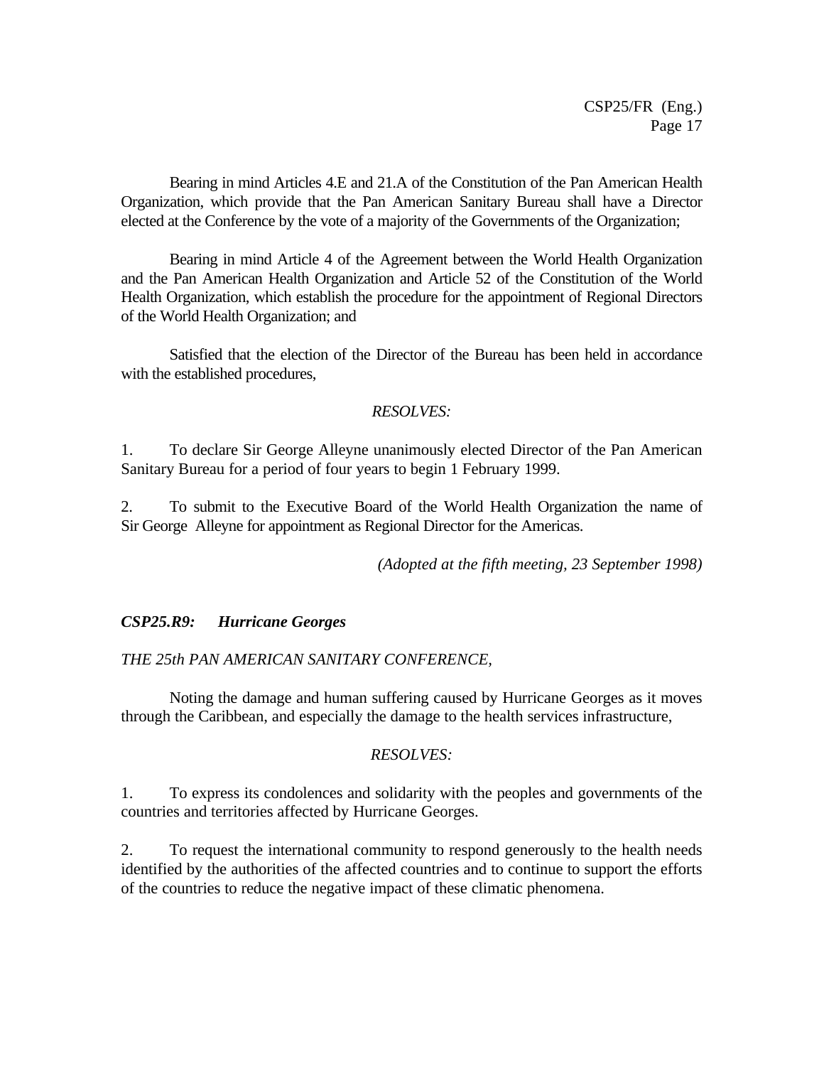Bearing in mind Articles 4.E and 21.A of the Constitution of the Pan American Health Organization, which provide that the Pan American Sanitary Bureau shall have a Director elected at the Conference by the vote of a majority of the Governments of the Organization;

Bearing in mind Article 4 of the Agreement between the World Health Organization and the Pan American Health Organization and Article 52 of the Constitution of the World Health Organization, which establish the procedure for the appointment of Regional Directors of the World Health Organization; and

Satisfied that the election of the Director of the Bureau has been held in accordance with the established procedures,

*RESOLVES:*

1. To declare Sir George Alleyne unanimously elected Director of the Pan American Sanitary Bureau for a period of four years to begin 1 February 1999.

2. To submit to the Executive Board of the World Health Organization the name of Sir George Alleyne for appointment as Regional Director for the Americas.

*(Adopted at the fifth meeting, 23 September 1998)*

### *CSP25.R9: Hurricane Georges*

*THE 25th PAN AMERICAN SANITARY CONFERENCE,*

Noting the damage and human suffering caused by Hurricane Georges as it moves through the Caribbean, and especially the damage to the health services infrastructure,

*RESOLVES:*

1. To express its condolences and solidarity with the peoples and governments of the countries and territories affected by Hurricane Georges.

2. To request the international community to respond generously to the health needs identified by the authorities of the affected countries and to continue to support the efforts of the countries to reduce the negative impact of these climatic phenomena.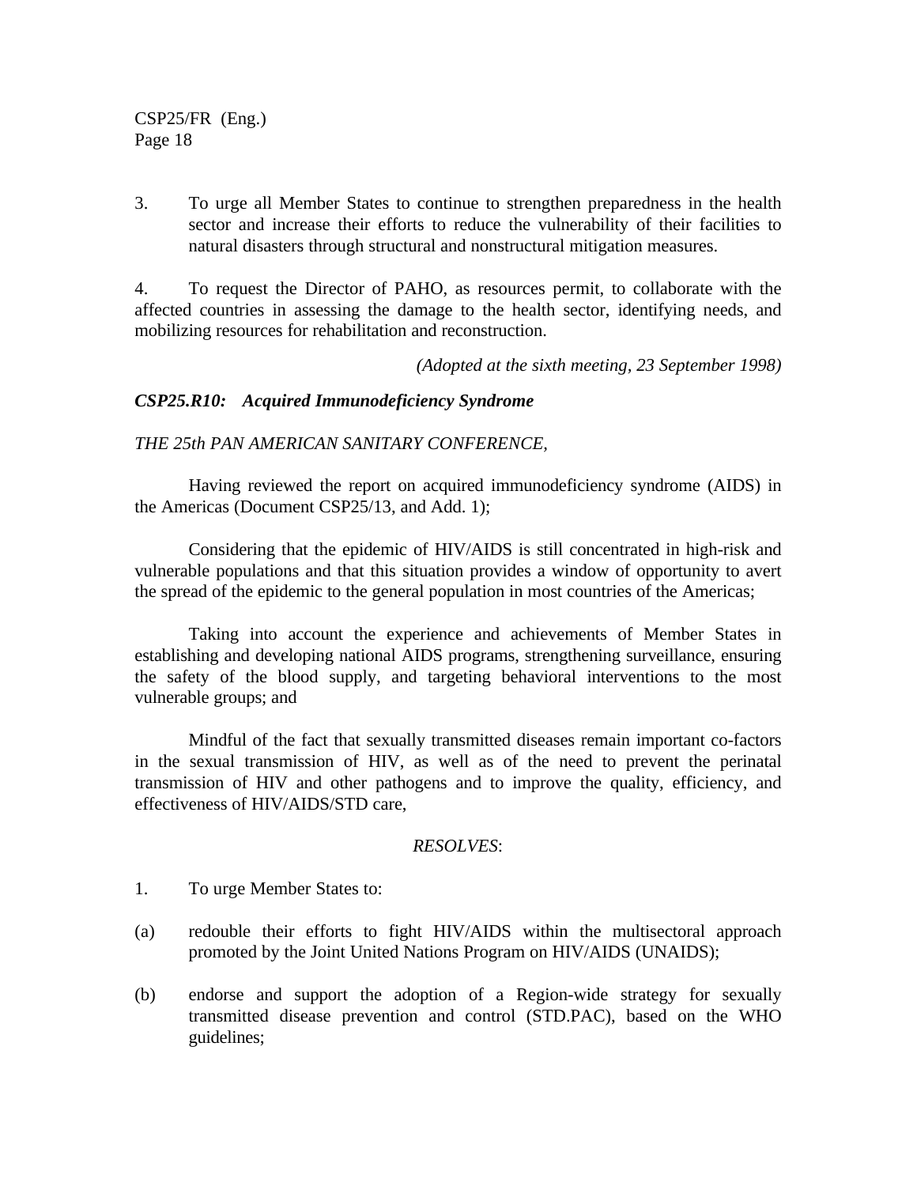3. To urge all Member States to continue to strengthen preparedness in the health sector and increase their efforts to reduce the vulnerability of their facilities to natural disasters through structural and nonstructural mitigation measures.

4. To request the Director of PAHO, as resources permit, to collaborate with the affected countries in assessing the damage to the health sector, identifying needs, and mobilizing resources for rehabilitation and reconstruction.

*(Adopted at the sixth meeting, 23 September 1998)*

### *CSP25.R10: Acquired Immunodeficiency Syndrome*

*THE 25th PAN AMERICAN SANITARY CONFERENCE,*

Having reviewed the report on acquired immunodeficiency syndrome (AIDS) in the Americas (Document CSP25/13, and Add. 1);

Considering that the epidemic of HIV/AIDS is still concentrated in high-risk and vulnerable populations and that this situation provides a window of opportunity to avert the spread of the epidemic to the general population in most countries of the Americas;

Taking into account the experience and achievements of Member States in establishing and developing national AIDS programs, strengthening surveillance, ensuring the safety of the blood supply, and targeting behavioral interventions to the most vulnerable groups; and

Mindful of the fact that sexually transmitted diseases remain important co-factors in the sexual transmission of HIV, as well as of the need to prevent the perinatal transmission of HIV and other pathogens and to improve the quality, efficiency, and effectiveness of HIV/AIDS/STD care,

*RESOLVES*:

1. To urge Member States to:

(a) redouble their efforts to fight HIV/AIDS within the multisectoral approach promoted by the Joint United Nations Program on HIV/AIDS (UNAIDS);

(b) endorse and support the adoption of a Region-wide strategy for sexually transmitted disease prevention and control (STD.PAC), based on the WHO guidelines;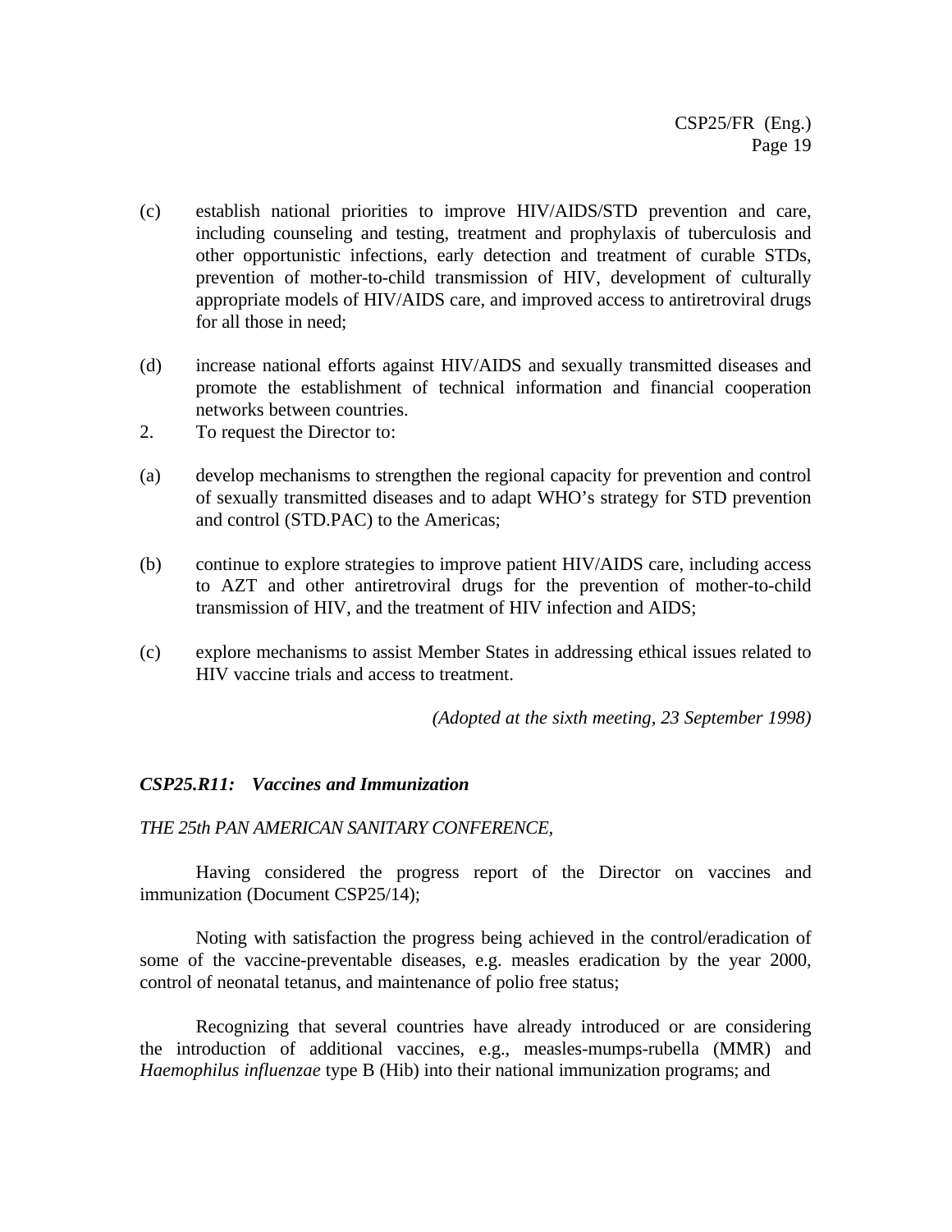(c) establish national priorities to improve HIV/AIDS/STD prevention and care, including counseling and testing, treatment and prophylaxis of tuberculosis and other opportunistic infections, early detection and treatment of curable STDs, prevention of mother-to-child transmission of HIV, development of culturally appropriate models of HIV/AIDS care, and improved access to antiretroviral drugs for all those in need;

(d) increase national efforts against HIV/AIDS and sexually transmitted diseases and promote the establishment of technical information and financial cooperation networks between countries.

2. To request the Director to:

(a) develop mechanisms to strengthen the regional capacity for prevention and control of sexually transmitted diseases and to adapt WHO's strategy for STD prevention and control (STD.PAC) to the Americas;

(b) continue to explore strategies to improve patient HIV/AIDS care, including access to AZT and other antiretroviral drugs for the prevention of mother-to-child transmission of HIV, and the treatment of HIV infection and AIDS;

(c) explore mechanisms to assist Member States in addressing ethical issues related to HIV vaccine trials and access to treatment.

*(Adopted at the sixth meeting, 23 September 1998)*

### *CSP25.R11: Vaccines and Immunization*

*THE 25th PAN AMERICAN SANITARY CONFERENCE,*

Having considered the progress report of the Director on vaccines and immunization (Document CSP25/14);

Noting with satisfaction the progress being achieved in the control/eradication of some of the vaccine-preventable diseases, e.g. measles eradication by the year 2000, control of neonatal tetanus, and maintenance of polio free status;

Recognizing that several countries have already introduced or are considering the introduction of additional vaccines, e.g., measles-mumps-rubella (MMR) and *Haemophilus influenzae* type B (Hib) into their national immunization programs; and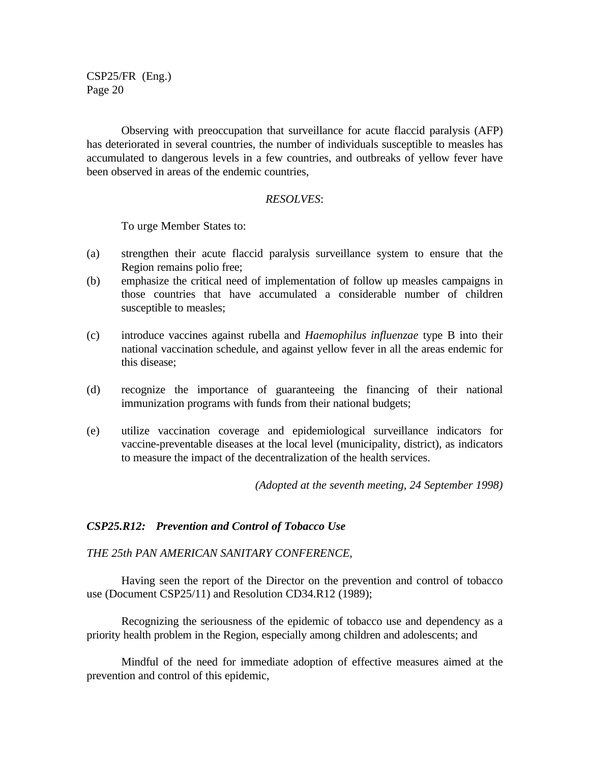Observing with preoccupation that surveillance for acute flaccid paralysis (AFP) has deteriorated in several countries, the number of individuals susceptible to measles has accumulated to dangerous levels in a few countries, and outbreaks of yellow fever have been observed in areas of the endemic countries,

*RESOLVES*:

To urge Member States to:

(a) strengthen their acute flaccid paralysis surveillance system to ensure that the Region remains polio free;

(b) emphasize the critical need of implementation of follow up measles campaigns in those countries that have accumulated a considerable number of children susceptible to measles;

(c) introduce vaccines against rubella and *Haemophilus influenzae* type B into their national vaccination schedule, and against yellow fever in all the areas endemic for this disease;

(d) recognize the importance of guaranteeing the financing of their national immunization programs with funds from their national budgets;

(e) utilize vaccination coverage and epidemiological surveillance indicators for vaccine-preventable diseases at the local level (municipality, district), as indicators to measure the impact of the decentralization of the health services.

*(Adopted at the seventh meeting, 24 September 1998)*

### *CSP25.R12: Prevention and Control of Tobacco Use*

*THE 25th PAN AMERICAN SANITARY CONFERENCE,*

Having seen the report of the Director on the prevention and control of tobacco use (Document CSP25/11) and Resolution CD34.R12 (1989);

Recognizing the seriousness of the epidemic of tobacco use and dependency as a priority health problem in the Region, especially among children and adolescents; and

Mindful of the need for immediate adoption of effective measures aimed at the prevention and control of this epidemic,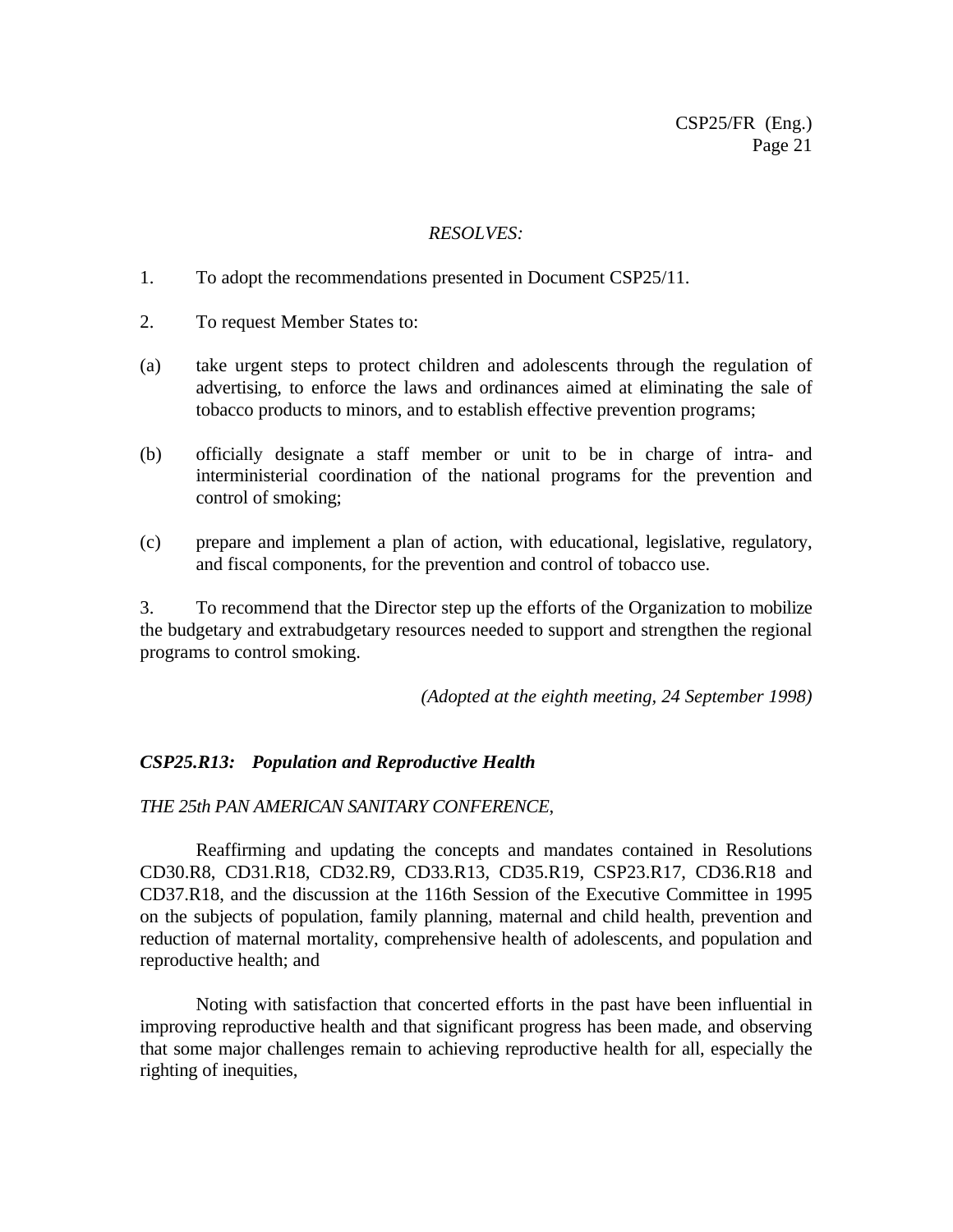*RESOLVES:*

1. To adopt the recommendations presented in Document CSP25/11.

2. To request Member States to:

(a) take urgent steps to protect children and adolescents through the regulation of advertising, to enforce the laws and ordinances aimed at eliminating the sale of tobacco products to minors, and to establish effective prevention programs;

(b) officially designate a staff member or unit to be in charge of intra- and interministerial coordination of the national programs for the prevention and control of smoking;

(c) prepare and implement a plan of action, with educational, legislative, regulatory, and fiscal components, for the prevention and control of tobacco use.

3. To recommend that the Director step up the efforts of the Organization to mobilize the budgetary and extrabudgetary resources needed to support and strengthen the regional programs to control smoking.

*(Adopted at the eighth meeting, 24 September 1998)*

### *CSP25.R13: Population and Reproductive Health*

*THE 25th PAN AMERICAN SANITARY CONFERENCE,*

Reaffirming and updating the concepts and mandates contained in Resolutions CD30.R8, CD31.R18, CD32.R9, CD33.R13, CD35.R19, CSP23.R17, CD36.R18 and CD37.R18, and the discussion at the 116th Session of the Executive Committee in 1995 on the subjects of population, family planning, maternal and child health, prevention and reduction of maternal mortality, comprehensive health of adolescents, and population and reproductive health; and

Noting with satisfaction that concerted efforts in the past have been influential in improving reproductive health and that significant progress has been made, and observing that some major challenges remain to achieving reproductive health for all, especially the righting of inequities,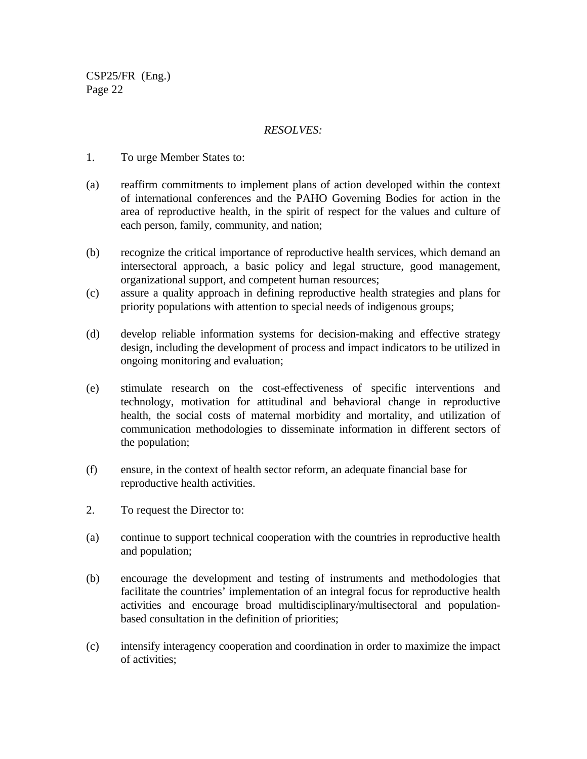*RESOLVES:*

1. To urge Member States to:

(a) reaffirm commitments to implement plans of action developed within the context of international conferences and the PAHO Governing Bodies for action in the area of reproductive health, in the spirit of respect for the values and culture of each person, family, community, and nation;

(b) recognize the critical importance of reproductive health services, which demand an intersectoral approach, a basic policy and legal structure, good management, organizational support, and competent human resources;

(c) assure a quality approach in defining reproductive health strategies and plans for priority populations with attention to special needs of indigenous groups;

(d) develop reliable information systems for decision-making and effective strategy design, including the development of process and impact indicators to be utilized in ongoing monitoring and evaluation;

(e) stimulate research on the cost-effectiveness of specific interventions and technology, motivation for attitudinal and behavioral change in reproductive health, the social costs of maternal morbidity and mortality, and utilization of communication methodologies to disseminate information in different sectors of the population;

(f) ensure, in the context of health sector reform, an adequate financial base for reproductive health activities.

2. To request the Director to:

(a) continue to support technical cooperation with the countries in reproductive health and population;

(b) encourage the development and testing of instruments and methodologies that facilitate the countries' implementation of an integral focus for reproductive health activities and encourage broad multidisciplinary/multisectoral and population-based consultation in the definition of priorities;

(c) intensify interagency cooperation and coordination in order to maximize the impact of activities;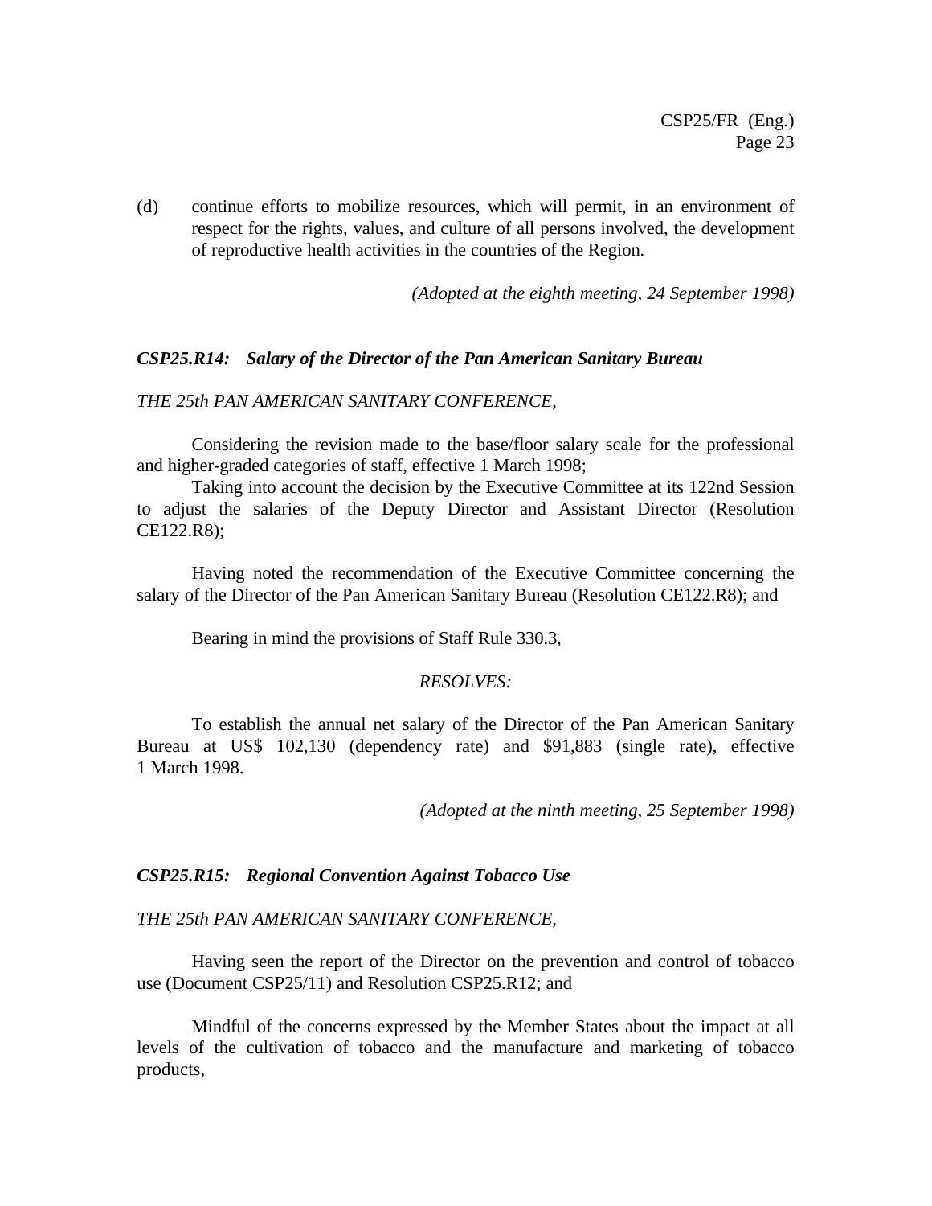(d) continue efforts to mobilize resources, which will permit, in an environment of respect for the rights, values, and culture of all persons involved, the development of reproductive health activities in the countries of the Region.

*(Adopted at the eighth meeting, 24 September 1998)*

### *CSP25.R14: Salary of the Director of the Pan American Sanitary Bureau*

*THE 25th PAN AMERICAN SANITARY CONFERENCE*,

Considering the revision made to the base/floor salary scale for the professional and higher-graded categories of staff, effective 1 March 1998;

Taking into account the decision by the Executive Committee at its 122nd Session to adjust the salaries of the Deputy Director and Assistant Director (Resolution CE122.R8);

Having noted the recommendation of the Executive Committee concerning the salary of the Director of the Pan American Sanitary Bureau (Resolution CE122.R8); and

Bearing in mind the provisions of Staff Rule 330.3,

*RESOLVES:*

To establish the annual net salary of the Director of the Pan American Sanitary Bureau at US$ 102,130 (dependency rate) and $91,883 (single rate), effective 1 March 1998.

*(Adopted at the ninth meeting, 25 September 1998)*

### *CSP25.R15: Regional Convention Against Tobacco Use*

*THE 25th PAN AMERICAN SANITARY CONFERENCE,*

Having seen the report of the Director on the prevention and control of tobacco use (Document CSP25/11) and Resolution CSP25.R12; and

Mindful of the concerns expressed by the Member States about the impact at all levels of the cultivation of tobacco and the manufacture and marketing of tobacco products,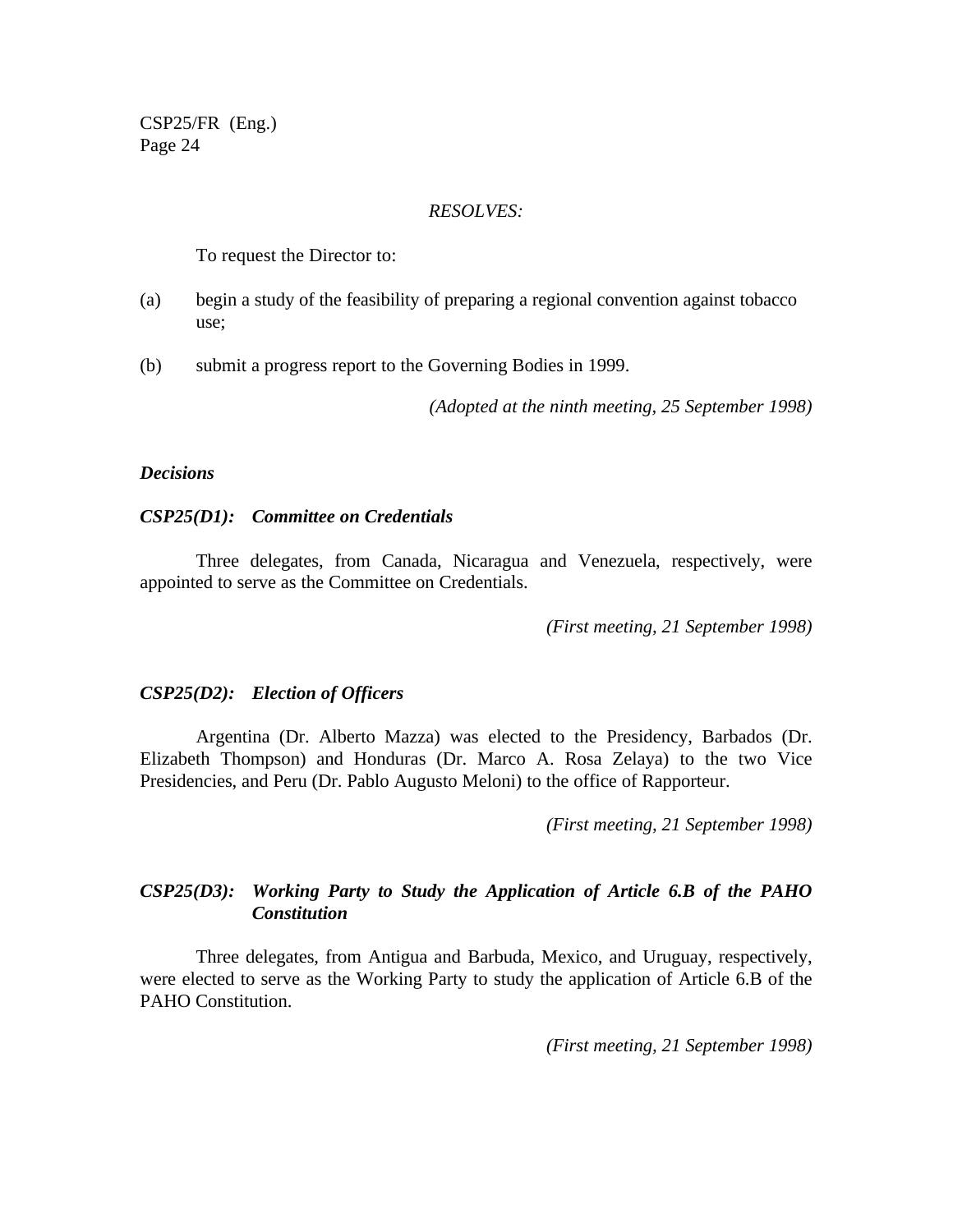*RESOLVES:*

To request the Director to:

(a) begin a study of the feasibility of preparing a regional convention against tobacco use;

(b) submit a progress report to the Governing Bodies in 1999.

*(Adopted at the ninth meeting, 25 September 1998)*

***Decisions***

***CSP25(D1): Committee on Credentials***

Three delegates, from Canada, Nicaragua and Venezuela, respectively, were appointed to serve as the Committee on Credentials.

*(First meeting, 21 September 1998)*

***CSP25(D2): Election of Officers***

Argentina (Dr. Alberto Mazza) was elected to the Presidency, Barbados (Dr. Elizabeth Thompson) and Honduras (Dr. Marco A. Rosa Zelaya) to the two Vice Presidencies, and Peru (Dr. Pablo Augusto Meloni) to the office of Rapporteur.

*(First meeting, 21 September 1998)*

***CSP25(D3): Working Party to Study the Application of Article 6.B of the PAHO Constitution***

Three delegates, from Antigua and Barbuda, Mexico, and Uruguay, respectively, were elected to serve as the Working Party to study the application of Article 6.B of the PAHO Constitution.

*(First meeting, 21 September 1998)*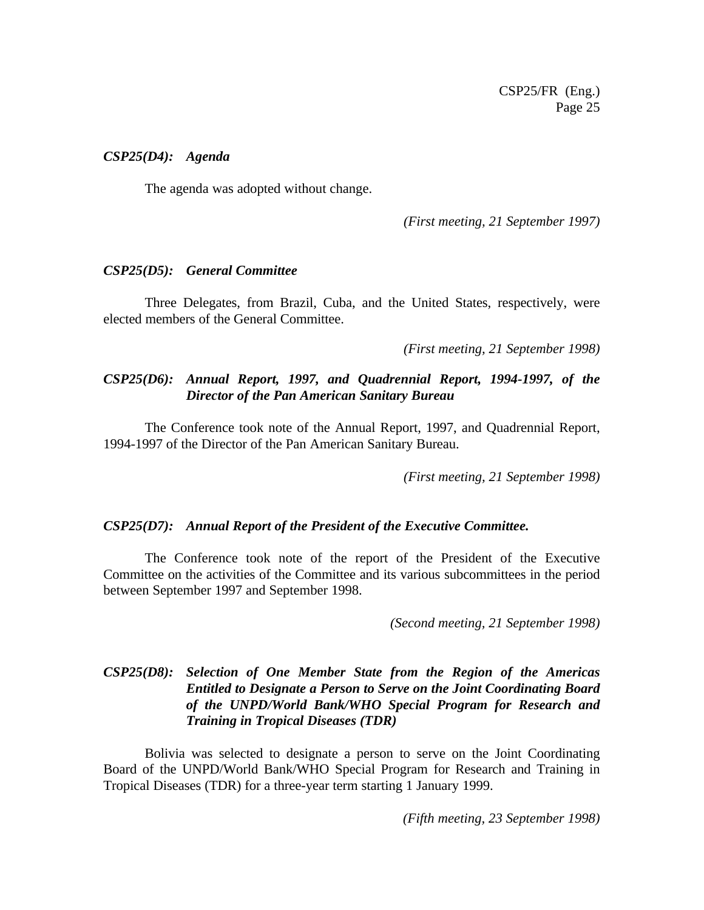***CSP25(D4): Agenda***

The agenda was adopted without change.

*(First meeting, 21 September 1997)*

***CSP25(D5): General Committee***

Three Delegates, from Brazil, Cuba, and the United States, respectively, were elected members of the General Committee.

*(First meeting, 21 September 1998)*

***CSP25(D6): Annual Report, 1997, and Quadrennial Report, 1994-1997, of the Director of the Pan American Sanitary Bureau***

The Conference took note of the Annual Report, 1997, and Quadrennial Report, 1994-1997 of the Director of the Pan American Sanitary Bureau.

*(First meeting, 21 September 1998)*

***CSP25(D7): Annual Report of the President of the Executive Committee.***

The Conference took note of the report of the President of the Executive Committee on the activities of the Committee and its various subcommittees in the period between September 1997 and September 1998.

*(Second meeting, 21 September 1998)*

***CSP25(D8): Selection of One Member State from the Region of the Americas Entitled to Designate a Person to Serve on the Joint Coordinating Board of the UNPD/World Bank/WHO Special Program for Research and Training in Tropical Diseases (TDR)***

Bolivia was selected to designate a person to serve on the Joint Coordinating Board of the UNPD/World Bank/WHO Special Program for Research and Training in Tropical Diseases (TDR) for a three-year term starting 1 January 1999.

*(Fifth meeting, 23 September 1998)*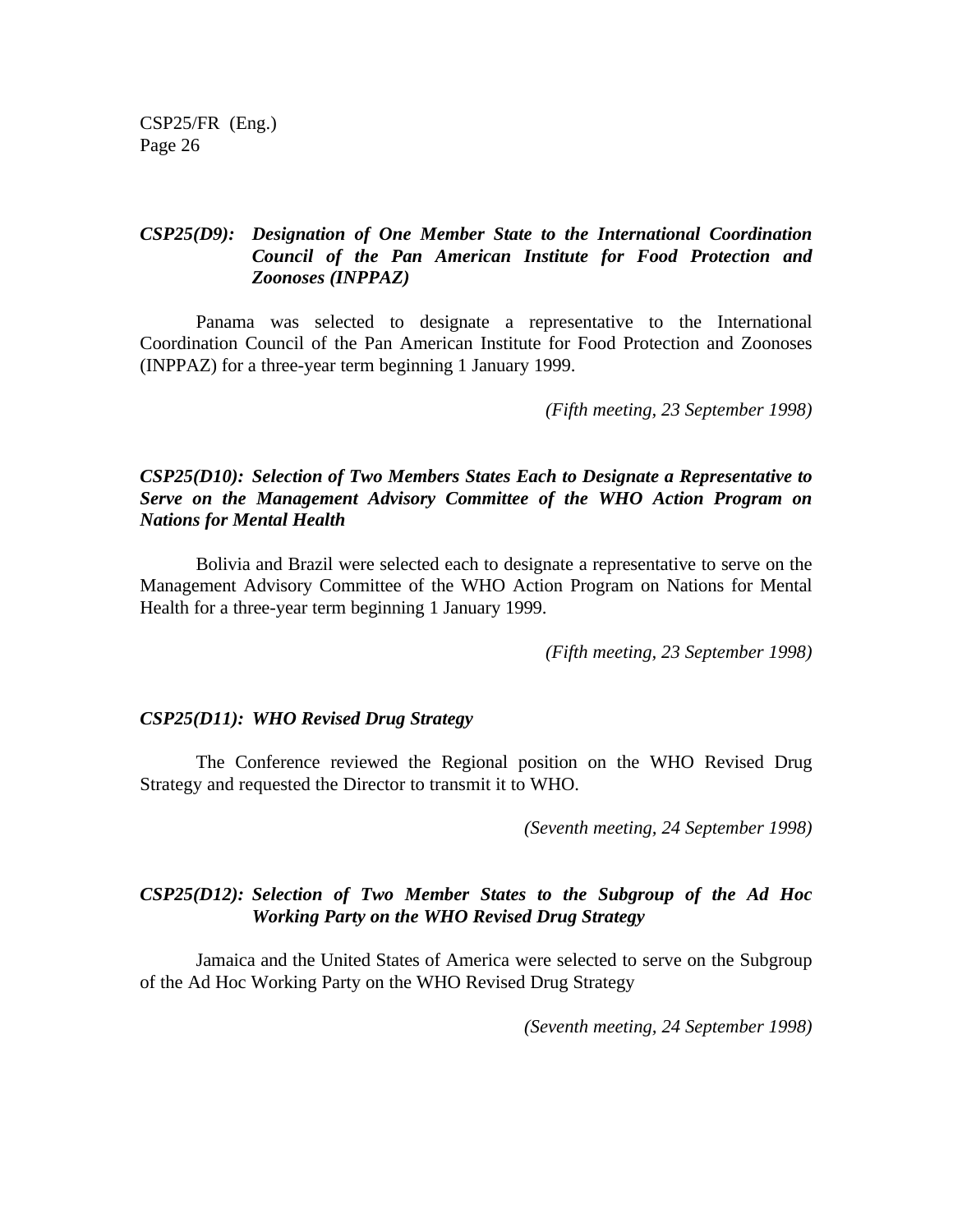### *CSP25(D9): Designation of One Member State to the International Coordination Council of the Pan American Institute for Food Protection and Zoonoses (INPPAZ)*

Panama was selected to designate a representative to the International Coordination Council of the Pan American Institute for Food Protection and Zoonoses (INPPAZ) for a three-year term beginning 1 January 1999.

*(Fifth meeting, 23 September 1998)*

### *CSP25(D10): Selection of Two Members States Each to Designate a Representative to Serve on the Management Advisory Committee of the WHO Action Program on Nations for Mental Health*

Bolivia and Brazil were selected each to designate a representative to serve on the Management Advisory Committee of the WHO Action Program on Nations for Mental Health for a three-year term beginning 1 January 1999.

*(Fifth meeting, 23 September 1998)*

### *CSP25(D11): WHO Revised Drug Strategy*

The Conference reviewed the Regional position on the WHO Revised Drug Strategy and requested the Director to transmit it to WHO.

*(Seventh meeting, 24 September 1998)*

### *CSP25(D12): Selection of Two Member States to the Subgroup of the Ad Hoc Working Party on the WHO Revised Drug Strategy*

Jamaica and the United States of America were selected to serve on the Subgroup of the Ad Hoc Working Party on the WHO Revised Drug Strategy

*(Seventh meeting, 24 September 1998)*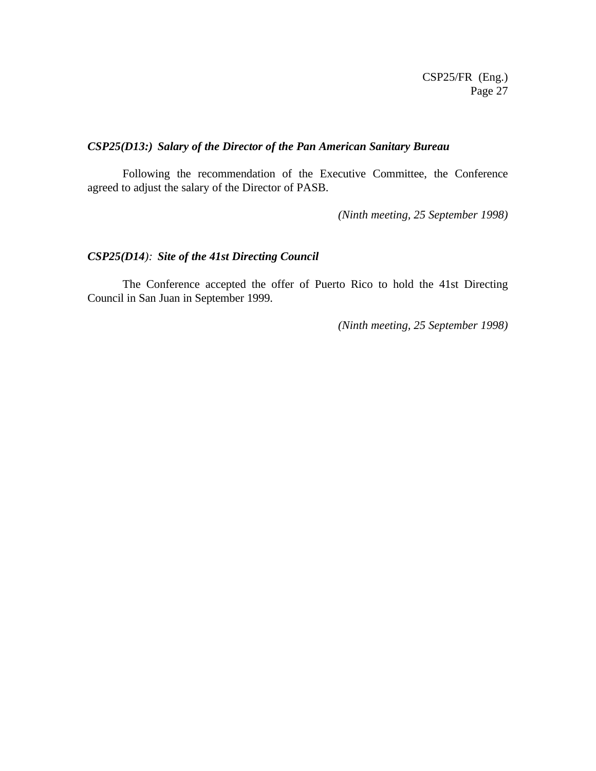***CSP25(D13:) Salary of the Director of the Pan American Sanitary Bureau***

Following the recommendation of the Executive Committee, the Conference agreed to adjust the salary of the Director of PASB.

*(Ninth meeting, 25 September 1998)*

***CSP25(D14): Site of the 41st Directing Council***

The Conference accepted the offer of Puerto Rico to hold the 41st Directing Council in San Juan in September 1999.

*(Ninth meeting, 25 September 1998)*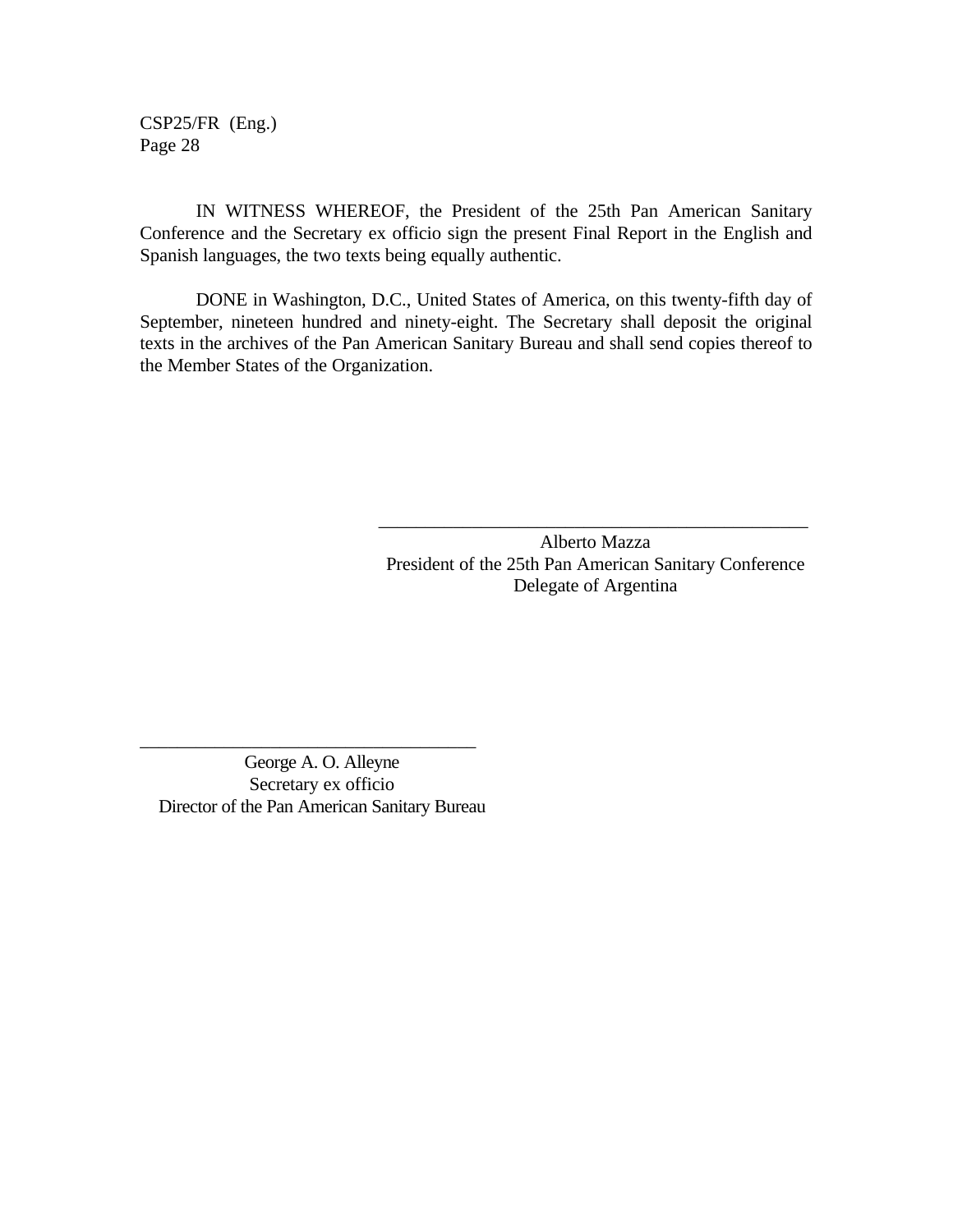IN WITNESS WHEREOF, the President of the 25th Pan American Sanitary Conference and the Secretary ex officio sign the present Final Report in the English and Spanish languages, the two texts being equally authentic.

DONE in Washington, D.C., United States of America, on this twenty-fifth day of September, nineteen hundred and ninety-eight. The Secretary shall deposit the original texts in the archives of the Pan American Sanitary Bureau and shall send copies thereof to the Member States of the Organization.

\_\_\_\_\_\_\_\_\_\_\_\_\_\_\_\_\_\_\_\_\_\_\_\_\_\_\_\_\_\_\_\_\_\_\_\_\_\_\_\_\_\_\_\_

Alberto Mazza
President of the 25th Pan American Sanitary Conference
Delegate of Argentina

\_\_\_\_\_\_\_\_\_\_\_\_\_\_\_\_\_\_\_\_\_\_\_\_\_\_\_\_\_\_\_\_\_\_\_\_

George A. O. Alleyne
Secretary ex officio
Director of the Pan American Sanitary Bureau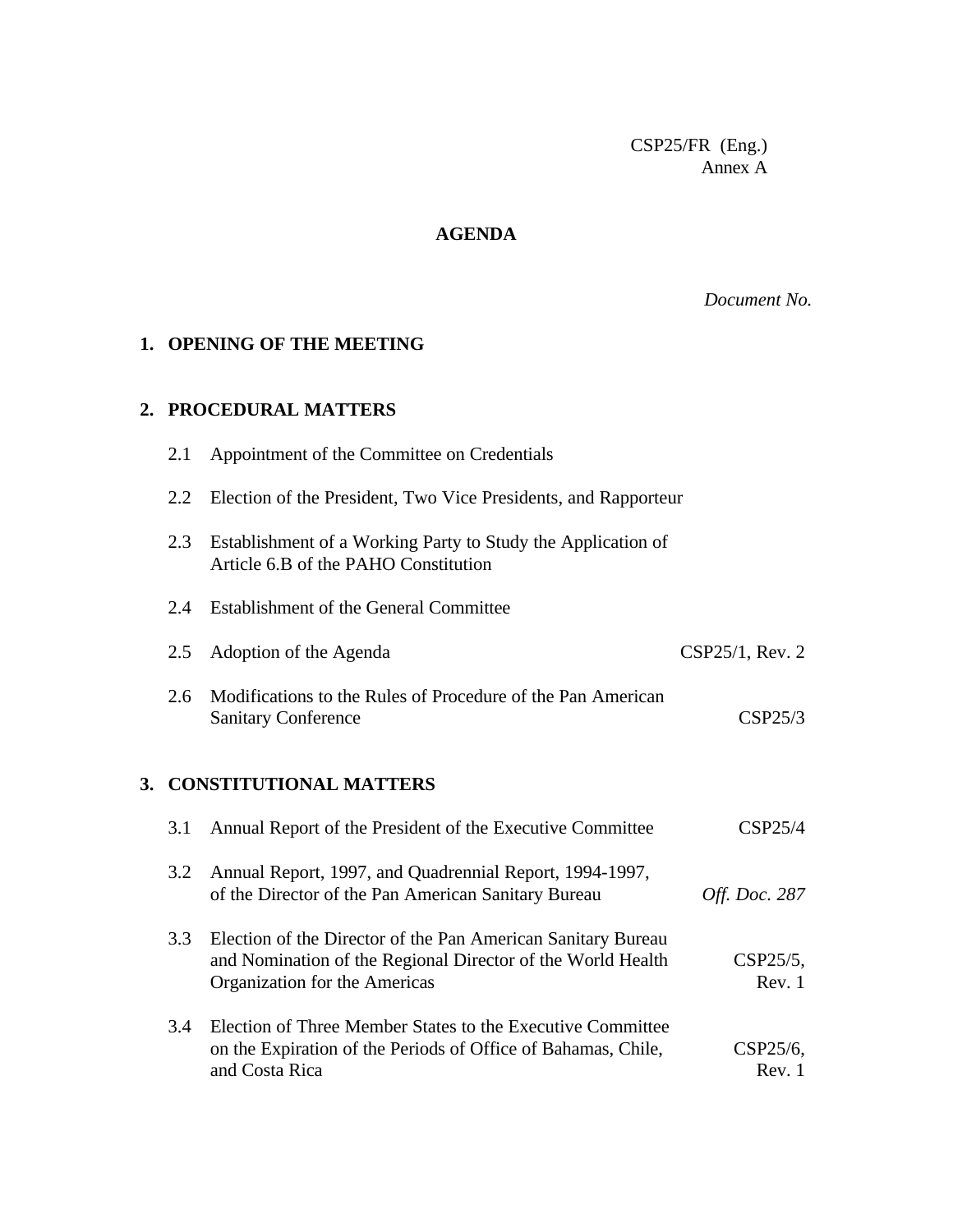CSP25/FR (Eng.)
Annex A

# AGENDA

*Document No.*

## 1. OPENING OF THE MEETING

## 2. PROCEDURAL MATTERS

| | | |
|---|---|---|
| 2.1 | Appointment of the Committee on Credentials | |
| 2.2 | Election of the President, Two Vice Presidents, and Rapporteur | |
| 2.3 | Establishment of a Working Party to Study the Application of Article 6.B of the PAHO Constitution | |
| 2.4 | Establishment of the General Committee | |
| 2.5 | Adoption of the Agenda | CSP25/1, Rev. 2 |
| 2.6 | Modifications to the Rules of Procedure of the Pan American Sanitary Conference | CSP25/3 |

## 3. CONSTITUTIONAL MATTERS

| | | |
|---|---|---|
| 3.1 | Annual Report of the President of the Executive Committee | CSP25/4 |
| 3.2 | Annual Report, 1997, and Quadrennial Report, 1994-1997, of the Director of the Pan American Sanitary Bureau | *Off. Doc. 287* |
| 3.3 | Election of the Director of the Pan American Sanitary Bureau and Nomination of the Regional Director of the World Health Organization for the Americas | CSP25/5, Rev. 1 |
| 3.4 | Election of Three Member States to the Executive Committee on the Expiration of the Periods of Office of Bahamas, Chile, and Costa Rica | CSP25/6, Rev. 1 |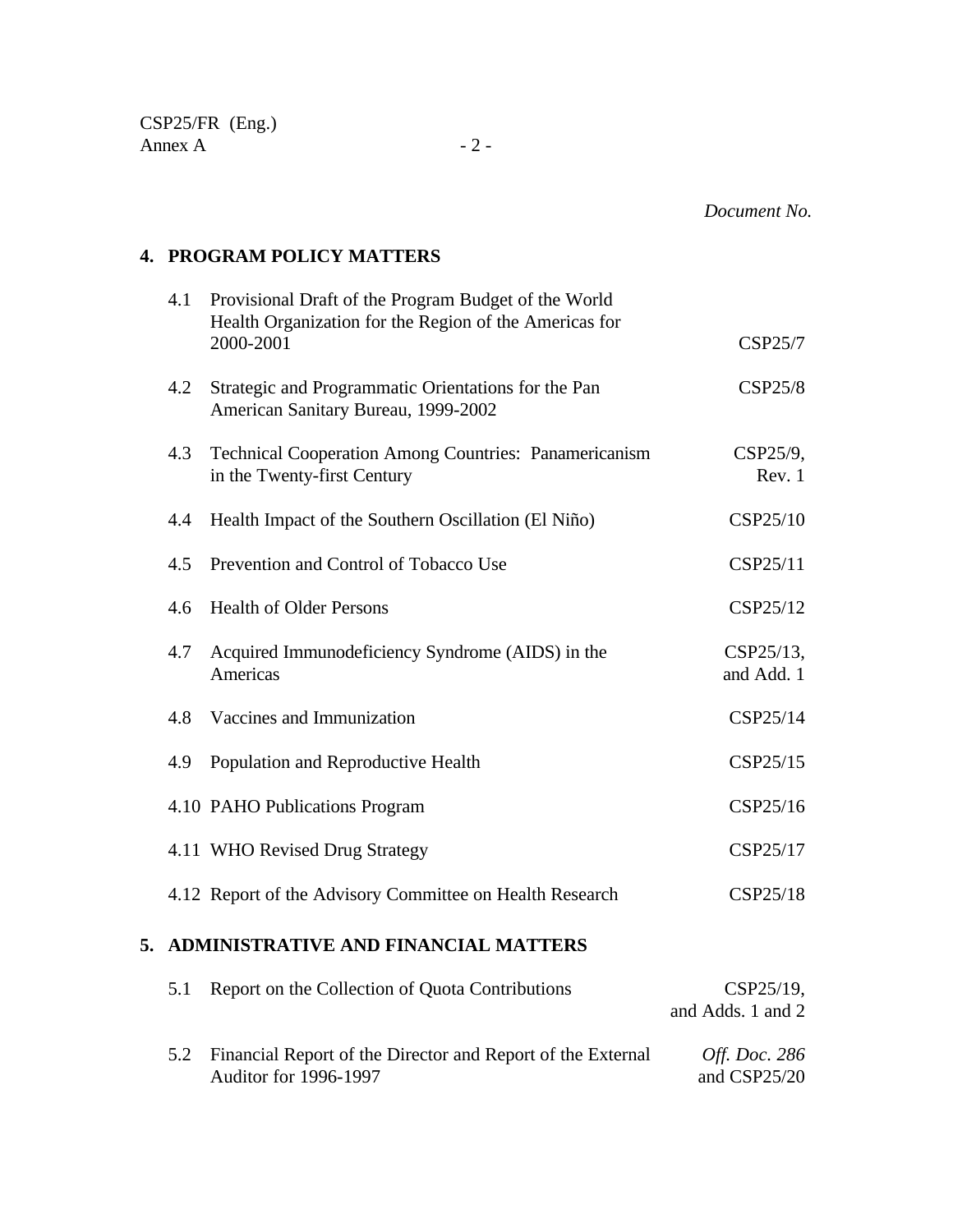*Document No.*

## 4. PROGRAM POLICY MATTERS

| | | |
|---|---|---|
| 4.1 | Provisional Draft of the Program Budget of the World Health Organization for the Region of the Americas for 2000-2001 | CSP25/7 |
| 4.2 | Strategic and Programmatic Orientations for the Pan American Sanitary Bureau, 1999-2002 | CSP25/8 |
| 4.3 | Technical Cooperation Among Countries: Panamericanism in the Twenty-first Century | CSP25/9, Rev. 1 |
| 4.4 | Health Impact of the Southern Oscillation (El Niño) | CSP25/10 |
| 4.5 | Prevention and Control of Tobacco Use | CSP25/11 |
| 4.6 | Health of Older Persons | CSP25/12 |
| 4.7 | Acquired Immunodeficiency Syndrome (AIDS) in the Americas | CSP25/13, and Add. 1 |
| 4.8 | Vaccines and Immunization | CSP25/14 |
| 4.9 | Population and Reproductive Health | CSP25/15 |
| 4.10 | PAHO Publications Program | CSP25/16 |
| 4.11 | WHO Revised Drug Strategy | CSP25/17 |
| 4.12 | Report of the Advisory Committee on Health Research | CSP25/18 |

## 5. ADMINISTRATIVE AND FINANCIAL MATTERS

| | | |
|---|---|---|
| 5.1 | Report on the Collection of Quota Contributions | CSP25/19, and Adds. 1 and 2 |
| 5.2 | Financial Report of the Director and Report of the External Auditor for 1996-1997 | *Off. Doc. 286* and CSP25/20 |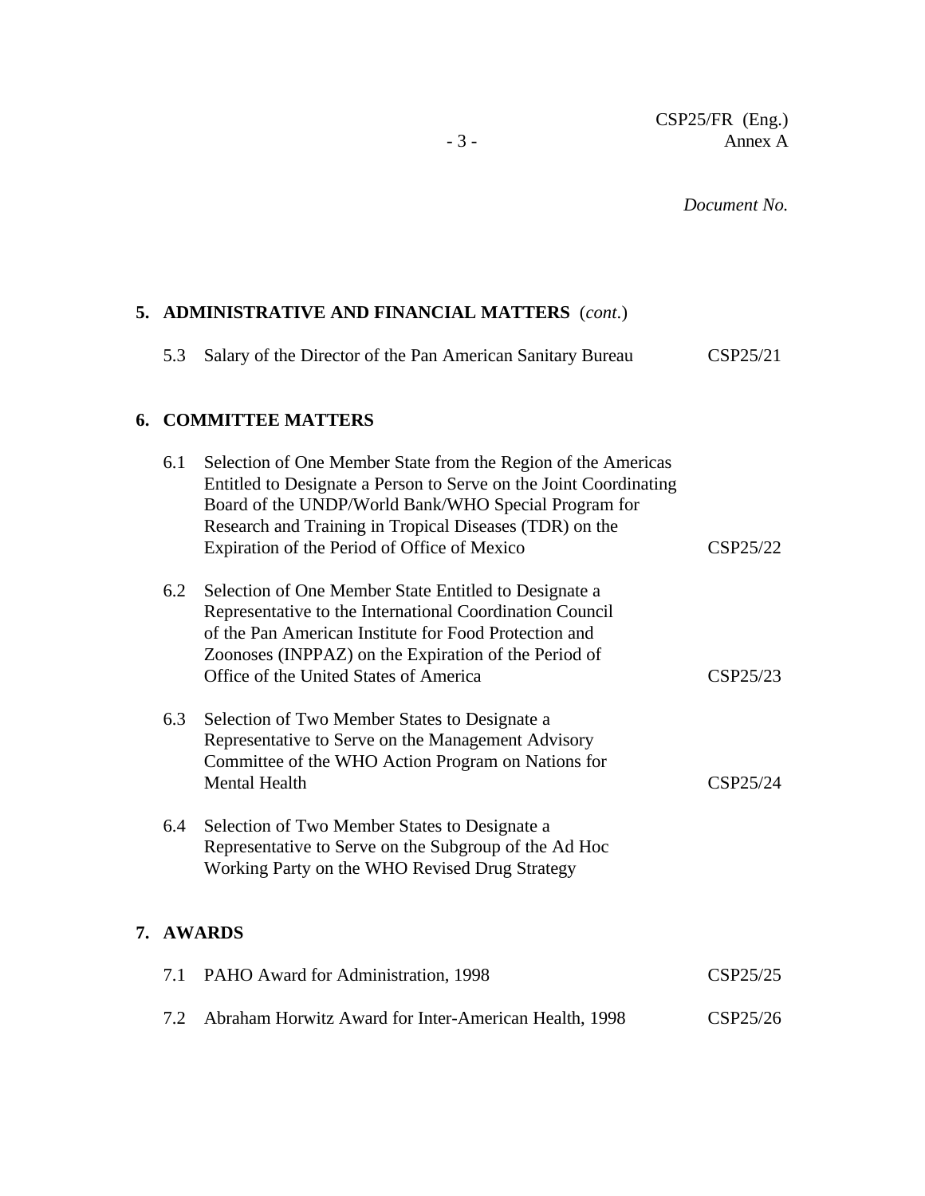*Document No.*

**5. ADMINISTRATIVE AND FINANCIAL MATTERS** (*cont.*)

| | | |
|---|---|---|
| 5.3 | Salary of the Director of the Pan American Sanitary Bureau | CSP25/21 |

**6. COMMITTEE MATTERS**

| | | |
|---|---|---|
| 6.1 | Selection of One Member State from the Region of the Americas Entitled to Designate a Person to Serve on the Joint Coordinating Board of the UNDP/World Bank/WHO Special Program for Research and Training in Tropical Diseases (TDR) on the Expiration of the Period of Office of Mexico | CSP25/22 |
| 6.2 | Selection of One Member State Entitled to Designate a Representative to the International Coordination Council of the Pan American Institute for Food Protection and Zoonoses (INPPAZ) on the Expiration of the Period of Office of the United States of America | CSP25/23 |
| 6.3 | Selection of Two Member States to Designate a Representative to Serve on the Management Advisory Committee of the WHO Action Program on Nations for Mental Health | CSP25/24 |
| 6.4 | Selection of Two Member States to Designate a Representative to Serve on the Subgroup of the Ad Hoc Working Party on the WHO Revised Drug Strategy | |

**7. AWARDS**

| | | |
|---|---|---|
| 7.1 | PAHO Award for Administration, 1998 | CSP25/25 |
| 7.2 | Abraham Horwitz Award for Inter-American Health, 1998 | CSP25/26 |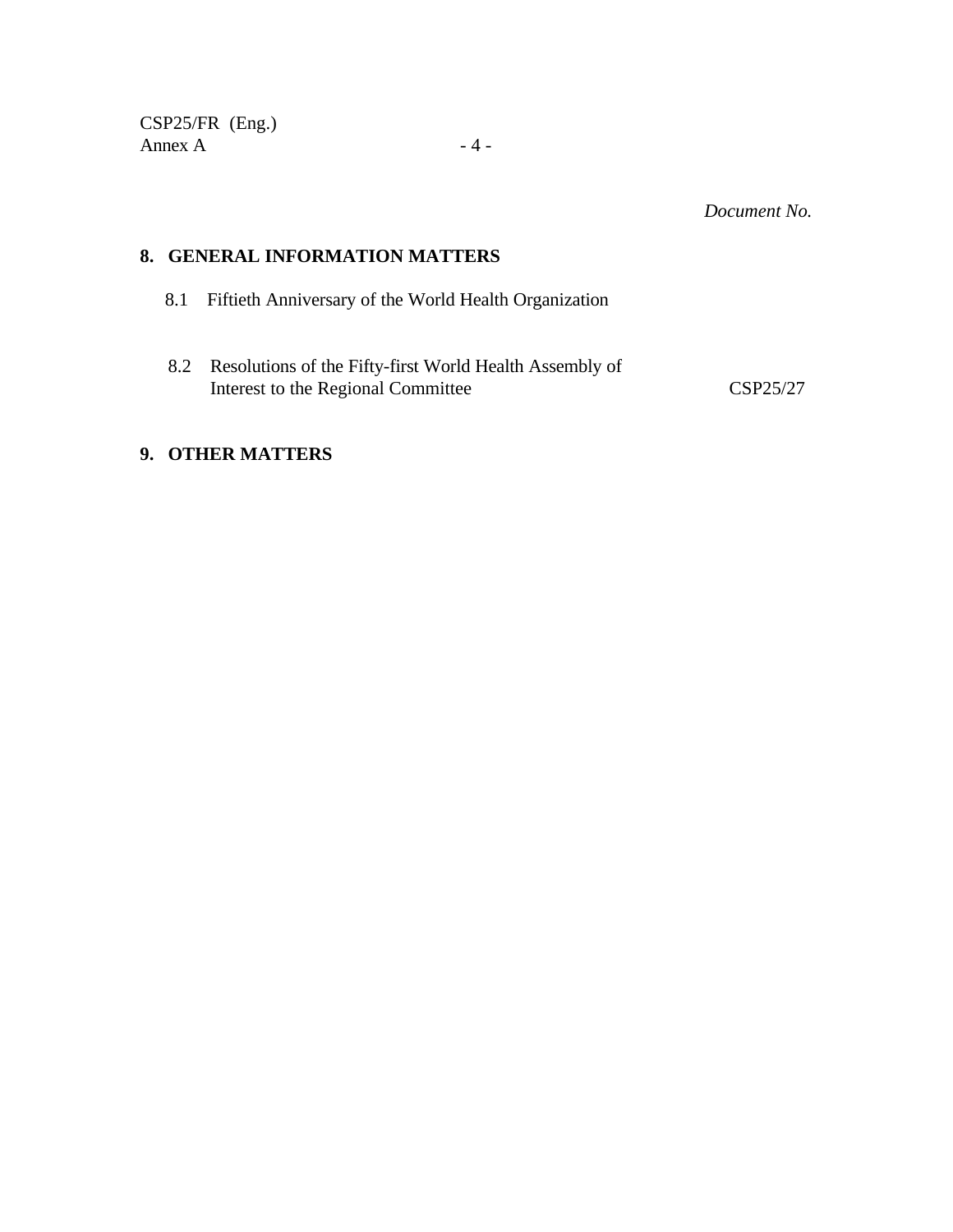*Document No.*

## 8. GENERAL INFORMATION MATTERS

| | | Document No. |
|---|---|---|
| 8.1 | Fiftieth Anniversary of the World Health Organization | |
| 8.2 | Resolutions of the Fifty-first World Health Assembly of Interest to the Regional Committee | CSP25/27 |

## 9. OTHER MATTERS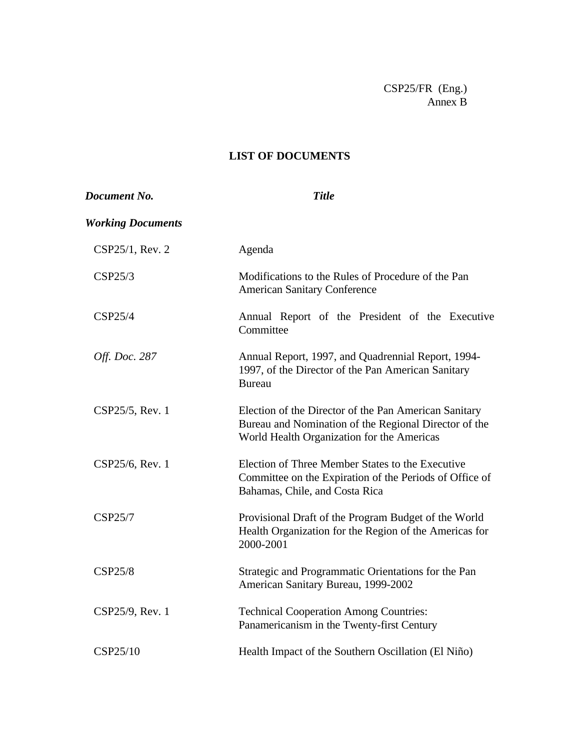CSP25/FR (Eng.)
Annex B

# LIST OF DOCUMENTS

| *Document No.* | *Title* |
|---|---|
| ***Working Documents*** | |
| CSP25/1, Rev. 2 | Agenda |
| CSP25/3 | Modifications to the Rules of Procedure of the Pan American Sanitary Conference |
| CSP25/4 | Annual Report of the President of the Executive Committee |
| *Off. Doc. 287* | Annual Report, 1997, and Quadrennial Report, 1994-1997, of the Director of the Pan American Sanitary Bureau |
| CSP25/5, Rev. 1 | Election of the Director of the Pan American Sanitary Bureau and Nomination of the Regional Director of the World Health Organization for the Americas |
| CSP25/6, Rev. 1 | Election of Three Member States to the Executive Committee on the Expiration of the Periods of Office of Bahamas, Chile, and Costa Rica |
| CSP25/7 | Provisional Draft of the Program Budget of the World Health Organization for the Region of the Americas for 2000-2001 |
| CSP25/8 | Strategic and Programmatic Orientations for the Pan American Sanitary Bureau, 1999-2002 |
| CSP25/9, Rev. 1 | Technical Cooperation Among Countries: Panamericanism in the Twenty-first Century |
| CSP25/10 | Health Impact of the Southern Oscillation (El Niño) |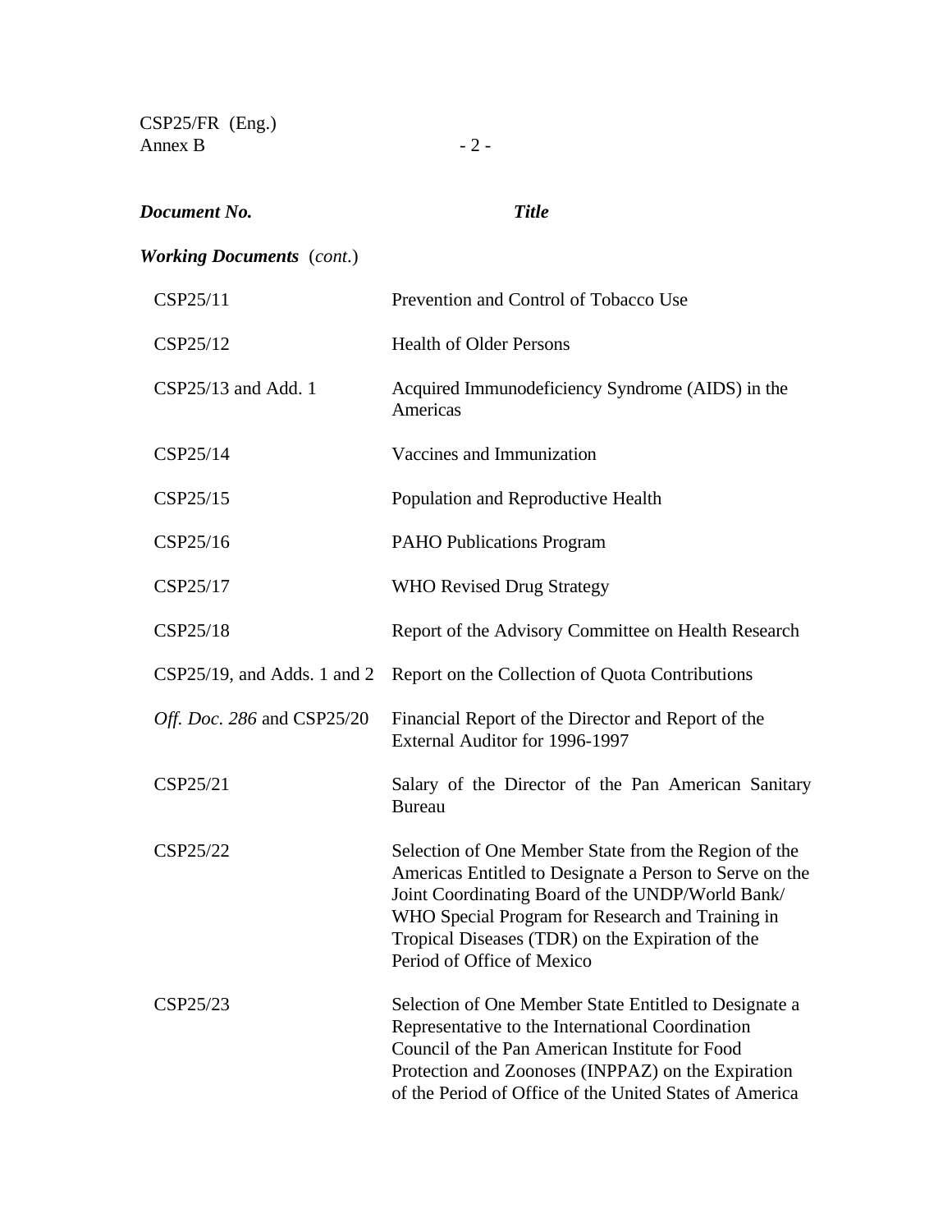| *Document No.* | *Title* |
|---|---|
| ***Working Documents*** (*cont.*) | |
| CSP25/11 | Prevention and Control of Tobacco Use |
| CSP25/12 | Health of Older Persons |
| CSP25/13 and Add. 1 | Acquired Immunodeficiency Syndrome (AIDS) in the Americas |
| CSP25/14 | Vaccines and Immunization |
| CSP25/15 | Population and Reproductive Health |
| CSP25/16 | PAHO Publications Program |
| CSP25/17 | WHO Revised Drug Strategy |
| CSP25/18 | Report of the Advisory Committee on Health Research |
| CSP25/19, and Adds. 1 and 2 | Report on the Collection of Quota Contributions |
| *Off. Doc. 286* and CSP25/20 | Financial Report of the Director and Report of the External Auditor for 1996-1997 |
| CSP25/21 | Salary of the Director of the Pan American Sanitary Bureau |
| CSP25/22 | Selection of One Member State from the Region of the Americas Entitled to Designate a Person to Serve on the Joint Coordinating Board of the UNDP/World Bank/ WHO Special Program for Research and Training in Tropical Diseases (TDR) on the Expiration of the Period of Office of Mexico |
| CSP25/23 | Selection of One Member State Entitled to Designate a Representative to the International Coordination Council of the Pan American Institute for Food Protection and Zoonoses (INPPAZ) on the Expiration of the Period of Office of the United States of America |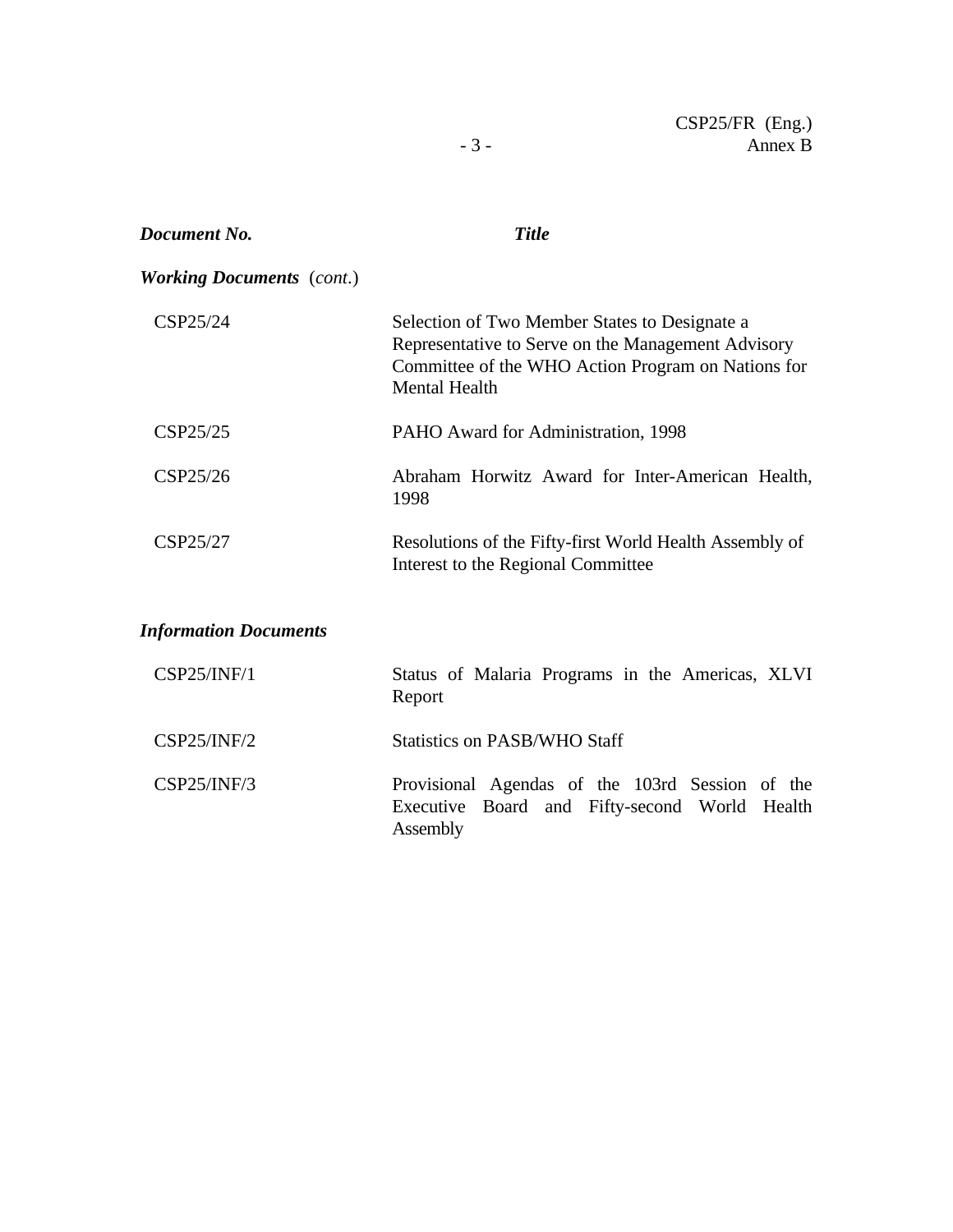| ***Document No.*** | ***Title*** |
| --- | --- |
| ***Working Documents*** (*cont.*) | |
| CSP25/24 | Selection of Two Member States to Designate a Representative to Serve on the Management Advisory Committee of the WHO Action Program on Nations for Mental Health |
| CSP25/25 | PAHO Award for Administration, 1998 |
| CSP25/26 | Abraham Horwitz Award for Inter-American Health, 1998 |
| CSP25/27 | Resolutions of the Fifty-first World Health Assembly of Interest to the Regional Committee |
| ***Information Documents*** | |
| CSP25/INF/1 | Status of Malaria Programs in the Americas, XLVI Report |
| CSP25/INF/2 | Statistics on PASB/WHO Staff |
| CSP25/INF/3 | Provisional Agendas of the 103rd Session of the Executive Board and Fifty-second World Health Assembly |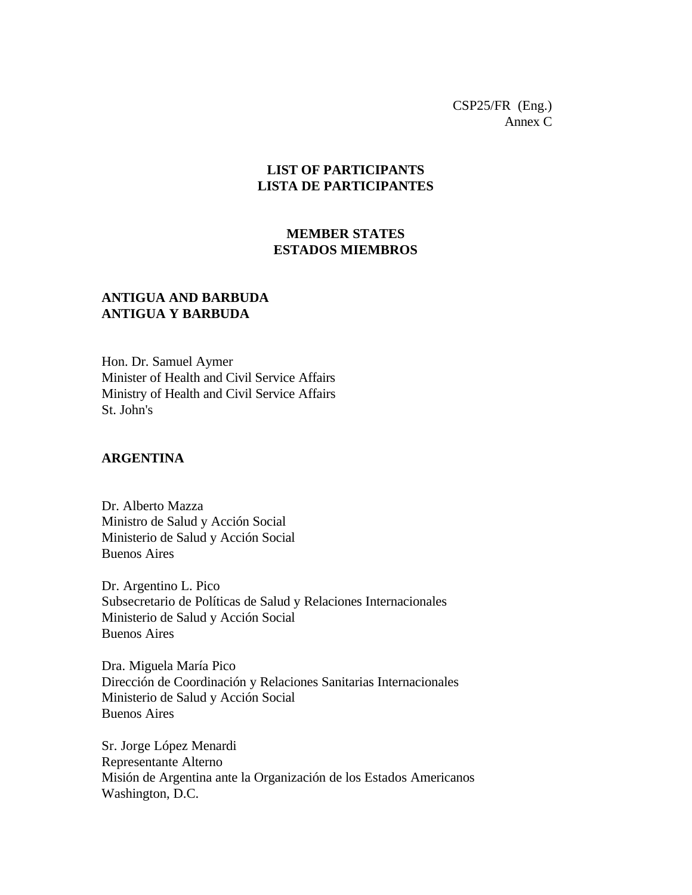CSP25/FR (Eng.)
Annex C

# LIST OF PARTICIPANTS
# LISTA DE PARTICIPANTES

## MEMBER STATES
## ESTADOS MIEMBROS

### ANTIGUA AND BARBUDA
### ANTIGUA Y BARBUDA

Hon. Dr. Samuel Aymer
Minister of Health and Civil Service Affairs
Ministry of Health and Civil Service Affairs
St. John's

### ARGENTINA

Dr. Alberto Mazza
Ministro de Salud y Acción Social
Ministerio de Salud y Acción Social
Buenos Aires

Dr. Argentino L. Pico
Subsecretario de Políticas de Salud y Relaciones Internacionales
Ministerio de Salud y Acción Social
Buenos Aires

Dra. Miguela María Pico
Dirección de Coordinación y Relaciones Sanitarias Internacionales
Ministerio de Salud y Acción Social
Buenos Aires

Sr. Jorge López Menardi
Representante Alterno
Misión de Argentina ante la Organización de los Estados Americanos
Washington, D.C.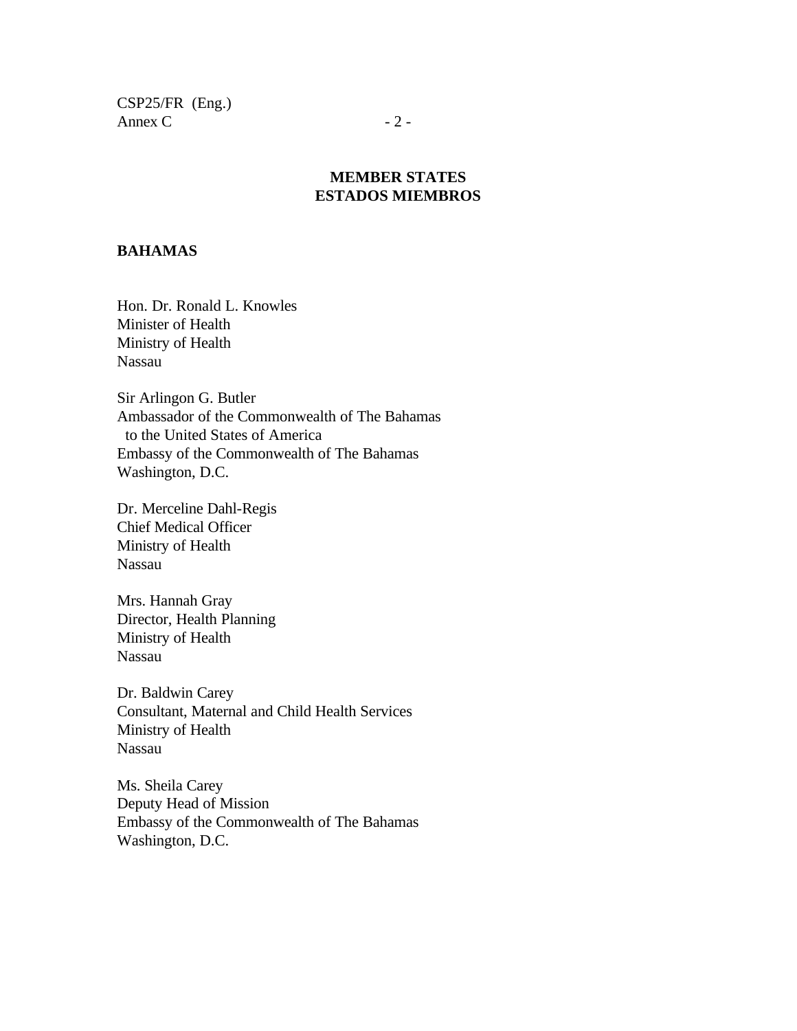**MEMBER STATES**
**ESTADOS MIEMBROS**

**BAHAMAS**

Hon. Dr. Ronald L. Knowles
Minister of Health
Ministry of Health
Nassau

Sir Arlingon G. Butler
Ambassador of the Commonwealth of The Bahamas
to the United States of America
Embassy of the Commonwealth of The Bahamas
Washington, D.C.

Dr. Merceline Dahl-Regis
Chief Medical Officer
Ministry of Health
Nassau

Mrs. Hannah Gray
Director, Health Planning
Ministry of Health
Nassau

Dr. Baldwin Carey
Consultant, Maternal and Child Health Services
Ministry of Health
Nassau

Ms. Sheila Carey
Deputy Head of Mission
Embassy of the Commonwealth of The Bahamas
Washington, D.C.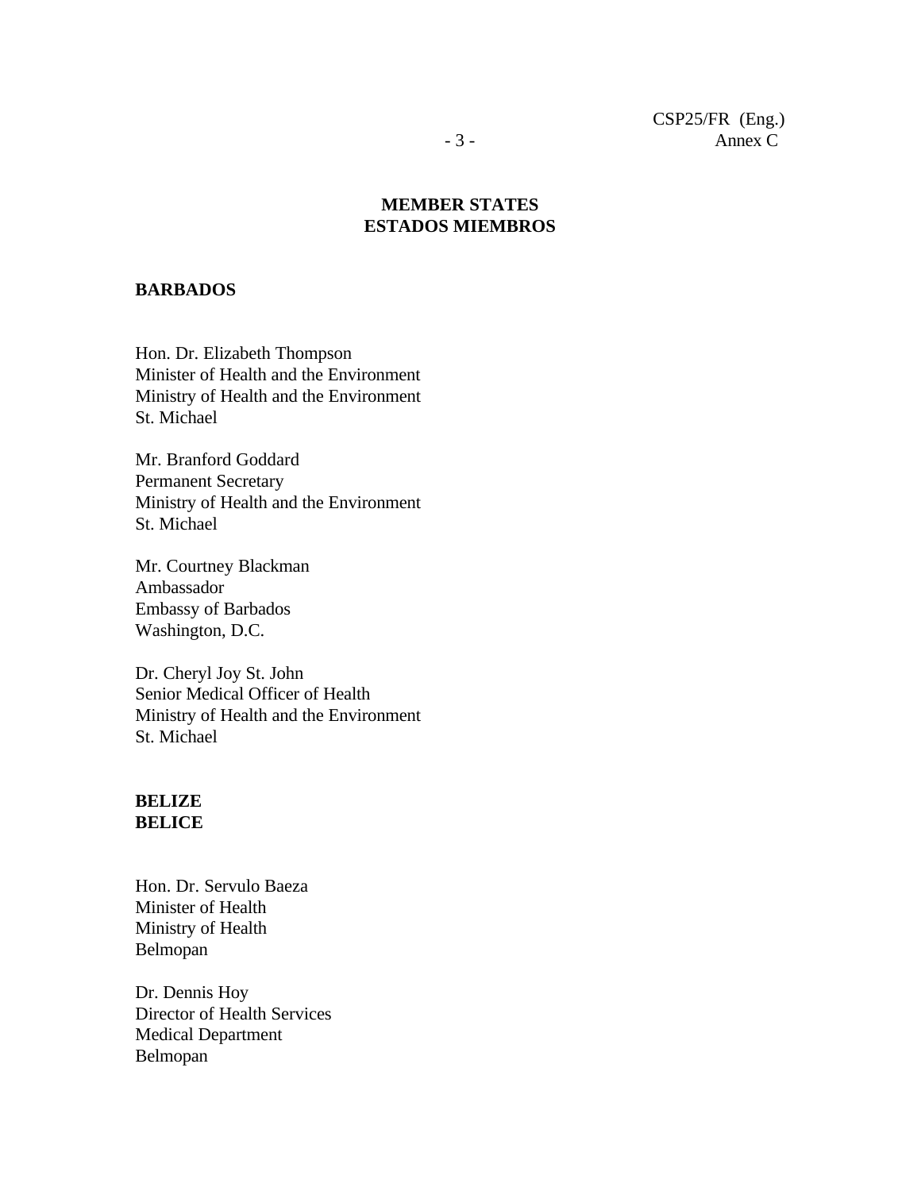## MEMBER STATES
## ESTADOS MIEMBROS

**BARBADOS**

Hon. Dr. Elizabeth Thompson
Minister of Health and the Environment
Ministry of Health and the Environment
St. Michael

Mr. Branford Goddard
Permanent Secretary
Ministry of Health and the Environment
St. Michael

Mr. Courtney Blackman
Ambassador
Embassy of Barbados
Washington, D.C.

Dr. Cheryl Joy St. John
Senior Medical Officer of Health
Ministry of Health and the Environment
St. Michael

**BELIZE**
**BELICE**

Hon. Dr. Servulo Baeza
Minister of Health
Ministry of Health
Belmopan

Dr. Dennis Hoy
Director of Health Services
Medical Department
Belmopan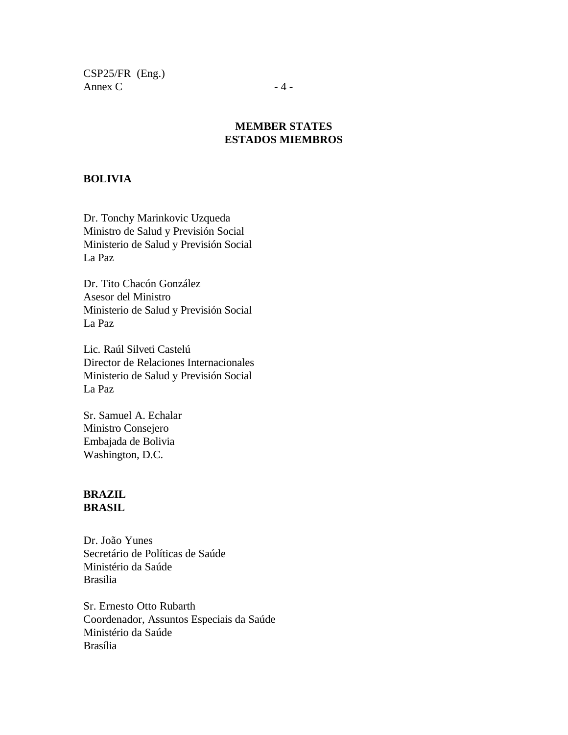## MEMBER STATES
## ESTADOS MIEMBROS

**BOLIVIA**

Dr. Tonchy Marinkovic Uzqueda
Ministro de Salud y Previsión Social
Ministerio de Salud y Previsión Social
La Paz

Dr. Tito Chacón González
Asesor del Ministro
Ministerio de Salud y Previsión Social
La Paz

Lic. Raúl Silveti Castelú
Director de Relaciones Internacionales
Ministerio de Salud y Previsión Social
La Paz

Sr. Samuel A. Echalar
Ministro Consejero
Embajada de Bolivia
Washington, D.C.

**BRAZIL**
**BRASIL**

Dr. João Yunes
Secretário de Políticas de Saúde
Ministério da Saúde
Brasilia

Sr. Ernesto Otto Rubarth
Coordenador, Assuntos Especiais da Saúde
Ministério da Saúde
Brasília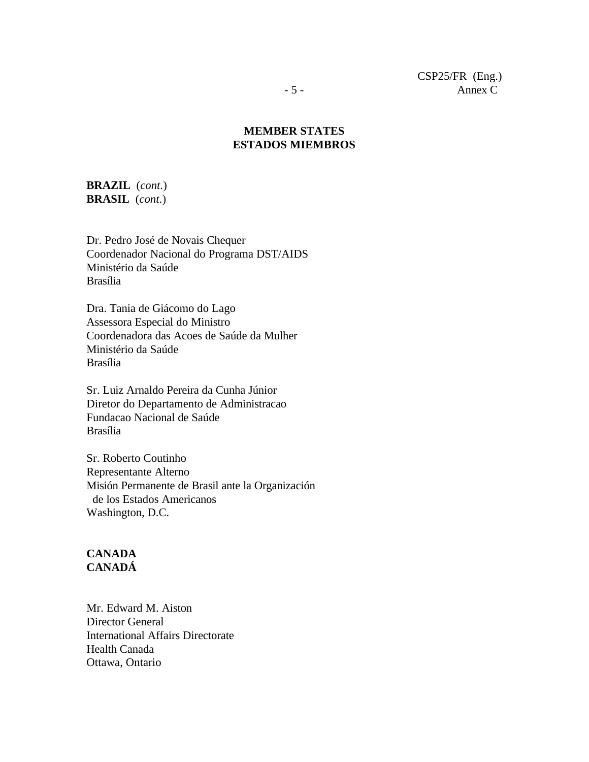**MEMBER STATES**
**ESTADOS MIEMBROS**

**BRAZIL** (*cont.*)
**BRASIL** (*cont.*)

Dr. Pedro José de Novais Chequer
Coordenador Nacional do Programa DST/AIDS
Ministério da Saúde
Brasília

Dra. Tania de Giácomo do Lago
Assessora Especial do Ministro
Coordenadora das Acoes de Saúde da Mulher
Ministério da Saúde
Brasília

Sr. Luiz Arnaldo Pereira da Cunha Júnior
Diretor do Departamento de Administracao
Fundacao Nacional de Saúde
Brasília

Sr. Roberto Coutinho
Representante Alterno
Misión Permanente de Brasil ante la Organización de los Estados Americanos
Washington, D.C.

**CANADA**
**CANADÁ**

Mr. Edward M. Aiston
Director General
International Affairs Directorate
Health Canada
Ottawa, Ontario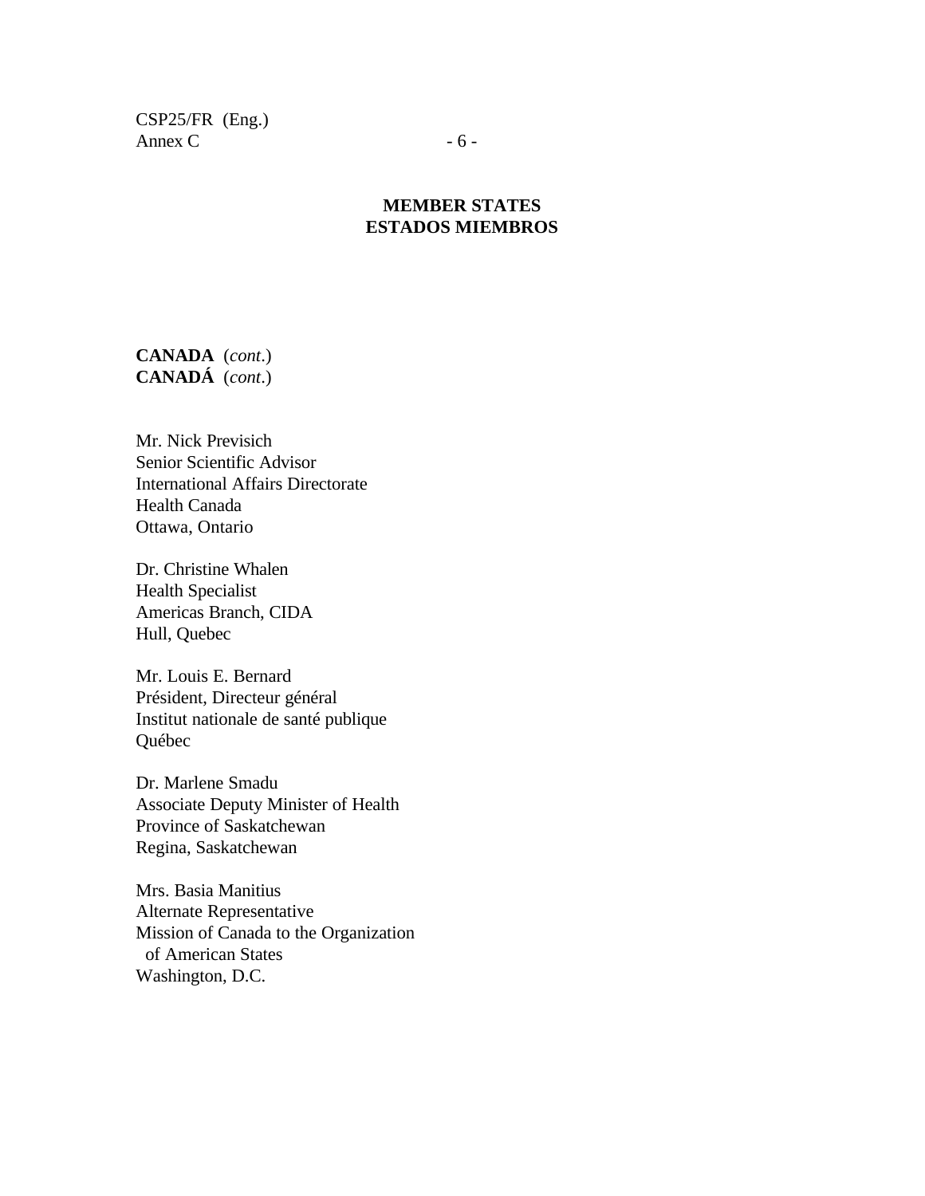**MEMBER STATES**
**ESTADOS MIEMBROS**

**CANADA** (*cont.*)
**CANADÁ** (*cont.*)

Mr. Nick Previsich
Senior Scientific Advisor
International Affairs Directorate
Health Canada
Ottawa, Ontario

Dr. Christine Whalen
Health Specialist
Americas Branch, CIDA
Hull, Quebec

Mr. Louis E. Bernard
Président, Directeur général
Institut nationale de santé publique
Québec

Dr. Marlene Smadu
Associate Deputy Minister of Health
Province of Saskatchewan
Regina, Saskatchewan

Mrs. Basia Manitius
Alternate Representative
Mission of Canada to the Organization of American States
Washington, D.C.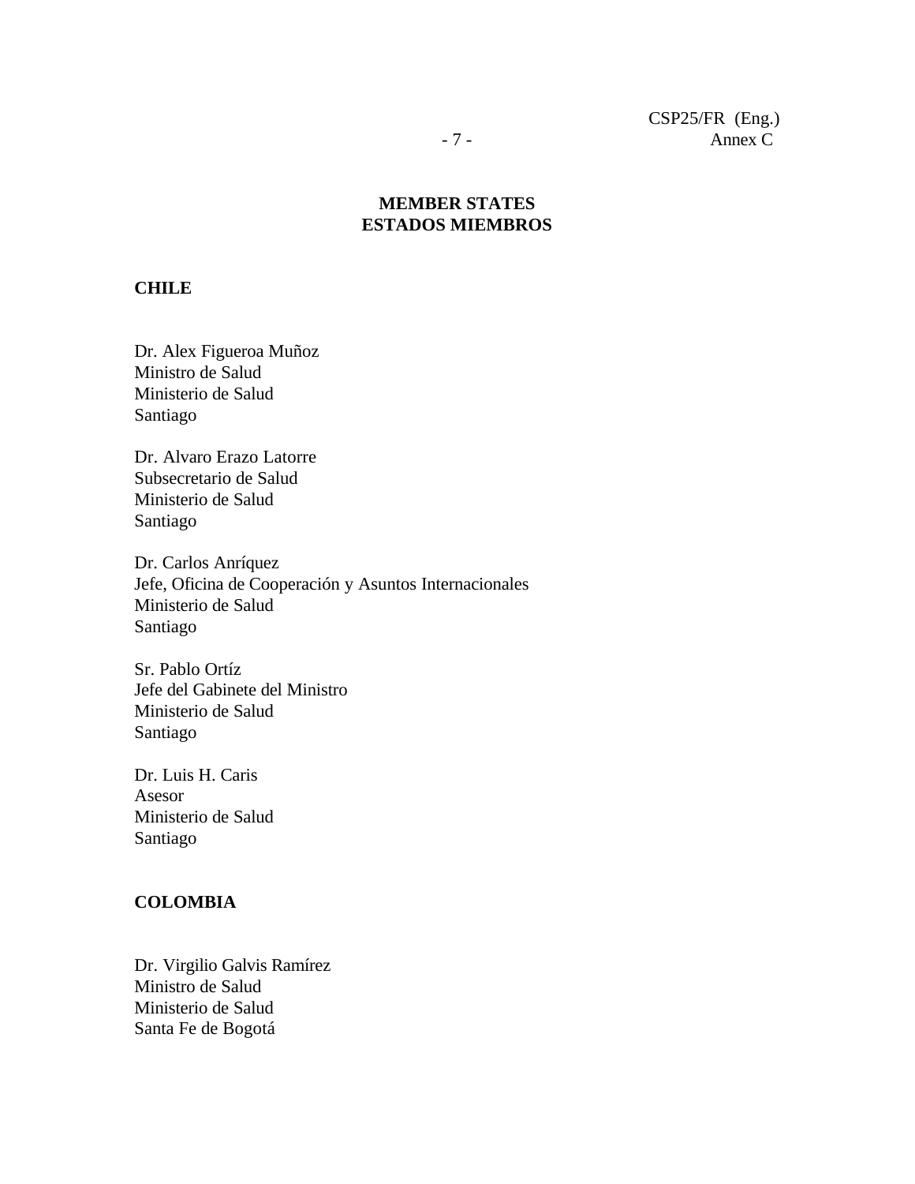**MEMBER STATES**
**ESTADOS MIEMBROS**

**CHILE**

Dr. Alex Figueroa Muñoz
Ministro de Salud
Ministerio de Salud
Santiago

Dr. Alvaro Erazo Latorre
Subsecretario de Salud
Ministerio de Salud
Santiago

Dr. Carlos Anríquez
Jefe, Oficina de Cooperación y Asuntos Internacionales
Ministerio de Salud
Santiago

Sr. Pablo Ortíz
Jefe del Gabinete del Ministro
Ministerio de Salud
Santiago

Dr. Luis H. Caris
Asesor
Ministerio de Salud
Santiago

**COLOMBIA**

Dr. Virgilio Galvis Ramírez
Ministro de Salud
Ministerio de Salud
Santa Fe de Bogotá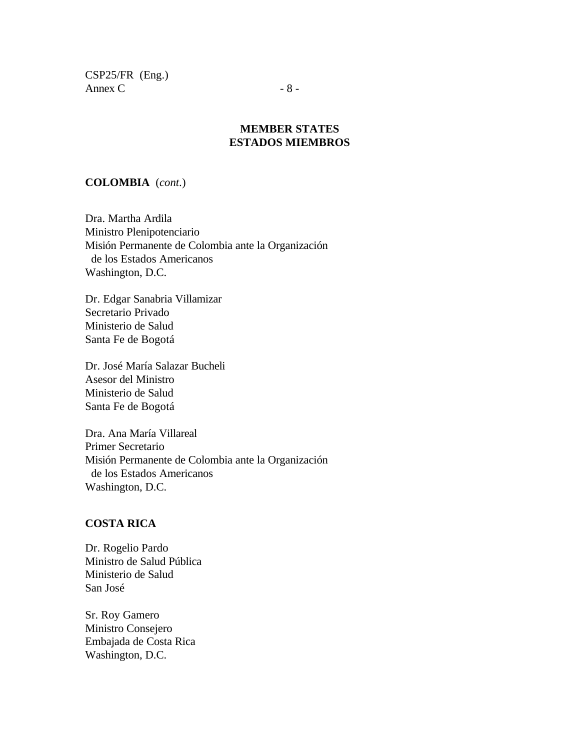**MEMBER STATES**
**ESTADOS MIEMBROS**

**COLOMBIA** (*cont.*)

Dra. Martha Ardila
Ministro Plenipotenciario
Misión Permanente de Colombia ante la Organización
de los Estados Americanos
Washington, D.C.

Dr. Edgar Sanabria Villamizar
Secretario Privado
Ministerio de Salud
Santa Fe de Bogotá

Dr. José María Salazar Bucheli
Asesor del Ministro
Ministerio de Salud
Santa Fe de Bogotá

Dra. Ana María Villareal
Primer Secretario
Misión Permanente de Colombia ante la Organización
de los Estados Americanos
Washington, D.C.

**COSTA RICA**

Dr. Rogelio Pardo
Ministro de Salud Pública
Ministerio de Salud
San José

Sr. Roy Gamero
Ministro Consejero
Embajada de Costa Rica
Washington, D.C.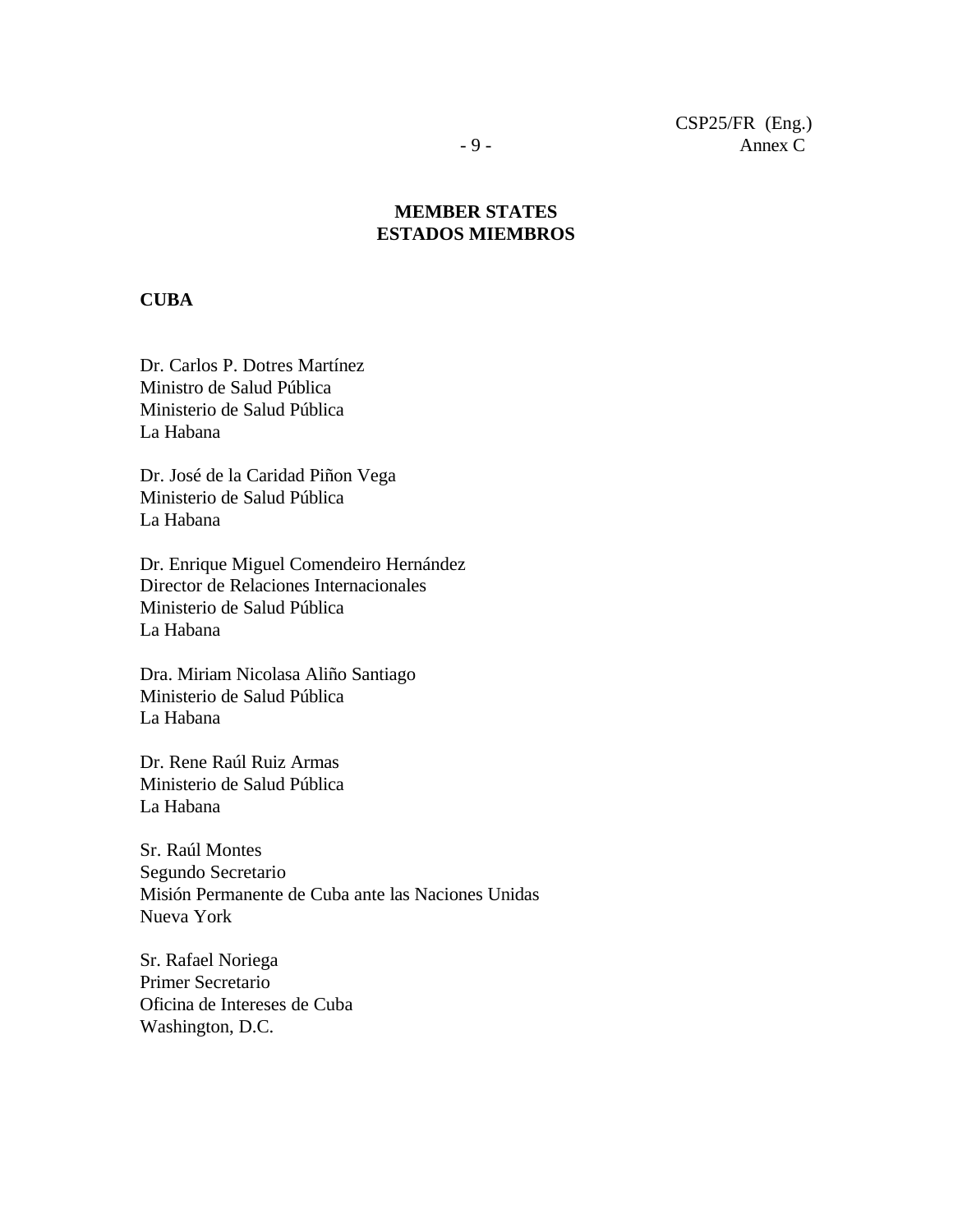**MEMBER STATES**
**ESTADOS MIEMBROS**

**CUBA**

Dr. Carlos P. Dotres Martínez
Ministro de Salud Pública
Ministerio de Salud Pública
La Habana

Dr. José de la Caridad Piñon Vega
Ministerio de Salud Pública
La Habana

Dr. Enrique Miguel Comendeiro Hernández
Director de Relaciones Internacionales
Ministerio de Salud Pública
La Habana

Dra. Miriam Nicolasa Aliño Santiago
Ministerio de Salud Pública
La Habana

Dr. Rene Raúl Ruiz Armas
Ministerio de Salud Pública
La Habana

Sr. Raúl Montes
Segundo Secretario
Misión Permanente de Cuba ante las Naciones Unidas
Nueva York

Sr. Rafael Noriega
Primer Secretario
Oficina de Intereses de Cuba
Washington, D.C.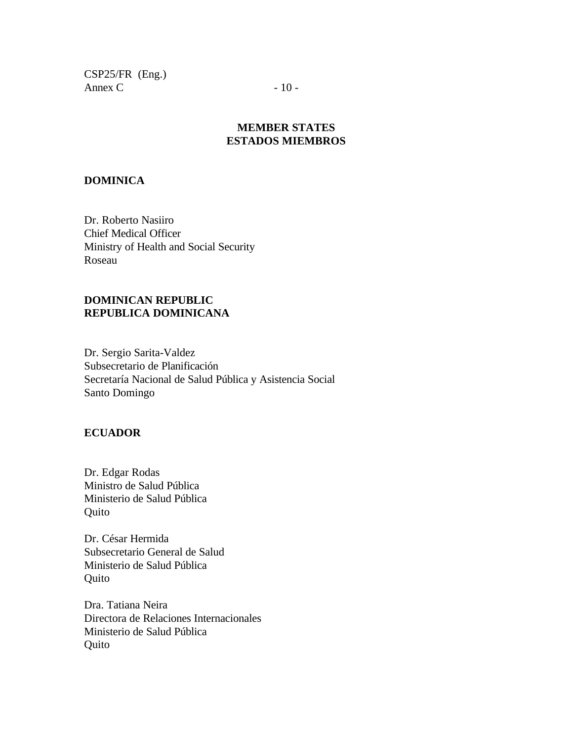## MEMBER STATES
## ESTADOS MIEMBROS

**DOMINICA**

Dr. Roberto Nasiiro
Chief Medical Officer
Ministry of Health and Social Security
Roseau

**DOMINICAN REPUBLIC**
**REPUBLICA DOMINICANA**

Dr. Sergio Sarita-Valdez
Subsecretario de Planificación
Secretaría Nacional de Salud Pública y Asistencia Social
Santo Domingo

**ECUADOR**

Dr. Edgar Rodas
Ministro de Salud Pública
Ministerio de Salud Pública
Quito

Dr. César Hermida
Subsecretario General de Salud
Ministerio de Salud Pública
Quito

Dra. Tatiana Neira
Directora de Relaciones Internacionales
Ministerio de Salud Pública
Quito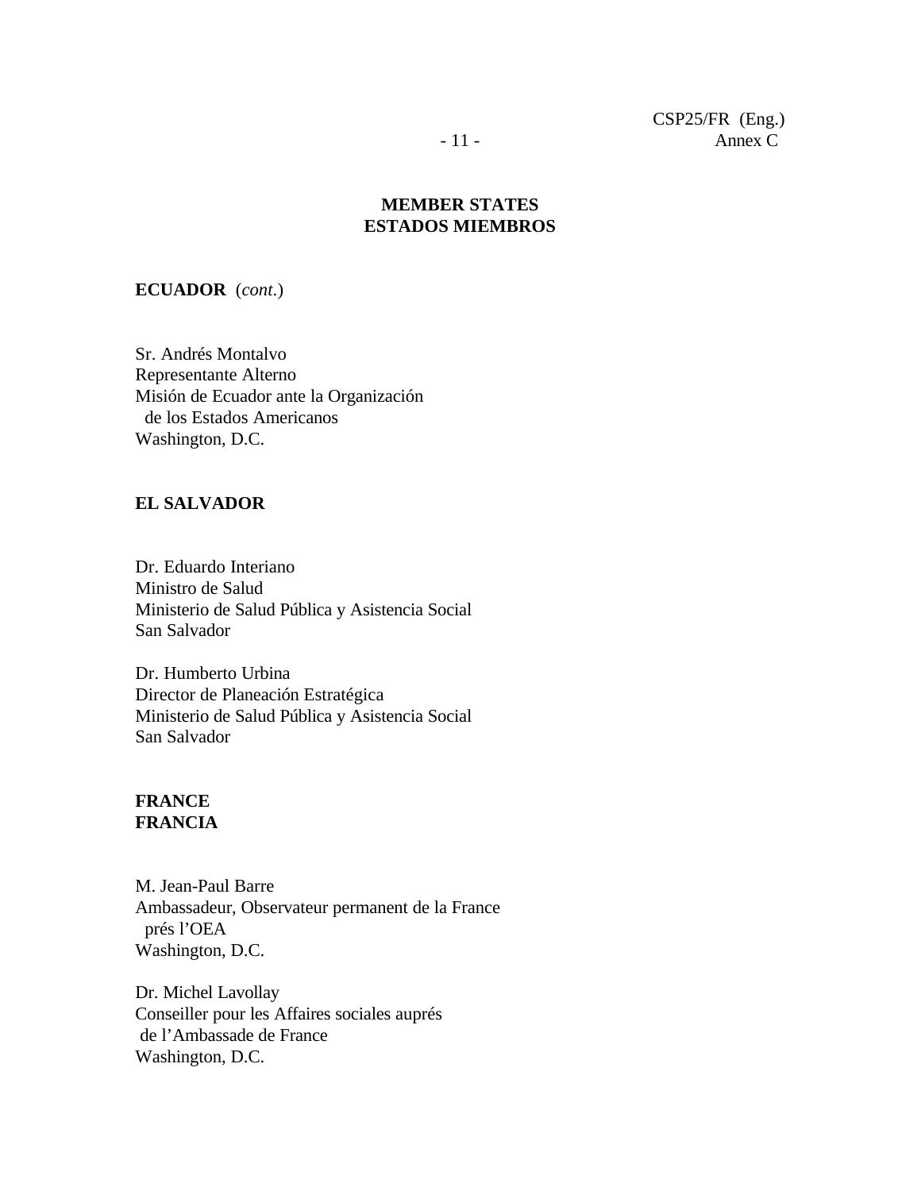**MEMBER STATES**
**ESTADOS MIEMBROS**

**ECUADOR** (*cont.*)

Sr. Andrés Montalvo
Representante Alterno
Misión de Ecuador ante la Organización
de los Estados Americanos
Washington, D.C.

**EL SALVADOR**

Dr. Eduardo Interiano
Ministro de Salud
Ministerio de Salud Pública y Asistencia Social
San Salvador

Dr. Humberto Urbina
Director de Planeación Estratégica
Ministerio de Salud Pública y Asistencia Social
San Salvador

**FRANCE**
**FRANCIA**

M. Jean-Paul Barre
Ambassadeur, Observateur permanent de la France
prés l'OEA
Washington, D.C.

Dr. Michel Lavollay
Conseiller pour les Affaires sociales auprés
de l'Ambassade de France
Washington, D.C.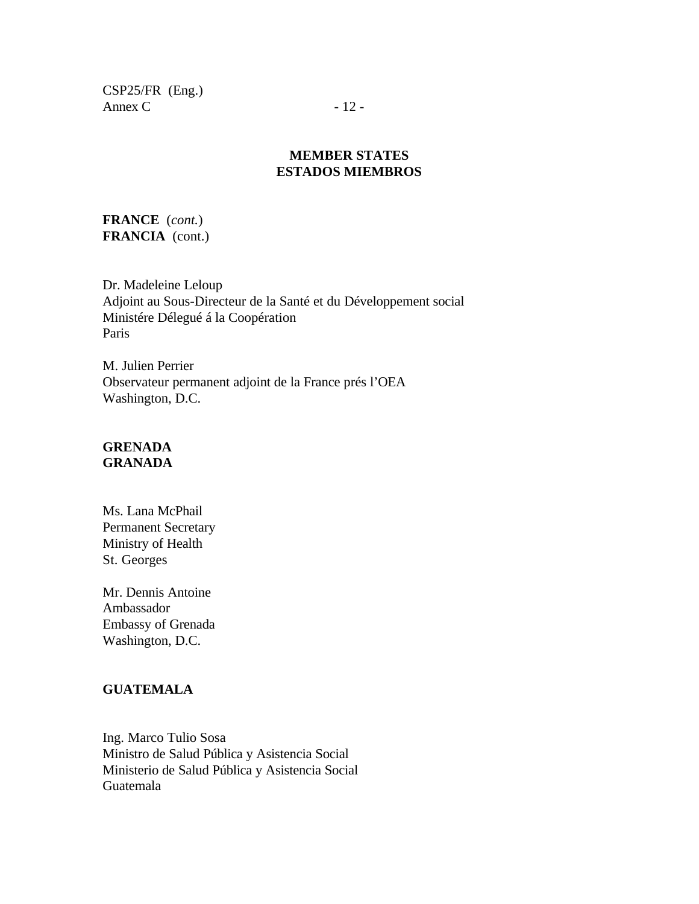**MEMBER STATES**
**ESTADOS MIEMBROS**

**FRANCE** (*cont.*)
**FRANCIA** (cont.)

Dr. Madeleine Leloup
Adjoint au Sous-Directeur de la Santé et du Développement social
Ministére Délegué á la Coopération
Paris

M. Julien Perrier
Observateur permanent adjoint de la France prés l'OEA
Washington, D.C.

**GRENADA**
**GRANADA**

Ms. Lana McPhail
Permanent Secretary
Ministry of Health
St. Georges

Mr. Dennis Antoine
Ambassador
Embassy of Grenada
Washington, D.C.

**GUATEMALA**

Ing. Marco Tulio Sosa
Ministro de Salud Pública y Asistencia Social
Ministerio de Salud Pública y Asistencia Social
Guatemala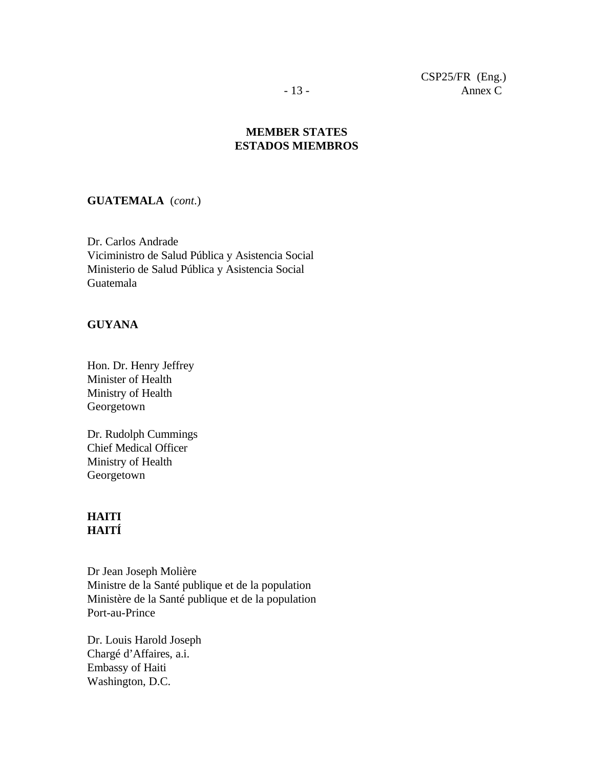**MEMBER STATES**
**ESTADOS MIEMBROS**

**GUATEMALA** (*cont.*)

Dr. Carlos Andrade
Viciministro de Salud Pública y Asistencia Social
Ministerio de Salud Pública y Asistencia Social
Guatemala

**GUYANA**

Hon. Dr. Henry Jeffrey
Minister of Health
Ministry of Health
Georgetown

Dr. Rudolph Cummings
Chief Medical Officer
Ministry of Health
Georgetown

**HAITI**
**HAITÍ**

Dr Jean Joseph Molière
Ministre de la Santé publique et de la population
Ministère de la Santé publique et de la population
Port-au-Prince

Dr. Louis Harold Joseph
Chargé d'Affaires, a.i.
Embassy of Haiti
Washington, D.C.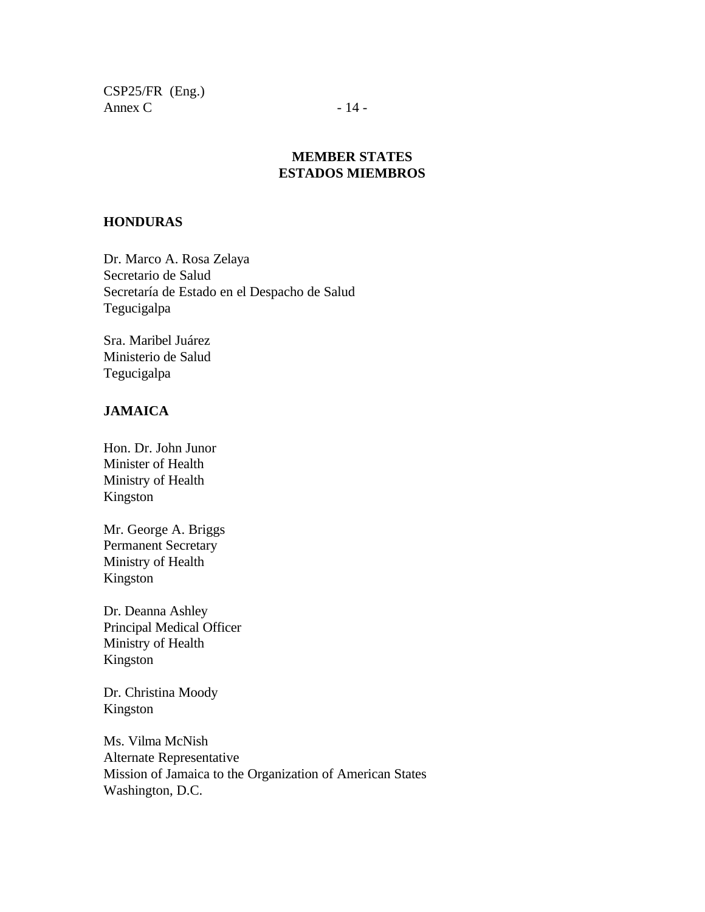**MEMBER STATES**
**ESTADOS MIEMBROS**

**HONDURAS**

Dr. Marco A. Rosa Zelaya
Secretario de Salud
Secretaría de Estado en el Despacho de Salud
Tegucigalpa

Sra. Maribel Juárez
Ministerio de Salud
Tegucigalpa

**JAMAICA**

Hon. Dr. John Junor
Minister of Health
Ministry of Health
Kingston

Mr. George A. Briggs
Permanent Secretary
Ministry of Health
Kingston

Dr. Deanna Ashley
Principal Medical Officer
Ministry of Health
Kingston

Dr. Christina Moody
Kingston

Ms. Vilma McNish
Alternate Representative
Mission of Jamaica to the Organization of American States
Washington, D.C.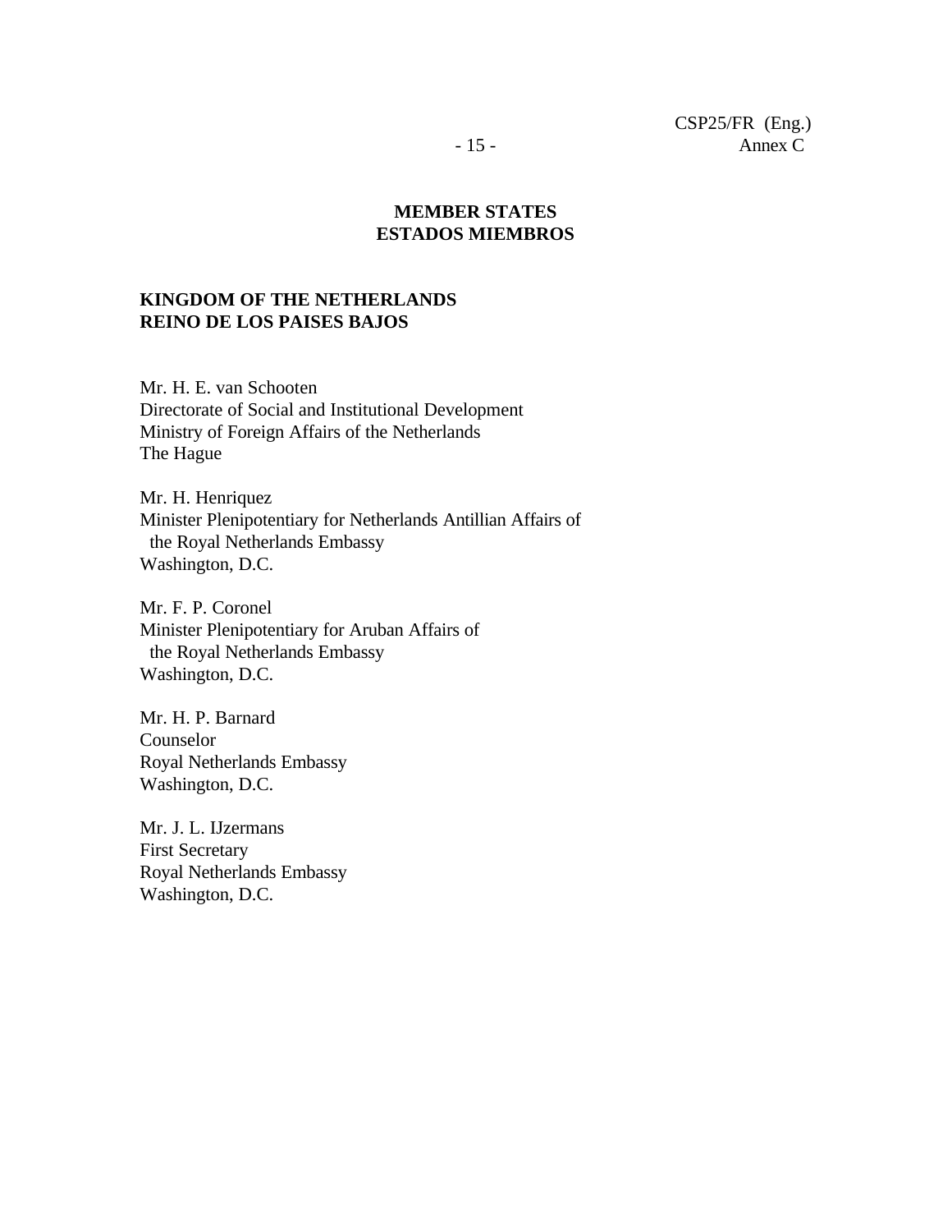**MEMBER STATES**
**ESTADOS MIEMBROS**

**KINGDOM OF THE NETHERLANDS**
**REINO DE LOS PAISES BAJOS**

Mr. H. E. van Schooten
Directorate of Social and Institutional Development
Ministry of Foreign Affairs of the Netherlands
The Hague

Mr. H. Henriquez
Minister Plenipotentiary for Netherlands Antillian Affairs of
  the Royal Netherlands Embassy
Washington, D.C.

Mr. F. P. Coronel
Minister Plenipotentiary for Aruban Affairs of
  the Royal Netherlands Embassy
Washington, D.C.

Mr. H. P. Barnard
Counselor
Royal Netherlands Embassy
Washington, D.C.

Mr. J. L. IJzermans
First Secretary
Royal Netherlands Embassy
Washington, D.C.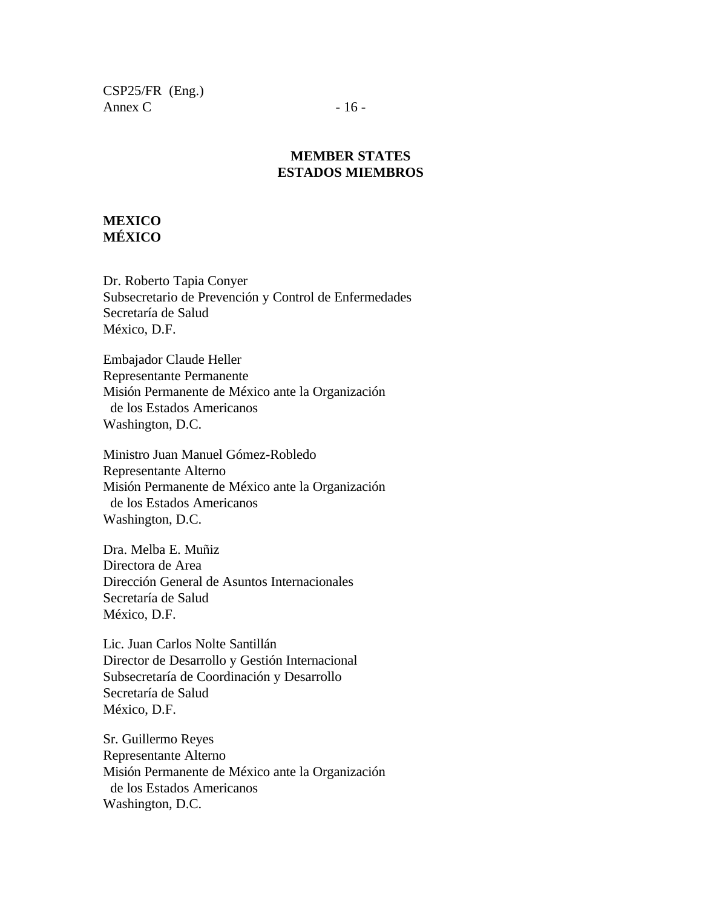**MEMBER STATES**
**ESTADOS MIEMBROS**

**MEXICO**
**MÉXICO**

Dr. Roberto Tapia Conyer
Subsecretario de Prevención y Control de Enfermedades
Secretaría de Salud
México, D.F.

Embajador Claude Heller
Representante Permanente
Misión Permanente de México ante la Organización
de los Estados Americanos
Washington, D.C.

Ministro Juan Manuel Gómez-Robledo
Representante Alterno
Misión Permanente de México ante la Organización
de los Estados Americanos
Washington, D.C.

Dra. Melba E. Muñiz
Directora de Area
Dirección General de Asuntos Internacionales
Secretaría de Salud
México, D.F.

Lic. Juan Carlos Nolte Santillán
Director de Desarrollo y Gestión Internacional
Subsecretaría de Coordinación y Desarrollo
Secretaría de Salud
México, D.F.

Sr. Guillermo Reyes
Representante Alterno
Misión Permanente de México ante la Organización
de los Estados Americanos
Washington, D.C.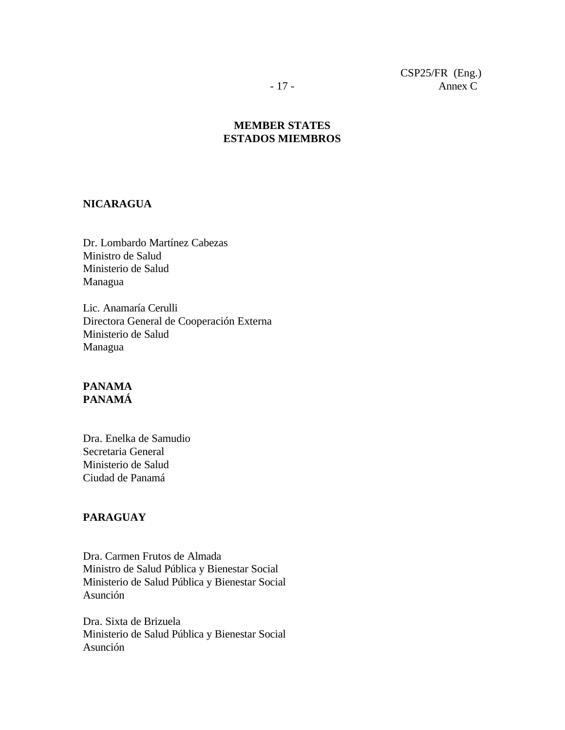**MEMBER STATES**
**ESTADOS MIEMBROS**

**NICARAGUA**

Dr. Lombardo Martínez Cabezas
Ministro de Salud
Ministerio de Salud
Managua

Lic. Anamaría Cerulli
Directora General de Cooperación Externa
Ministerio de Salud
Managua

**PANAMA**
**PANAMÁ**

Dra. Enelka de Samudio
Secretaria General
Ministerio de Salud
Ciudad de Panamá

**PARAGUAY**

Dra. Carmen Frutos de Almada
Ministro de Salud Pública y Bienestar Social
Ministerio de Salud Pública y Bienestar Social
Asunción

Dra. Sixta de Brizuela
Ministerio de Salud Pública y Bienestar Social
Asunción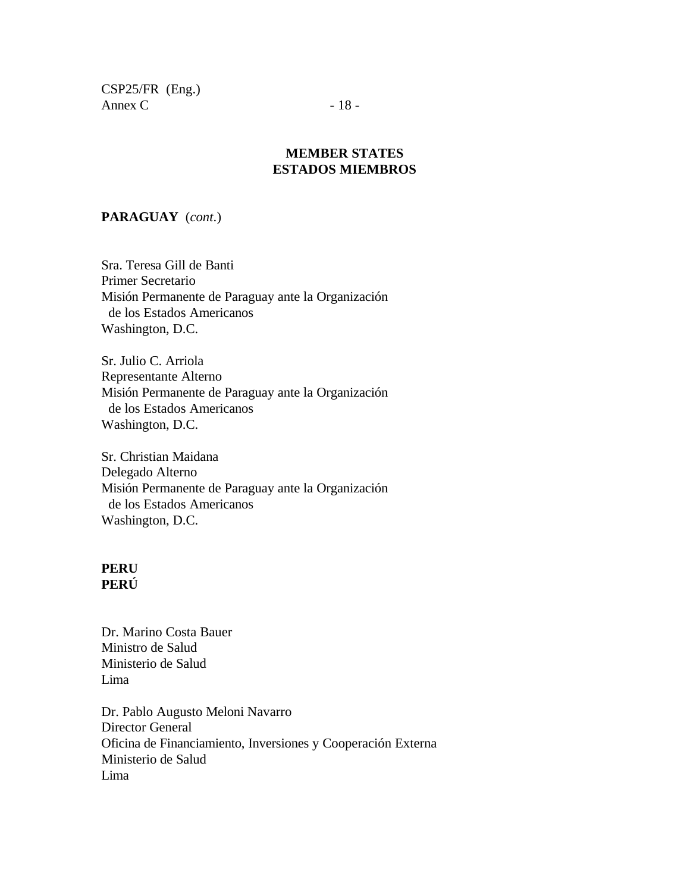**MEMBER STATES**
**ESTADOS MIEMBROS**

**PARAGUAY** (*cont.*)

Sra. Teresa Gill de Banti
Primer Secretario
Misión Permanente de Paraguay ante la Organización
de los Estados Americanos
Washington, D.C.

Sr. Julio C. Arriola
Representante Alterno
Misión Permanente de Paraguay ante la Organización
de los Estados Americanos
Washington, D.C.

Sr. Christian Maidana
Delegado Alterno
Misión Permanente de Paraguay ante la Organización
de los Estados Americanos
Washington, D.C.

**PERU**
**PERÚ**

Dr. Marino Costa Bauer
Ministro de Salud
Ministerio de Salud
Lima

Dr. Pablo Augusto Meloni Navarro
Director General
Oficina de Financiamiento, Inversiones y Cooperación Externa
Ministerio de Salud
Lima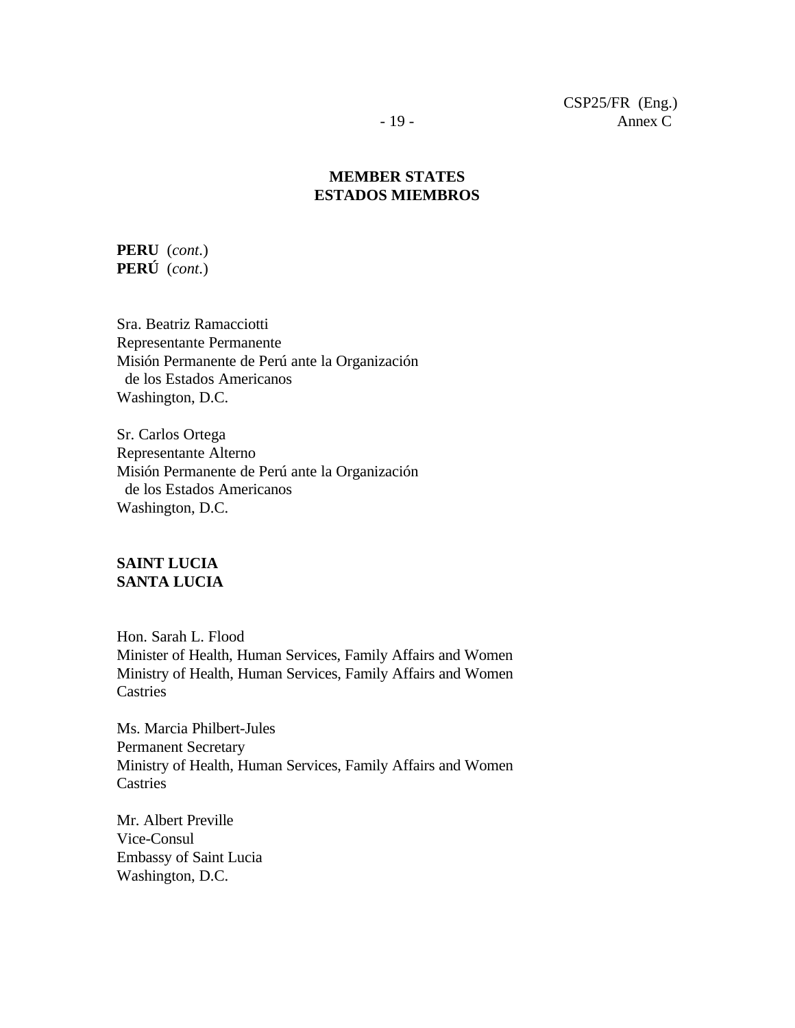**MEMBER STATES**
**ESTADOS MIEMBROS**

**PERU** (*cont.*)
**PERÚ** (*cont.*)

Sra. Beatriz Ramacciotti
Representante Permanente
Misión Permanente de Perú ante la Organización de los Estados Americanos
Washington, D.C.

Sr. Carlos Ortega
Representante Alterno
Misión Permanente de Perú ante la Organización de los Estados Americanos
Washington, D.C.

**SAINT LUCIA**
**SANTA LUCIA**

Hon. Sarah L. Flood
Minister of Health, Human Services, Family Affairs and Women
Ministry of Health, Human Services, Family Affairs and Women
Castries

Ms. Marcia Philbert-Jules
Permanent Secretary
Ministry of Health, Human Services, Family Affairs and Women
Castries

Mr. Albert Preville
Vice-Consul
Embassy of Saint Lucia
Washington, D.C.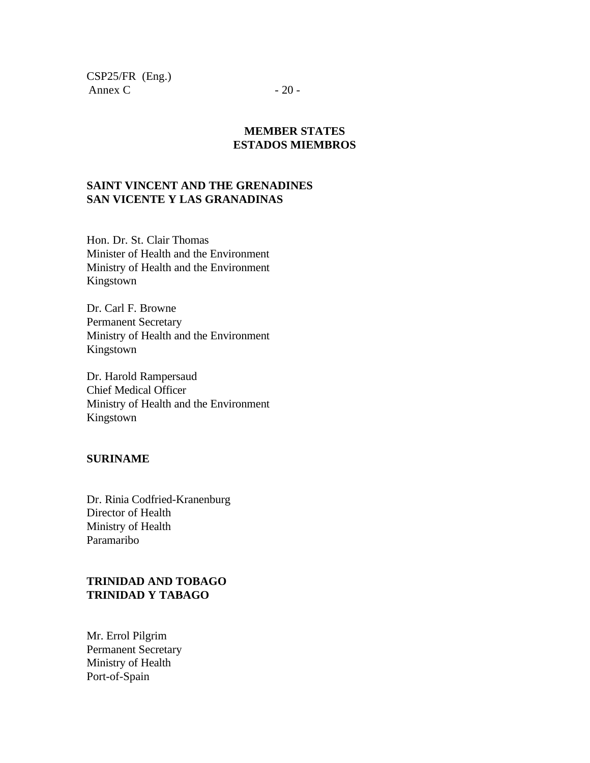**MEMBER STATES**
**ESTADOS MIEMBROS**

**SAINT VINCENT AND THE GRENADINES**
**SAN VICENTE Y LAS GRANADINAS**

Hon. Dr. St. Clair Thomas
Minister of Health and the Environment
Ministry of Health and the Environment
Kingstown

Dr. Carl F. Browne
Permanent Secretary
Ministry of Health and the Environment
Kingstown

Dr. Harold Rampersaud
Chief Medical Officer
Ministry of Health and the Environment
Kingstown

**SURINAME**

Dr. Rinia Codfried-Kranenburg
Director of Health
Ministry of Health
Paramaribo

**TRINIDAD AND TOBAGO**
**TRINIDAD Y TABAGO**

Mr. Errol Pilgrim
Permanent Secretary
Ministry of Health
Port-of-Spain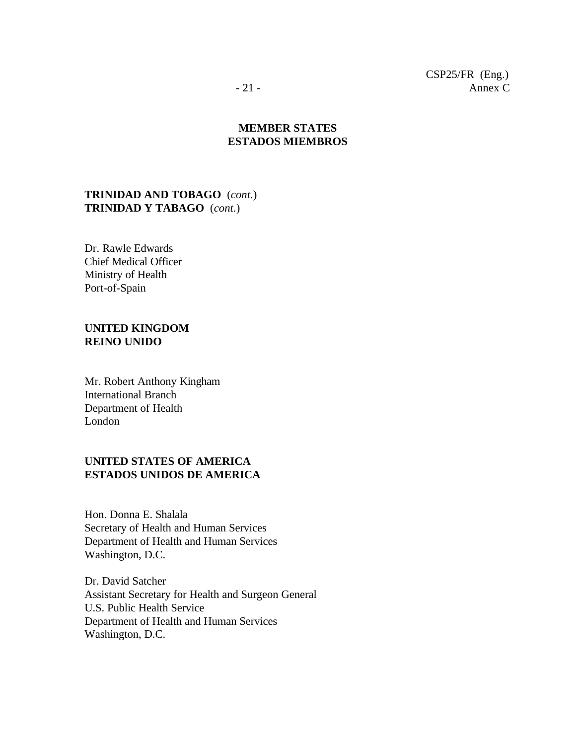**MEMBER STATES**
**ESTADOS MIEMBROS**

**TRINIDAD AND TOBAGO** (*cont.*)
**TRINIDAD Y TABAGO** (*cont.*)

Dr. Rawle Edwards
Chief Medical Officer
Ministry of Health
Port-of-Spain

**UNITED KINGDOM**
**REINO UNIDO**

Mr. Robert Anthony Kingham
International Branch
Department of Health
London

**UNITED STATES OF AMERICA**
**ESTADOS UNIDOS DE AMERICA**

Hon. Donna E. Shalala
Secretary of Health and Human Services
Department of Health and Human Services
Washington, D.C.

Dr. David Satcher
Assistant Secretary for Health and Surgeon General
U.S. Public Health Service
Department of Health and Human Services
Washington, D.C.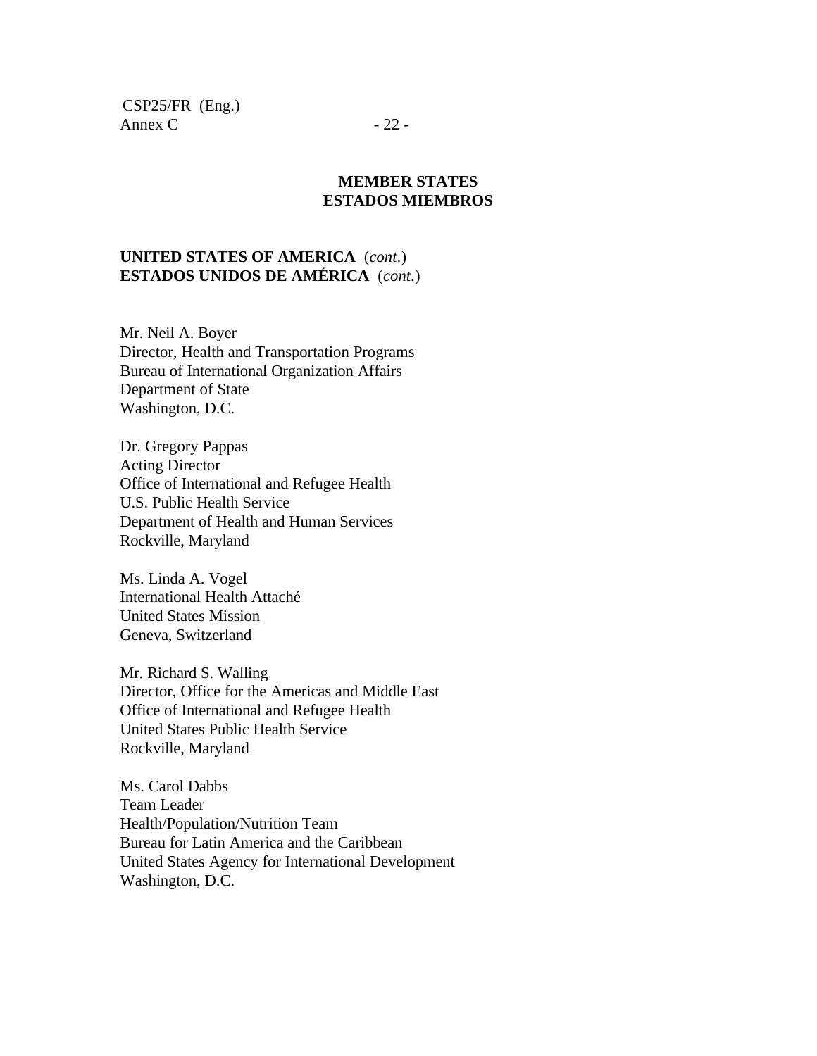**MEMBER STATES**
**ESTADOS MIEMBROS**

**UNITED STATES OF AMERICA** (*cont.*)
**ESTADOS UNIDOS DE AMÉRICA** (*cont.*)

Mr. Neil A. Boyer
Director, Health and Transportation Programs
Bureau of International Organization Affairs
Department of State
Washington, D.C.

Dr. Gregory Pappas
Acting Director
Office of International and Refugee Health
U.S. Public Health Service
Department of Health and Human Services
Rockville, Maryland

Ms. Linda A. Vogel
International Health Attaché
United States Mission
Geneva, Switzerland

Mr. Richard S. Walling
Director, Office for the Americas and Middle East
Office of International and Refugee Health
United States Public Health Service
Rockville, Maryland

Ms. Carol Dabbs
Team Leader
Health/Population/Nutrition Team
Bureau for Latin America and the Caribbean
United States Agency for International Development
Washington, D.C.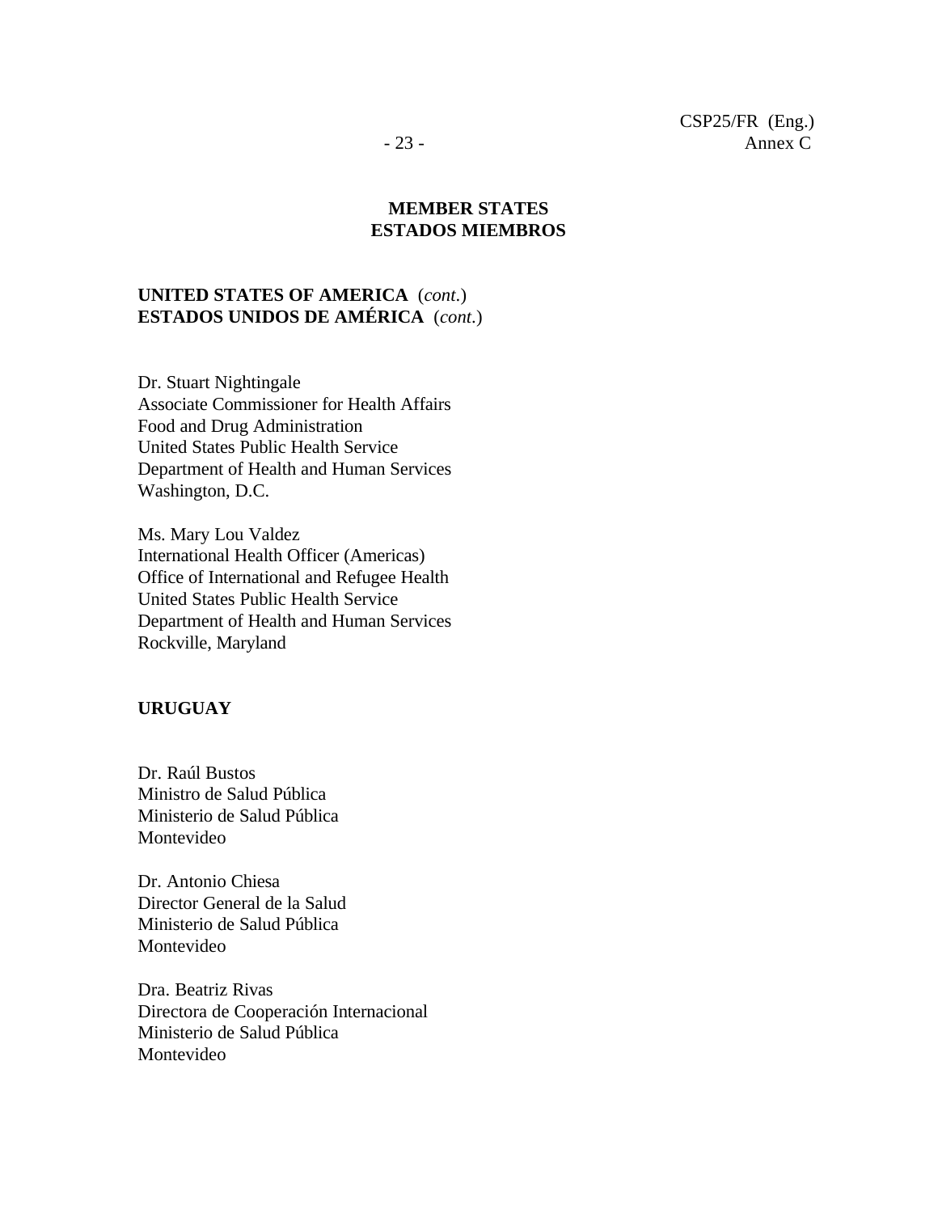**MEMBER STATES**
**ESTADOS MIEMBROS**

**UNITED STATES OF AMERICA** (*cont.*)
**ESTADOS UNIDOS DE AMÉRICA** (*cont.*)

Dr. Stuart Nightingale
Associate Commissioner for Health Affairs
Food and Drug Administration
United States Public Health Service
Department of Health and Human Services
Washington, D.C.

Ms. Mary Lou Valdez
International Health Officer (Americas)
Office of International and Refugee Health
United States Public Health Service
Department of Health and Human Services
Rockville, Maryland

**URUGUAY**

Dr. Raúl Bustos
Ministro de Salud Pública
Ministerio de Salud Pública
Montevideo

Dr. Antonio Chiesa
Director General de la Salud
Ministerio de Salud Pública
Montevideo

Dra. Beatriz Rivas
Directora de Cooperación Internacional
Ministerio de Salud Pública
Montevideo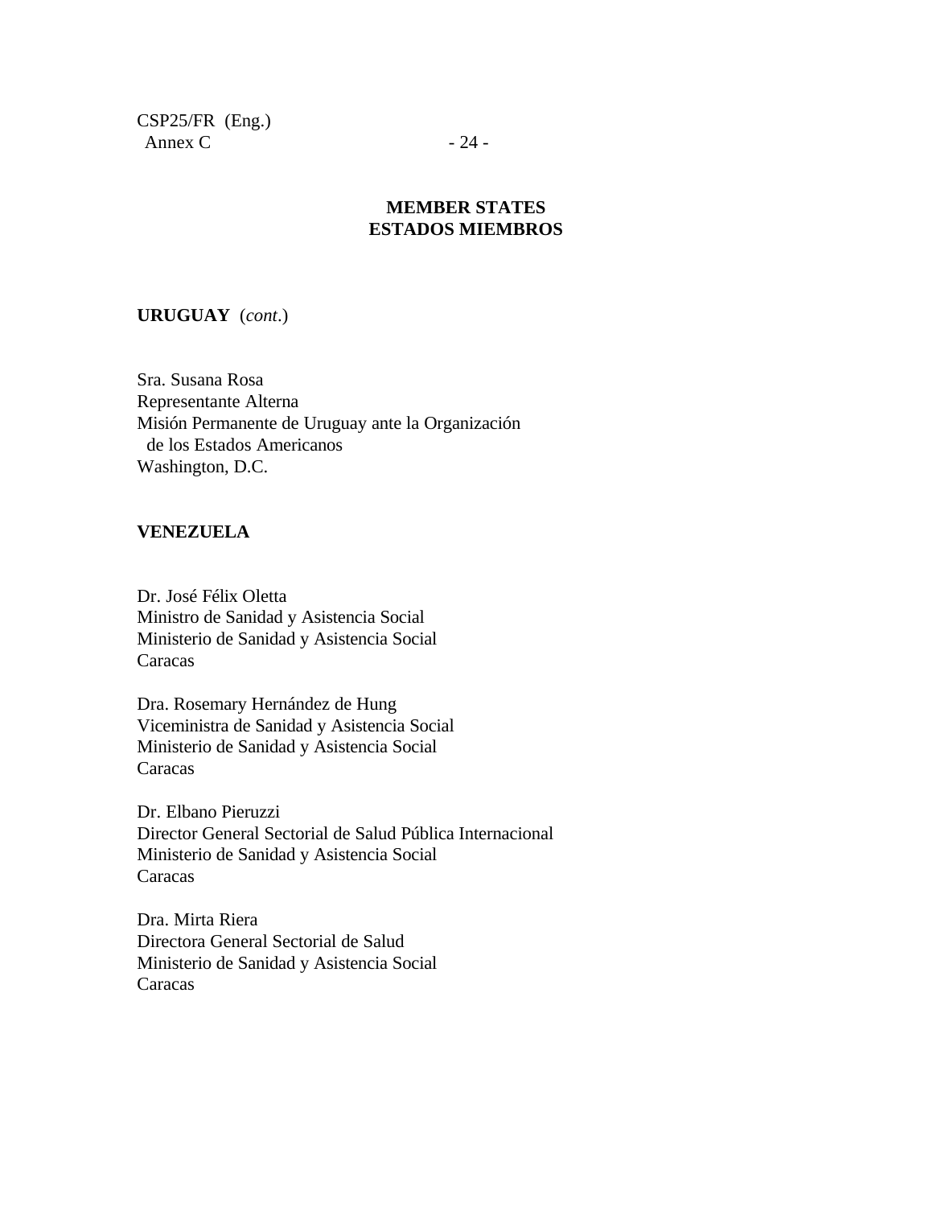**MEMBER STATES**
**ESTADOS MIEMBROS**

**URUGUAY** (*cont.*)

Sra. Susana Rosa
Representante Alterna
Misión Permanente de Uruguay ante la Organización
de los Estados Americanos
Washington, D.C.

**VENEZUELA**

Dr. José Félix Oletta
Ministro de Sanidad y Asistencia Social
Ministerio de Sanidad y Asistencia Social
Caracas

Dra. Rosemary Hernández de Hung
Viceministra de Sanidad y Asistencia Social
Ministerio de Sanidad y Asistencia Social
Caracas

Dr. Elbano Pieruzzi
Director General Sectorial de Salud Pública Internacional
Ministerio de Sanidad y Asistencia Social
Caracas

Dra. Mirta Riera
Directora General Sectorial de Salud
Ministerio de Sanidad y Asistencia Social
Caracas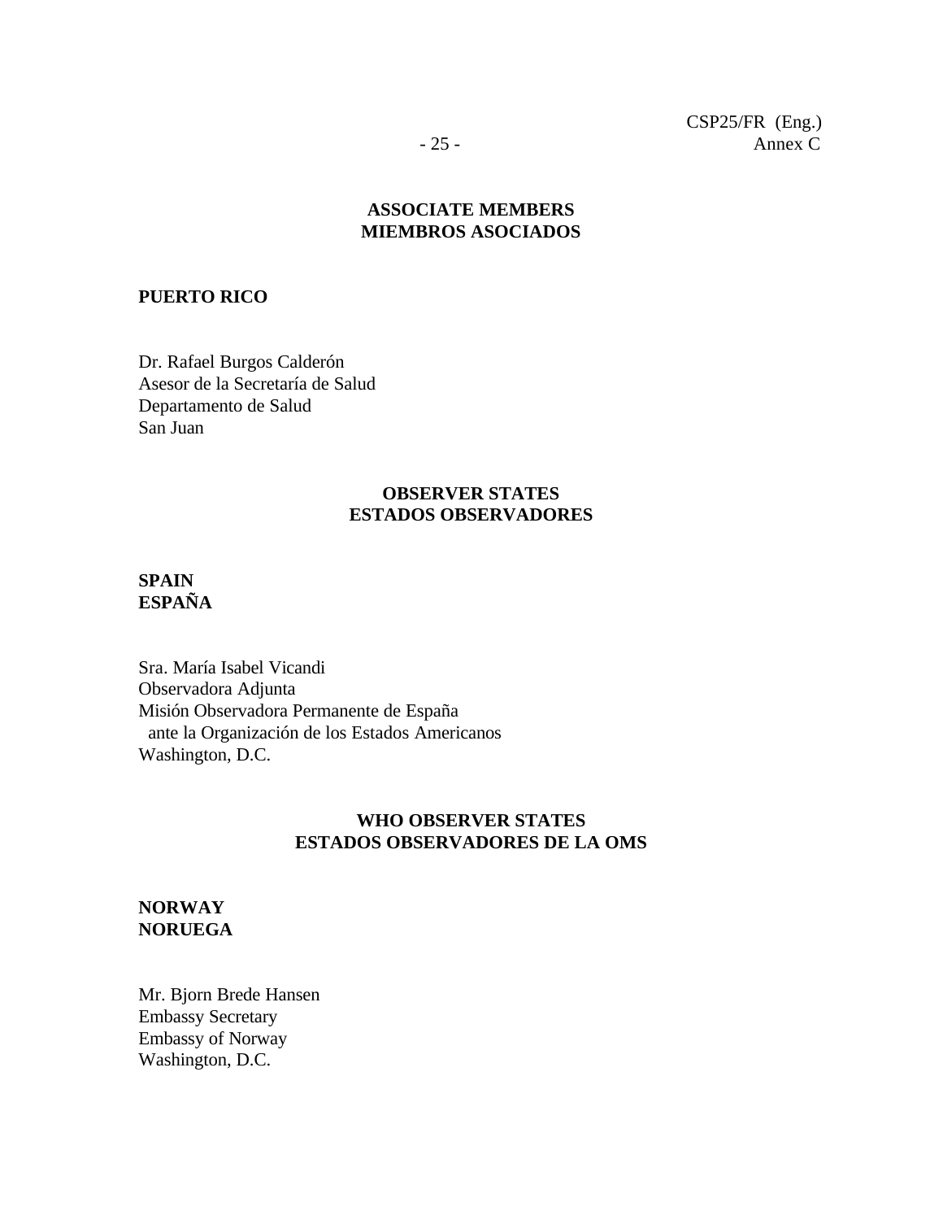## ASSOCIATE MEMBERS
## MIEMBROS ASOCIADOS

**PUERTO RICO**

Dr. Rafael Burgos Calderón
Asesor de la Secretaría de Salud
Departamento de Salud
San Juan

## OBSERVER STATES
## ESTADOS OBSERVADORES

**SPAIN**
**ESPAÑA**

Sra. María Isabel Vicandi
Observadora Adjunta
Misión Observadora Permanente de España
ante la Organización de los Estados Americanos
Washington, D.C.

## WHO OBSERVER STATES
## ESTADOS OBSERVADORES DE LA OMS

**NORWAY**
**NORUEGA**

Mr. Bjorn Brede Hansen
Embassy Secretary
Embassy of Norway
Washington, D.C.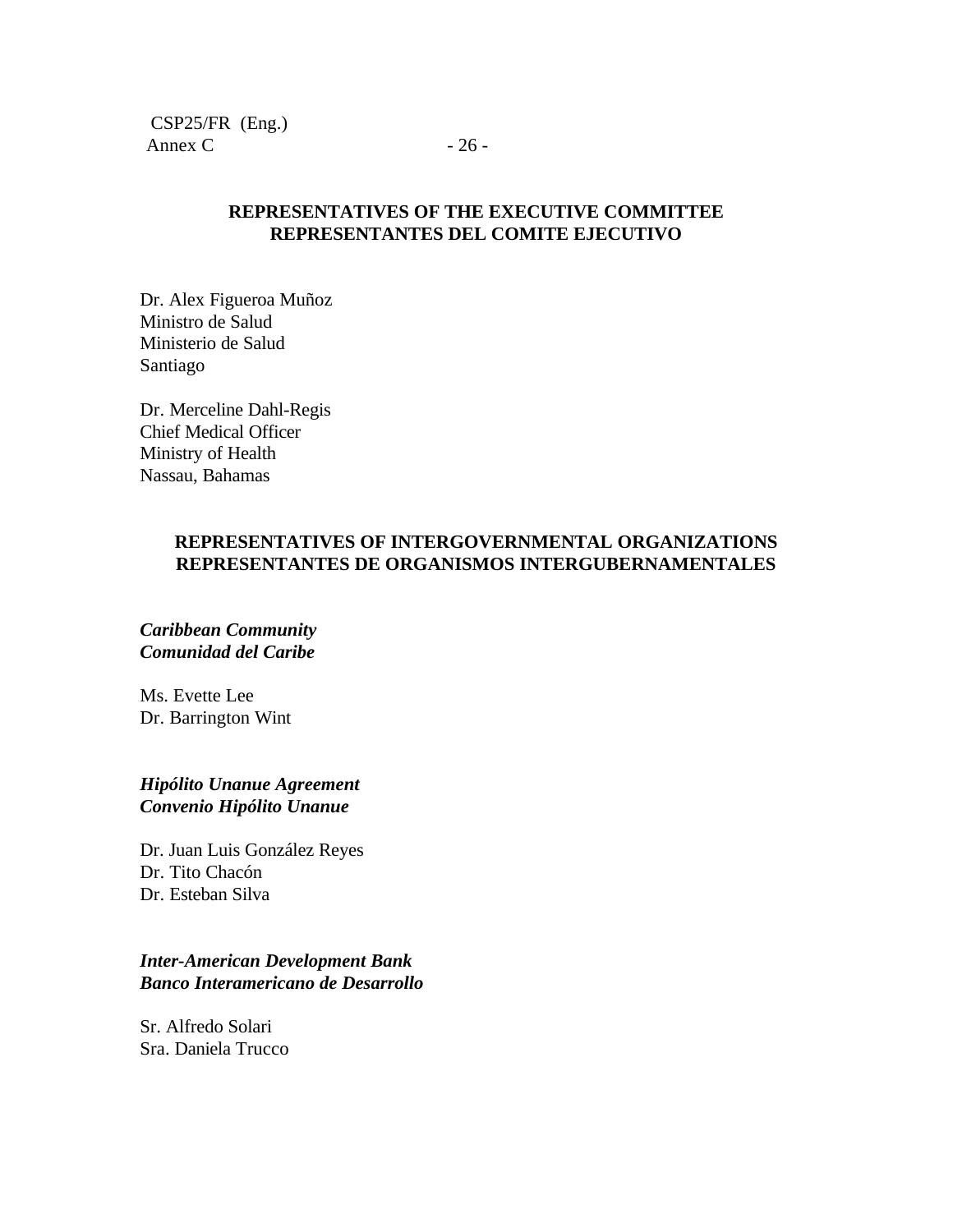## REPRESENTATIVES OF THE EXECUTIVE COMMITTEE
## REPRESENTANTES DEL COMITE EJECUTIVO

Dr. Alex Figueroa Muñoz
Ministro de Salud
Ministerio de Salud
Santiago

Dr. Merceline Dahl-Regis
Chief Medical Officer
Ministry of Health
Nassau, Bahamas

## REPRESENTATIVES OF INTERGOVERNMENTAL ORGANIZATIONS
## REPRESENTANTES DE ORGANISMOS INTERGUBERNAMENTALES

***Caribbean Community***
***Comunidad del Caribe***

Ms. Evette Lee
Dr. Barrington Wint

***Hipólito Unanue Agreement***
***Convenio Hipólito Unanue***

Dr. Juan Luis González Reyes
Dr. Tito Chacón
Dr. Esteban Silva

***Inter-American Development Bank***
***Banco Interamericano de Desarrollo***

Sr. Alfredo Solari
Sra. Daniela Trucco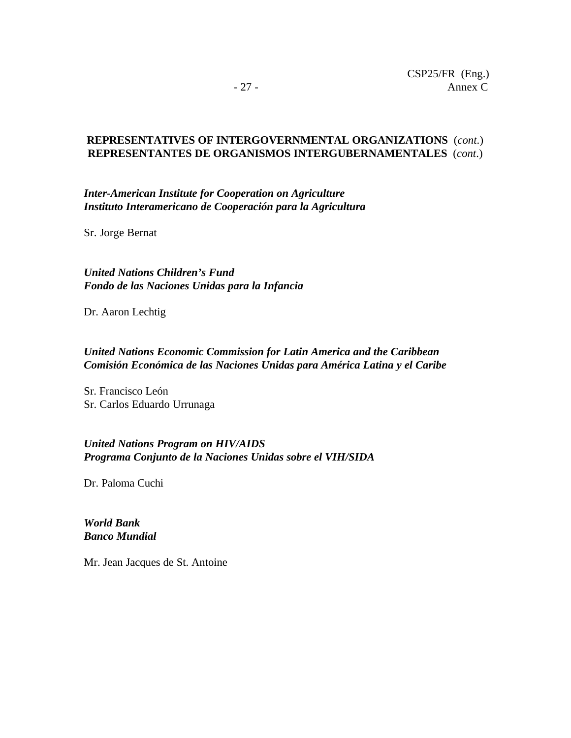**REPRESENTATIVES OF INTERGOVERNMENTAL ORGANIZATIONS** (*cont.*)
**REPRESENTANTES DE ORGANISMOS INTERGUBERNAMENTALES** (*cont.*)

***Inter-American Institute for Cooperation on Agriculture***
***Instituto Interamericano de Cooperación para la Agricultura***

Sr. Jorge Bernat

***United Nations Children's Fund***
***Fondo de las Naciones Unidas para la Infancia***

Dr. Aaron Lechtig

***United Nations Economic Commission for Latin America and the Caribbean***
***Comisión Económica de las Naciones Unidas para América Latina y el Caribe***

Sr. Francisco León
Sr. Carlos Eduardo Urrunaga

***United Nations Program on HIV/AIDS***
***Programa Conjunto de la Naciones Unidas sobre el VIH/SIDA***

Dr. Paloma Cuchi

***World Bank***
***Banco Mundial***

Mr. Jean Jacques de St. Antoine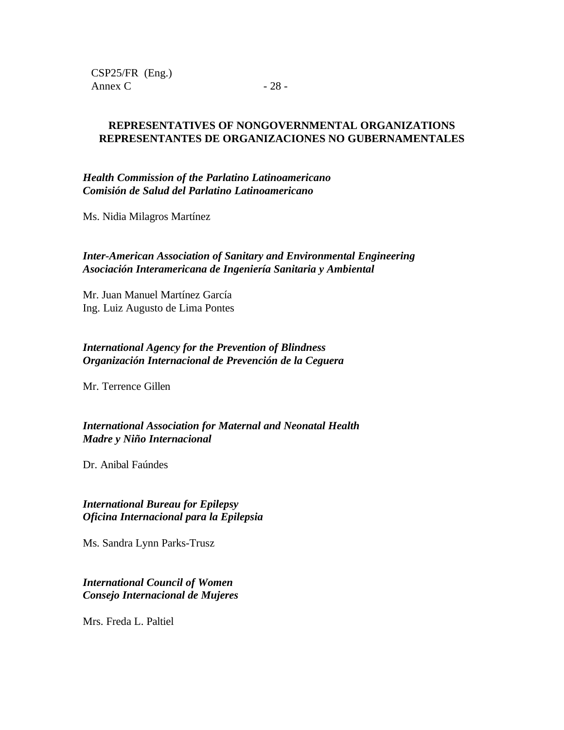**REPRESENTATIVES OF NONGOVERNMENTAL ORGANIZATIONS**
**REPRESENTANTES DE ORGANIZACIONES NO GUBERNAMENTALES**

***Health Commission of the Parlatino Latinoamericano***
***Comisión de Salud del Parlatino Latinoamericano***

Ms. Nidia Milagros Martínez

***Inter-American Association of Sanitary and Environmental Engineering***
***Asociación Interamericana de Ingeniería Sanitaria y Ambiental***

Mr. Juan Manuel Martínez García
Ing. Luiz Augusto de Lima Pontes

***International Agency for the Prevention of Blindness***
***Organización Internacional de Prevención de la Ceguera***

Mr. Terrence Gillen

***International Association for Maternal and Neonatal Health***
***Madre y Niño Internacional***

Dr. Anibal Faúndes

***International Bureau for Epilepsy***
***Oficina Internacional para la Epilepsia***

Ms. Sandra Lynn Parks-Trusz

***International Council of Women***
***Consejo Internacional de Mujeres***

Mrs. Freda L. Paltiel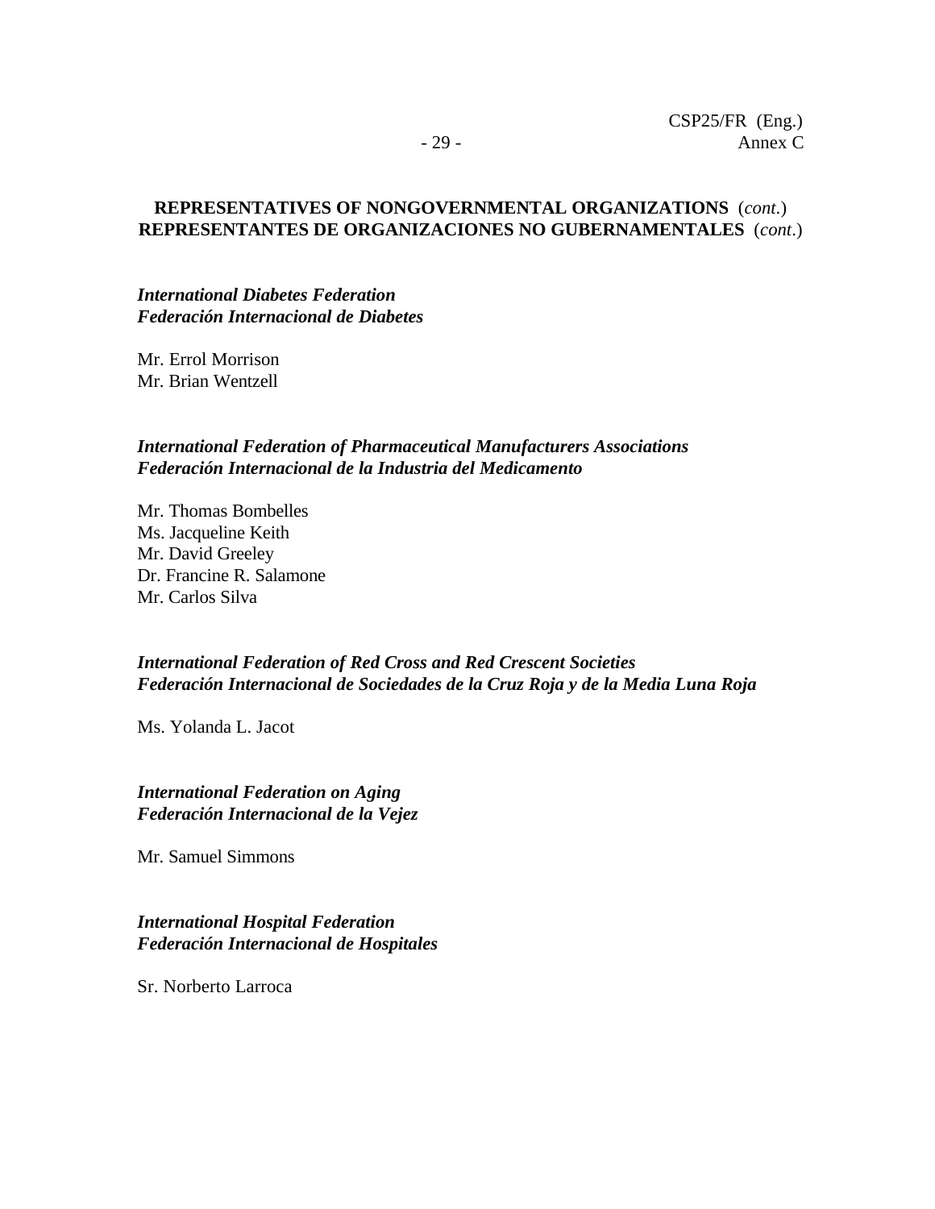**REPRESENTATIVES OF NONGOVERNMENTAL ORGANIZATIONS** (*cont.*)
**REPRESENTANTES DE ORGANIZACIONES NO GUBERNAMENTALES** (*cont.*)

***International Diabetes Federation***
***Federación Internacional de Diabetes***

Mr. Errol Morrison
Mr. Brian Wentzell

***International Federation of Pharmaceutical Manufacturers Associations***
***Federación Internacional de la Industria del Medicamento***

Mr. Thomas Bombelles
Ms. Jacqueline Keith
Mr. David Greeley
Dr. Francine R. Salamone
Mr. Carlos Silva

***International Federation of Red Cross and Red Crescent Societies***
***Federación Internacional de Sociedades de la Cruz Roja y de la Media Luna Roja***

Ms. Yolanda L. Jacot

***International Federation on Aging***
***Federación Internacional de la Vejez***

Mr. Samuel Simmons

***International Hospital Federation***
***Federación Internacional de Hospitales***

Sr. Norberto Larroca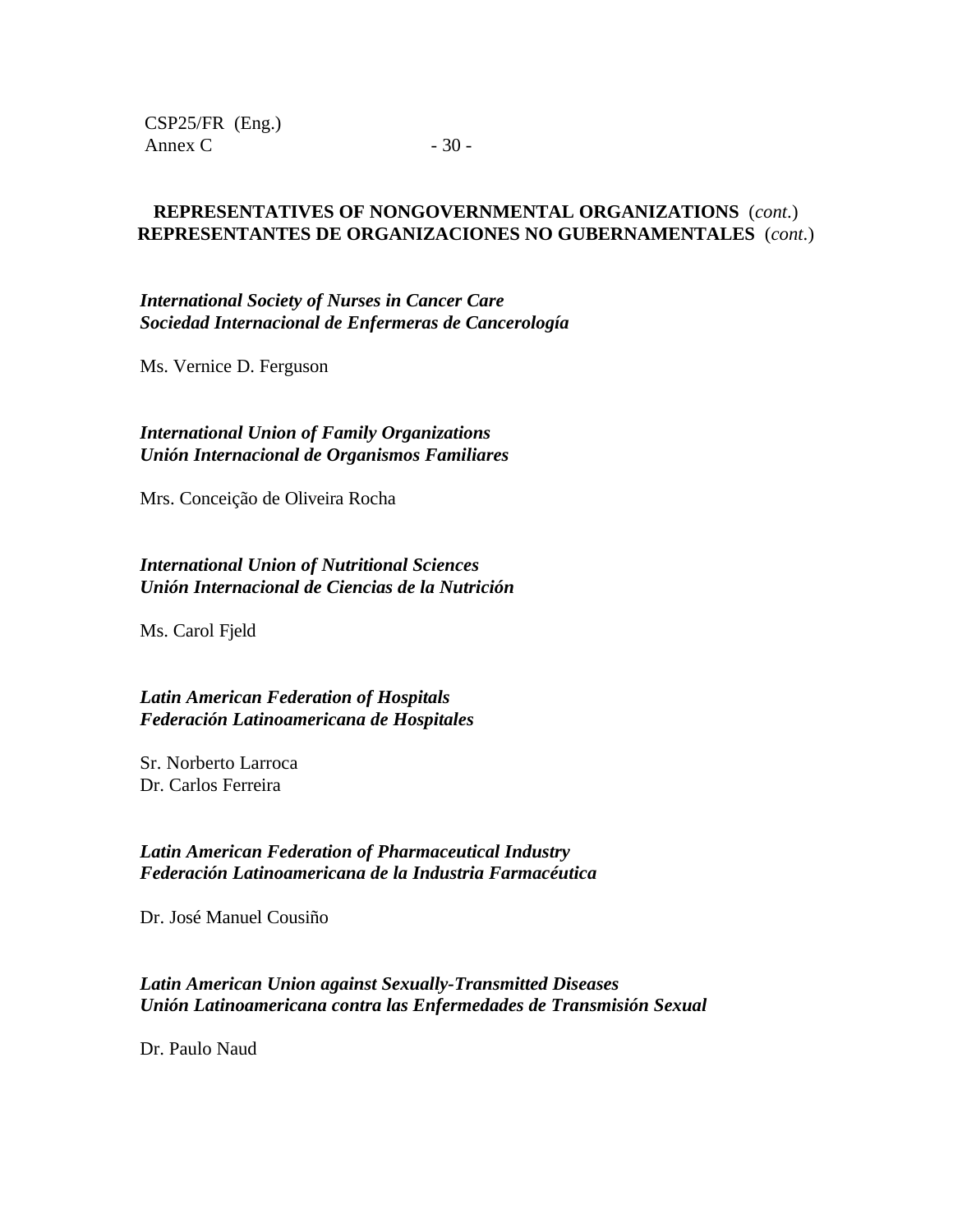**REPRESENTATIVES OF NONGOVERNMENTAL ORGANIZATIONS** (*cont.*)
**REPRESENTANTES DE ORGANIZACIONES NO GUBERNAMENTALES** (*cont.*)

***International Society of Nurses in Cancer Care***
***Sociedad Internacional de Enfermeras de Cancerología***

Ms. Vernice D. Ferguson

***International Union of Family Organizations***
***Unión Internacional de Organismos Familiares***

Mrs. Conceição de Oliveira Rocha

***International Union of Nutritional Sciences***
***Unión Internacional de Ciencias de la Nutrición***

Ms. Carol Fjeld

***Latin American Federation of Hospitals***
***Federación Latinoamericana de Hospitales***

Sr. Norberto Larroca
Dr. Carlos Ferreira

***Latin American Federation of Pharmaceutical Industry***
***Federación Latinoamericana de la Industria Farmacéutica***

Dr. José Manuel Cousiño

***Latin American Union against Sexually-Transmitted Diseases***
***Unión Latinoamericana contra las Enfermedades de Transmisión Sexual***

Dr. Paulo Naud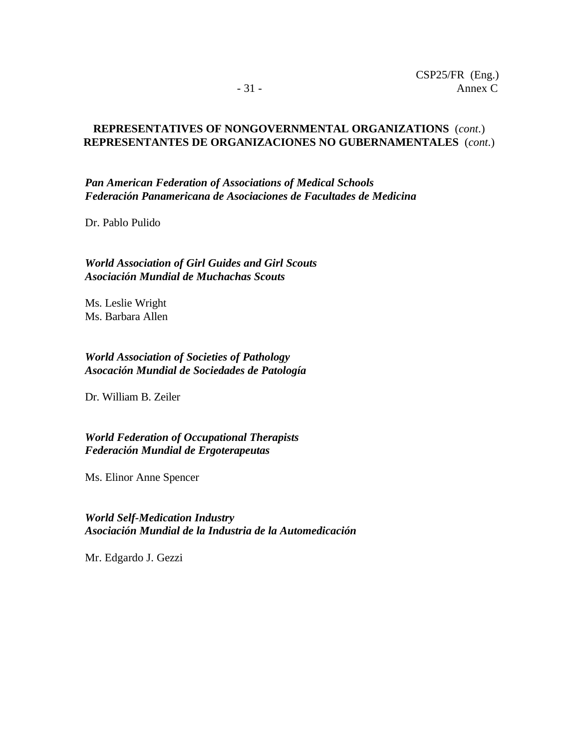**REPRESENTATIVES OF NONGOVERNMENTAL ORGANIZATIONS** (*cont.*)
**REPRESENTANTES DE ORGANIZACIONES NO GUBERNAMENTALES** (*cont.*)

***Pan American Federation of Associations of Medical Schools***
***Federación Panamericana de Asociaciones de Facultades de Medicina***

Dr. Pablo Pulido

***World Association of Girl Guides and Girl Scouts***
***Asociación Mundial de Muchachas Scouts***

Ms. Leslie Wright
Ms. Barbara Allen

***World Association of Societies of Pathology***
***Asocación Mundial de Sociedades de Patología***

Dr. William B. Zeiler

***World Federation of Occupational Therapists***
***Federación Mundial de Ergoterapeutas***

Ms. Elinor Anne Spencer

***World Self-Medication Industry***
***Asociación Mundial de la Industria de la Automedicación***

Mr. Edgardo J. Gezzi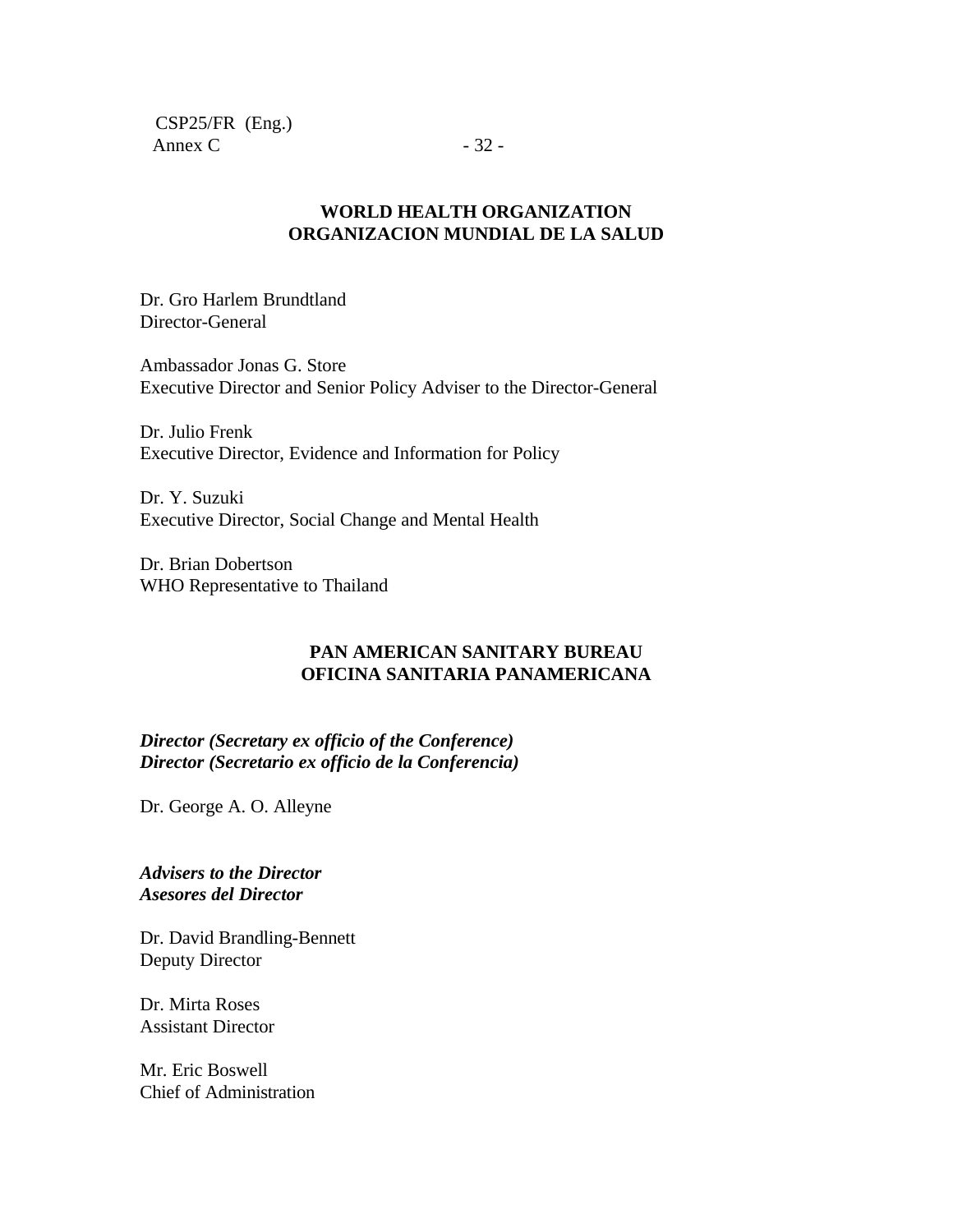## WORLD HEALTH ORGANIZATION
## ORGANIZACION MUNDIAL DE LA SALUD

Dr. Gro Harlem Brundtland
Director-General

Ambassador Jonas G. Store
Executive Director and Senior Policy Adviser to the Director-General

Dr. Julio Frenk
Executive Director, Evidence and Information for Policy

Dr. Y. Suzuki
Executive Director, Social Change and Mental Health

Dr. Brian Dobertson
WHO Representative to Thailand

## PAN AMERICAN SANITARY BUREAU
## OFICINA SANITARIA PANAMERICANA

***Director (Secretary ex officio of the Conference)***
***Director (Secretario ex officio de la Conferencia)***

Dr. George A. O. Alleyne

***Advisers to the Director***
***Asesores del Director***

Dr. David Brandling-Bennett
Deputy Director

Dr. Mirta Roses
Assistant Director

Mr. Eric Boswell
Chief of Administration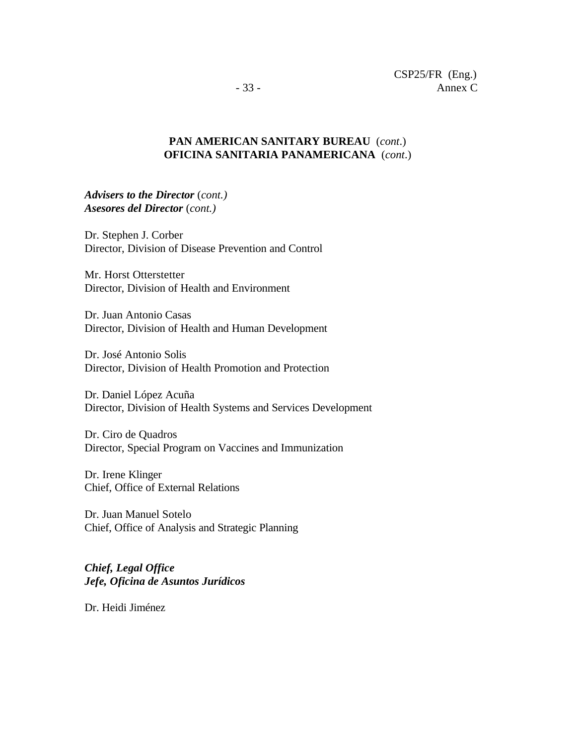**PAN AMERICAN SANITARY BUREAU** (*cont*.)
**OFICINA SANITARIA PANAMERICANA** (*cont*.)

***Advisers to the Director*** (*cont.)*
***Asesores del Director*** (*cont.)*

Dr. Stephen J. Corber
Director, Division of Disease Prevention and Control

Mr. Horst Otterstetter
Director, Division of Health and Environment

Dr. Juan Antonio Casas
Director, Division of Health and Human Development

Dr. José Antonio Solis
Director, Division of Health Promotion and Protection

Dr. Daniel López Acuña
Director, Division of Health Systems and Services Development

Dr. Ciro de Quadros
Director, Special Program on Vaccines and Immunization

Dr. Irene Klinger
Chief, Office of External Relations

Dr. Juan Manuel Sotelo
Chief, Office of Analysis and Strategic Planning

***Chief, Legal Office***
***Jefe, Oficina de Asuntos Jurídicos***

Dr. Heidi Jiménez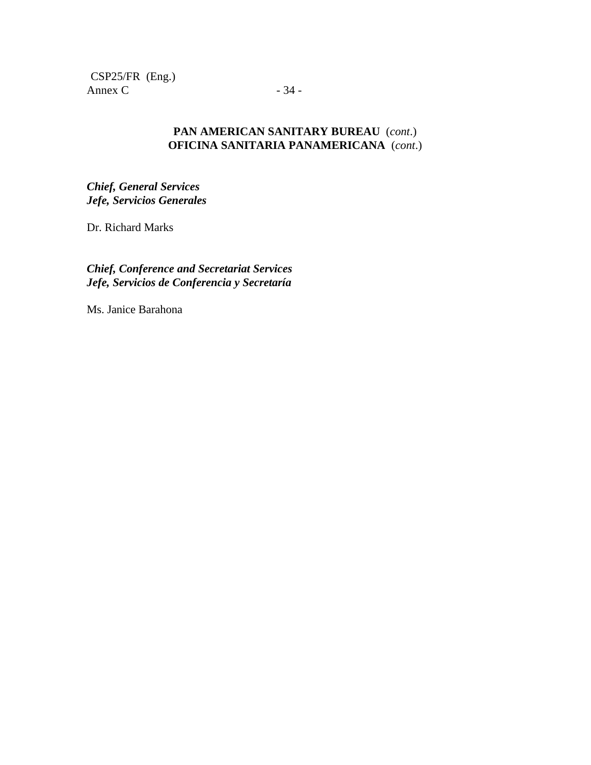**PAN AMERICAN SANITARY BUREAU** (*cont*.)
**OFICINA SANITARIA PANAMERICANA** (*cont*.)

***Chief, General Services***
***Jefe, Servicios Generales***

Dr. Richard Marks

***Chief, Conference and Secretariat Services***
***Jefe, Servicios de Conferencia y Secretaría***

Ms. Janice Barahona